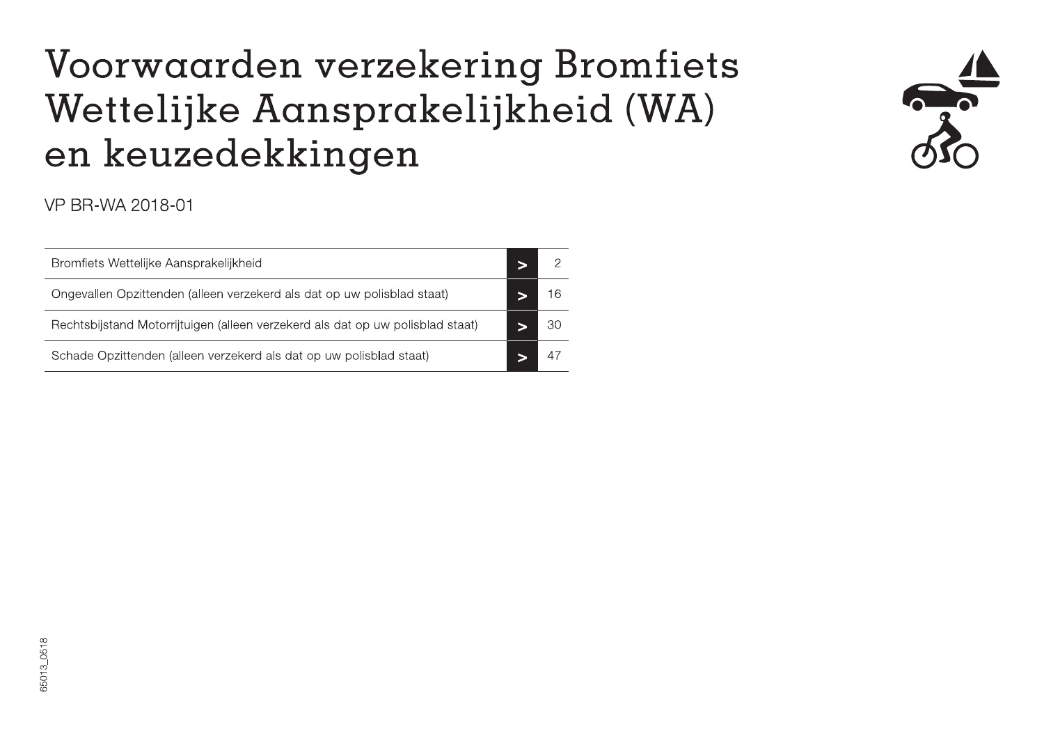# Voorwaarden verzekering Bromfiets Wettelijke Aansprakelijkheid (WA) en keuzedekkingen

VP BR-WA 2018-01

| | | |
|---|---|---|
| Bromfiets Wettelijke Aansprakelijkheid | > | 2 |
| Ongevallen Opzittenden (alleen verzekerd als dat op uw polisblad staat) | > | 16 |
| Rechtsbijstand Motorrijtuigen (alleen verzekerd als dat op uw polisblad staat) | > | 30 |
| Schade Opzittenden (alleen verzekerd als dat op uw polisblad staat) | > | 47 |

65013_0518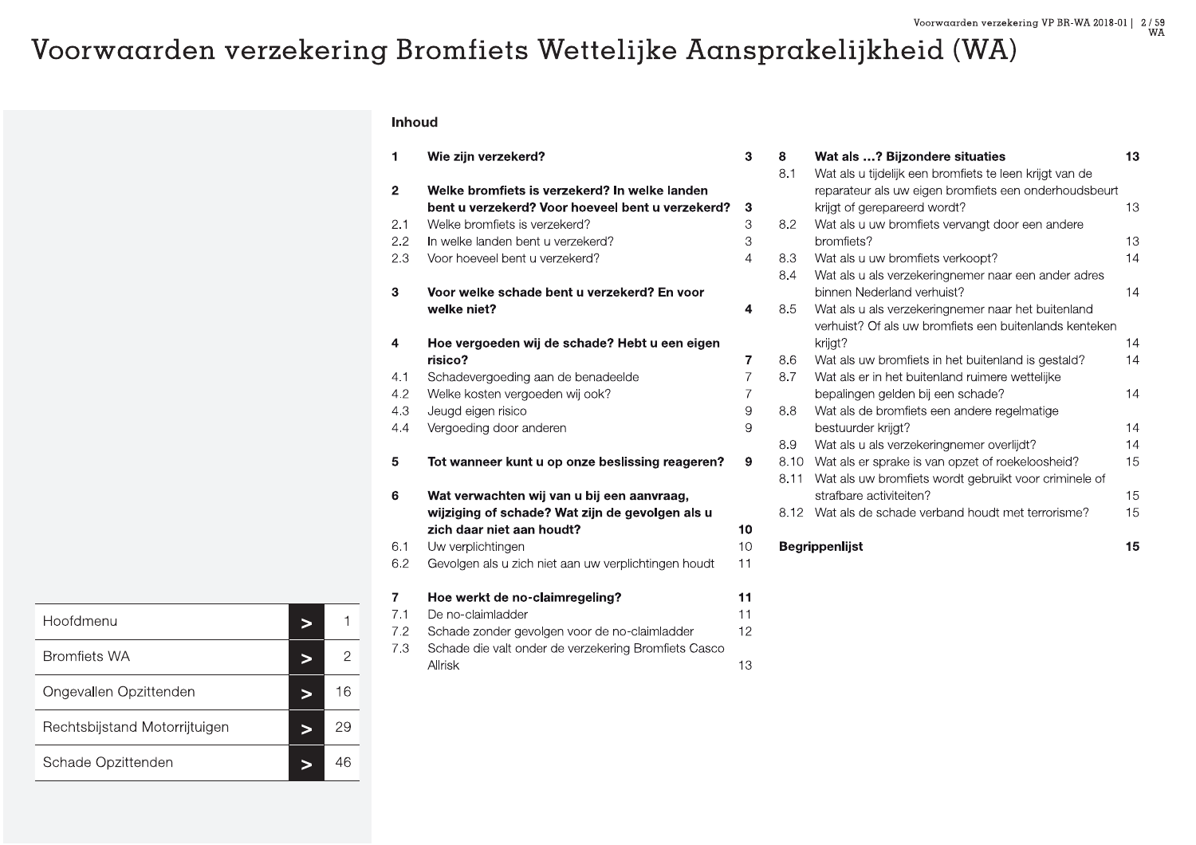# Voorwaarden verzekering Bromfiets Wettelijke Aansprakelijkheid (WA)

**Inhoud**

| | | |
|---|---|---|
| **1** | **Wie zijn verzekerd?** | **3** |
| **2** | **Welke bromfiets is verzekerd? In welke landen bent u verzekerd? Voor hoeveel bent u verzekerd?** | **3** |
| 2.1 | Welke bromfiets is verzekerd? | 3 |
| 2.2 | In welke landen bent u verzekerd? | 3 |
| 2.3 | Voor hoeveel bent u verzekerd? | 4 |
| **3** | **Voor welke schade bent u verzekerd? En voor welke niet?** | **4** |
| **4** | **Hoe vergoeden wij de schade? Hebt u een eigen risico?** | **7** |
| 4.1 | Schadevergoeding aan de benadeelde | 7 |
| 4.2 | Welke kosten vergoeden wij ook? | 7 |
| 4.3 | Jeugd eigen risico | 9 |
| 4.4 | Vergoeding door anderen | 9 |
| **5** | **Tot wanneer kunt u op onze beslissing reageren?** | **9** |
| **6** | **Wat verwachten wij van u bij een aanvraag, wijziging of schade? Wat zijn de gevolgen als u zich daar niet aan houdt?** | **10** |
| 6.1 | Uw verplichtingen | 10 |
| 6.2 | Gevolgen als u zich niet aan uw verplichtingen houdt | 11 |
| **7** | **Hoe werkt de no-claimregeling?** | **11** |
| 7.1 | De no-claimladder | 11 |
| 7.2 | Schade zonder gevolgen voor de no-claimladder | 12 |
| 7.3 | Schade die valt onder de verzekering Bromfiets Casco Allrisk | 13 |
| **8** | **Wat als …? Bijzondere situaties** | **13** |
| 8.1 | Wat als u tijdelijk een bromfiets te leen krijgt van de reparateur als uw eigen bromfiets een onderhoudsbeurt krijgt of gerepareerd wordt? | 13 |
| 8.2 | Wat als u uw bromfiets vervangt door een andere bromfiets? | 13 |
| 8.3 | Wat als u uw bromfiets verkoopt? | 14 |
| 8.4 | Wat als u als verzekeringnemer naar een ander adres binnen Nederland verhuist? | 14 |
| 8.5 | Wat als u als verzekeringnemer naar het buitenland verhuist? Of als uw bromfiets een buitenlands kenteken krijgt? | 14 |
| 8.6 | Wat als uw bromfiets in het buitenland is gestald? | 14 |
| 8.7 | Wat als er in het buitenland ruimere wettelijke bepalingen gelden bij een schade? | 14 |
| 8.8 | Wat als de bromfiets een andere regelmatige bestuurder krijgt? | 14 |
| 8.9 | Wat als u als verzekeringnemer overlijdt? | 14 |
| 8.10 | Wat als er sprake is van opzet of roekeloosheid? | 15 |
| 8.11 | Wat als uw bromfiets wordt gebruikt voor criminele of strafbare activiteiten? | 15 |
| 8.12 | Wat als de schade verband houdt met terrorisme? | 15 |
| | **Begrippenlijst** | **15** |

| | | |
|---|---|---|
| Hoofdmenu | > | 1 |
| Bromfiets WA | > | 2 |
| Ongevallen Opzittenden | > | 16 |
| Rechtsbijstand Motorrijtuigen | > | 29 |
| Schade Opzittenden | > | 46 |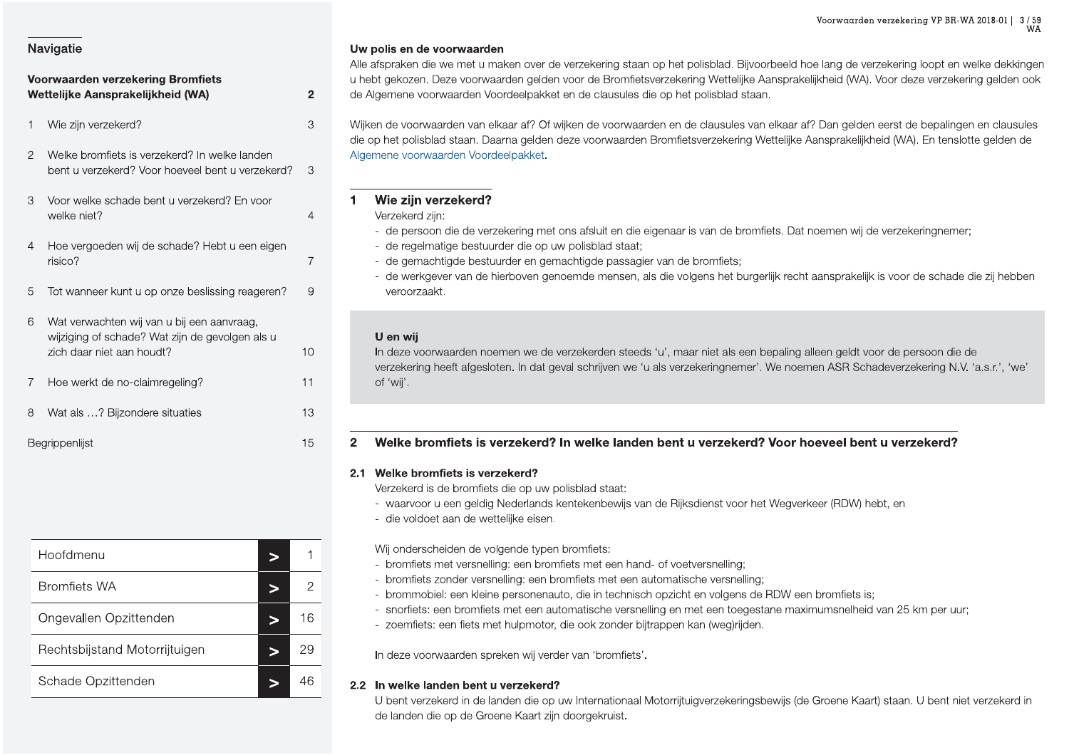## Navigatie

**Voorwaarden verzekering Bromfiets Wettelijke Aansprakelijkheid (WA)** 2

1 Wie zijn verzekerd? 3

2 Welke bromfiets is verzekerd? In welke landen bent u verzekerd? Voor hoeveel bent u verzekerd? 3

3 Voor welke schade bent u verzekerd? En voor welke niet? 4

4 Hoe vergoeden wij de schade? Hebt u een eigen risico? 7

5 Tot wanneer kunt u op onze beslissing reageren? 9

6 Wat verwachten wij van u bij een aanvraag, wijziging of schade? Wat zijn de gevolgen als u zich daar niet aan houdt? 10

7 Hoe werkt de no-claimregeling? 11

8 Wat als …? Bijzondere situaties 13

Begrippenlijst 15

| | | |
|---|---|---|
| Hoofdmenu | > | 1 |
| Bromfiets WA | > | 2 |
| Ongevallen Opzittenden | > | 16 |
| Rechtsbijstand Motorrijtuigen | > | 29 |
| Schade Opzittenden | > | 46 |

**Uw polis en de voorwaarden**

Alle afspraken die we met u maken over de verzekering staan op het polisblad. Bijvoorbeeld hoe lang de verzekering loopt en welke dekkingen u hebt gekozen. Deze voorwaarden gelden voor de Bromfietsverzekering Wettelijke Aansprakelijkheid (WA). Voor deze verzekering gelden ook de Algemene voorwaarden Voordeelpakket en de clausules die op het polisblad staan.

Wijken de voorwaarden van elkaar af? Of wijken de voorwaarden en de clausules van elkaar af? Dan gelden eerst de bepalingen en clausules die op het polisblad staan. Daarna gelden deze voorwaarden Bromfietsverzekering Wettelijke Aansprakelijkheid (WA). En tenslotte gelden de Algemene voorwaarden Voordeelpakket.

## 1 Wie zijn verzekerd?

Verzekerd zijn:

- de persoon die de verzekering met ons afsluit en die eigenaar is van de bromfiets. Dat noemen wij de verzekeringnemer;
- de regelmatige bestuurder die op uw polisblad staat;
- de gemachtigde bestuurder en gemachtigde passagier van de bromfiets;
- de werkgever van de hierboven genoemde mensen, als die volgens het burgerlijk recht aansprakelijk is voor de schade die zij hebben veroorzaakt.

**U en wij**

In deze voorwaarden noemen we de verzekerden steeds 'u', maar niet als een bepaling alleen geldt voor de persoon die de verzekering heeft afgesloten. In dat geval schrijven we 'u als verzekeringnemer'. We noemen ASR Schadeverzekering N.V. 'a.s.r.', 'we' of 'wij'.

## 2 Welke bromfiets is verzekerd? In welke landen bent u verzekerd? Voor hoeveel bent u verzekerd?

### 2.1 Welke bromfiets is verzekerd?

Verzekerd is de bromfiets die op uw polisblad staat:

- waarvoor u een geldig Nederlands kentekenbewijs van de Rijksdienst voor het Wegverkeer (RDW) hebt, en
- die voldoet aan de wettelijke eisen.

Wij onderscheiden de volgende typen bromfiets:

- bromfiets met versnelling: een bromfiets met een hand- of voetversnelling;
- bromfiets zonder versnelling: een bromfiets met een automatische versnelling;
- brommobiel: een kleine personenauto, die in technisch opzicht en volgens de RDW een bromfiets is;
- snorfiets: een bromfiets met een automatische versnelling en met een toegestane maximumsnelheid van 25 km per uur;
- zoemfiets: een fiets met hulpmotor, die ook zonder bijtrappen kan (weg)rijden.

In deze voorwaarden spreken wij verder van 'bromfiets'.

### 2.2 In welke landen bent u verzekerd?

U bent verzekerd in de landen die op uw Internationaal Motorrijtuigverzekeringsbewijs (de Groene Kaart) staan. U bent niet verzekerd in de landen die op de Groene Kaart zijn doorgekruist.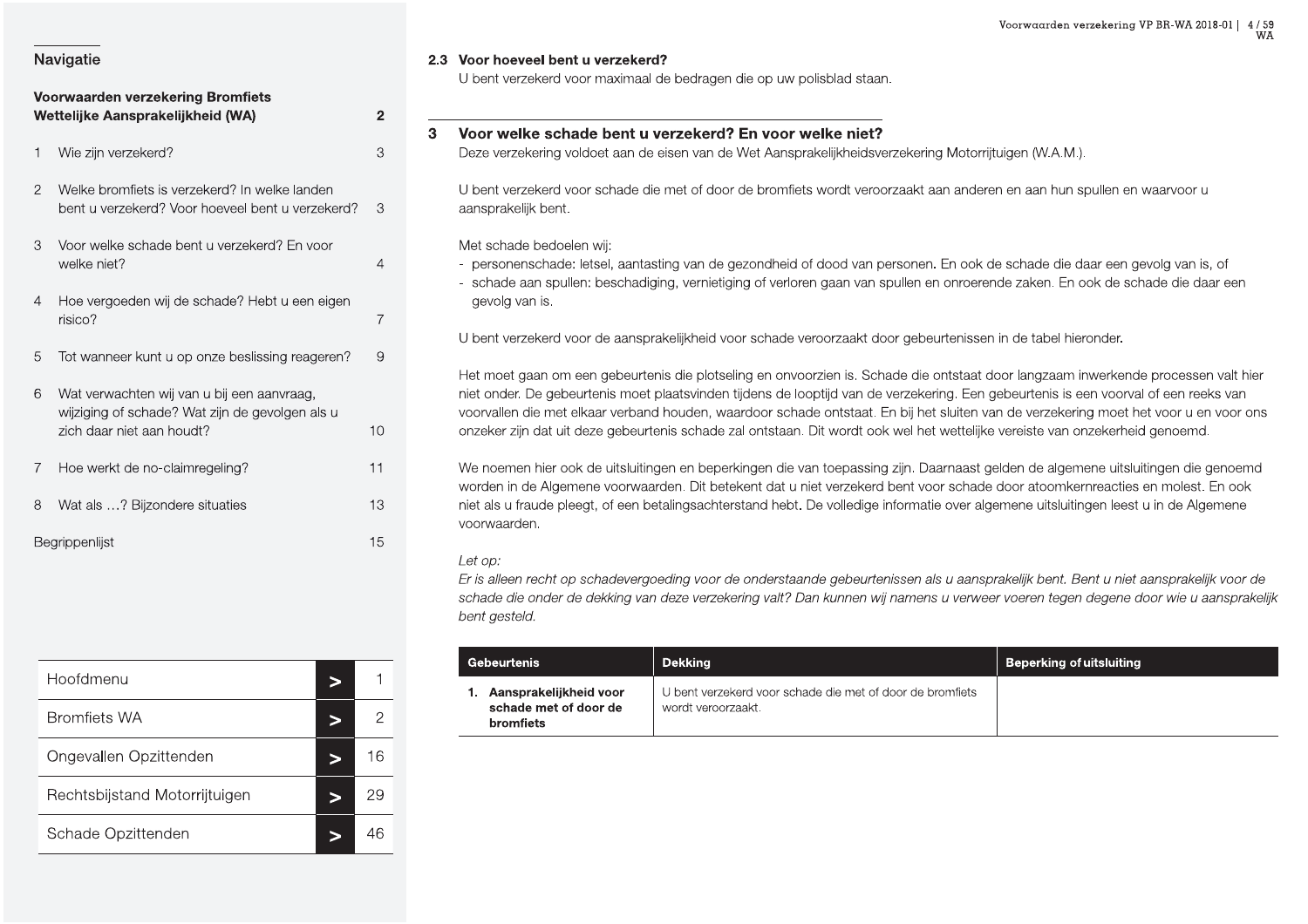### 2.3 Voor hoeveel bent u verzekerd?

U bent verzekerd voor maximaal de bedragen die op uw polisblad staan.

## 3 Voor welke schade bent u verzekerd? En voor welke niet?

Deze verzekering voldoet aan de eisen van de Wet Aansprakelijkheidsverzekering Motorrijtuigen (W.A.M.).

U bent verzekerd voor schade die met of door de bromfiets wordt veroorzaakt aan anderen en aan hun spullen en waarvoor u aansprakelijk bent.

Met schade bedoelen wij:

- personenschade: letsel, aantasting van de gezondheid of dood van personen. En ook de schade die daar een gevolg van is, of
- schade aan spullen: beschadiging, vernietiging of verloren gaan van spullen en onroerende zaken. En ook de schade die daar een gevolg van is.

U bent verzekerd voor de aansprakelijkheid voor schade veroorzaakt door gebeurtenissen in de tabel hieronder.

Het moet gaan om een gebeurtenis die plotseling en onvoorzien is. Schade die ontstaat door langzaam inwerkende processen valt hier niet onder. De gebeurtenis moet plaatsvinden tijdens de looptijd van de verzekering. Een gebeurtenis is een voorval of een reeks van voorvallen die met elkaar verband houden, waardoor schade ontstaat. En bij het sluiten van de verzekering moet het voor u en voor ons onzeker zijn dat uit deze gebeurtenis schade zal ontstaan. Dit wordt ook wel het wettelijke vereiste van onzekerheid genoemd.

We noemen hier ook de uitsluitingen en beperkingen die van toepassing zijn. Daarnaast gelden de algemene uitsluitingen die genoemd worden in de Algemene voorwaarden. Dit betekent dat u niet verzekerd bent voor schade door atoomkernreacties en molest. En ook niet als u fraude pleegt, of een betalingsachterstand hebt. De volledige informatie over algemene uitsluitingen leest u in de Algemene voorwaarden.

*Let op:*
*Er is alleen recht op schadevergoeding voor de onderstaande gebeurtenissen als u aansprakelijk bent. Bent u niet aansprakelijk voor de schade die onder de dekking van deze verzekering valt? Dan kunnen wij namens u verweer voeren tegen degene door wie u aansprakelijk bent gesteld.*

| Gebeurtenis | Dekking | Beperking of uitsluiting |
|---|---|---|
| **1. Aansprakelijkheid voor schade met of door de bromfiets** | U bent verzekerd voor schade die met of door de bromfiets wordt veroorzaakt. | |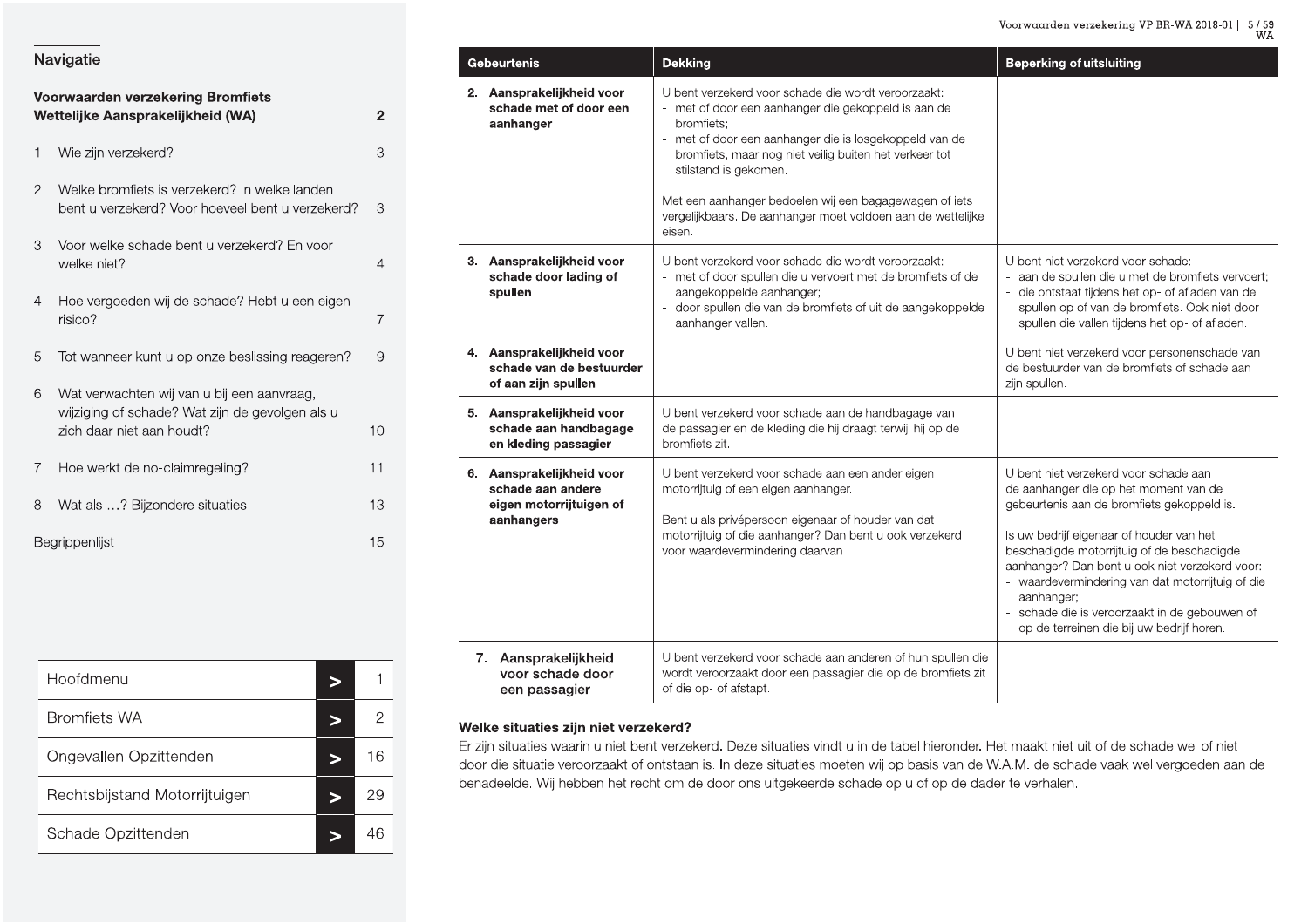## Navigatie

**Voorwaarden verzekering Bromfiets Wettelijke Aansprakelijkheid (WA)** 2

1 Wie zijn verzekerd? 3

2 Welke bromfiets is verzekerd? In welke landen bent u verzekerd? Voor hoeveel bent u verzekerd? 3

3 Voor welke schade bent u verzekerd? En voor welke niet? 4

4 Hoe vergoeden wij de schade? Hebt u een eigen risico? 7

5 Tot wanneer kunt u op onze beslissing reageren? 9

6 Wat verwachten wij van u bij een aanvraag, wijziging of schade? Wat zijn de gevolgen als u zich daar niet aan houdt? 10

7 Hoe werkt de no-claimregeling? 11

8 Wat als …? Bijzondere situaties 13

Begrippenlijst 15

| | | |
|---|---|---|
| Hoofdmenu | > | 1 |
| Bromfiets WA | > | 2 |
| Ongevallen Opzittenden | > | 16 |
| Rechtsbijstand Motorrijtuigen | > | 29 |
| Schade Opzittenden | > | 46 |

| Gebeurtenis | Dekking | Beperking of uitsluiting |
|---|---|---|
| **2. Aansprakelijkheid voor schade met of door een aanhanger** | U bent verzekerd voor schade die wordt veroorzaakt:<br>- met of door een aanhanger die gekoppeld is aan de bromfiets;<br>- met of door een aanhanger die is losgekoppeld van de bromfiets, maar nog niet veilig buiten het verkeer tot stilstand is gekomen.<br><br>Met een aanhanger bedoelen wij een bagagewagen of iets vergelijkbaars. De aanhanger moet voldoen aan de wettelijke eisen. | |
| **3. Aansprakelijkheid voor schade door lading of spullen** | U bent verzekerd voor schade die wordt veroorzaakt:<br>- met of door spullen die u vervoert met de bromfiets of de aangekoppelde aanhanger;<br>- door spullen die van de bromfiets of uit de aangekoppelde aanhanger vallen. | U bent niet verzekerd voor schade:<br>- aan de spullen die u met de bromfiets vervoert;<br>- die ontstaat tijdens het op- of afladen van de spullen op of van de bromfiets. Ook niet door spullen die vallen tijdens het op- of afladen. |
| **4. Aansprakelijkheid voor schade van de bestuurder of aan zijn spullen** | | U bent niet verzekerd voor personenschade van de bestuurder van de bromfiets of schade aan zijn spullen. |
| **5. Aansprakelijkheid voor schade aan handbagage en kleding passagier** | U bent verzekerd voor schade aan de handbagage van de passagier en de kleding die hij draagt terwijl hij op de bromfiets zit. | |
| **6. Aansprakelijkheid voor schade aan andere eigen motorrijtuigen of aanhangers** | U bent verzekerd voor schade aan een ander eigen motorrijtuig of een eigen aanhanger.<br><br>Bent u als privépersoon eigenaar of houder van dat motorrijtuig of die aanhanger? Dan bent u ook verzekerd voor waardevermindering daarvan. | U bent niet verzekerd voor schade aan de aanhanger die op het moment van de gebeurtenis aan de bromfiets gekoppeld is.<br><br>Is uw bedrijf eigenaar of houder van het beschadigde motorrijtuig of de beschadigde aanhanger? Dan bent u ook niet verzekerd voor:<br>- waardevermindering van dat motorrijtuig of die aanhanger;<br>- schade die is veroorzaakt in de gebouwen of op de terreinen die bij uw bedrijf horen. |
| **7. Aansprakelijkheid voor schade door een passagier** | U bent verzekerd voor schade aan anderen of hun spullen die wordt veroorzaakt door een passagier die op de bromfiets zit of die op- of afstapt. | |

### Welke situaties zijn niet verzekerd?

Er zijn situaties waarin u niet bent verzekerd. Deze situaties vindt u in de tabel hieronder. Het maakt niet uit of de schade wel of niet door die situatie veroorzaakt of ontstaan is. In deze situaties moeten wij op basis van de W.A.M. de schade vaak wel vergoeden aan de benadeelde. Wij hebben het recht om de door ons uitgekeerde schade op u of op de dader te verhalen.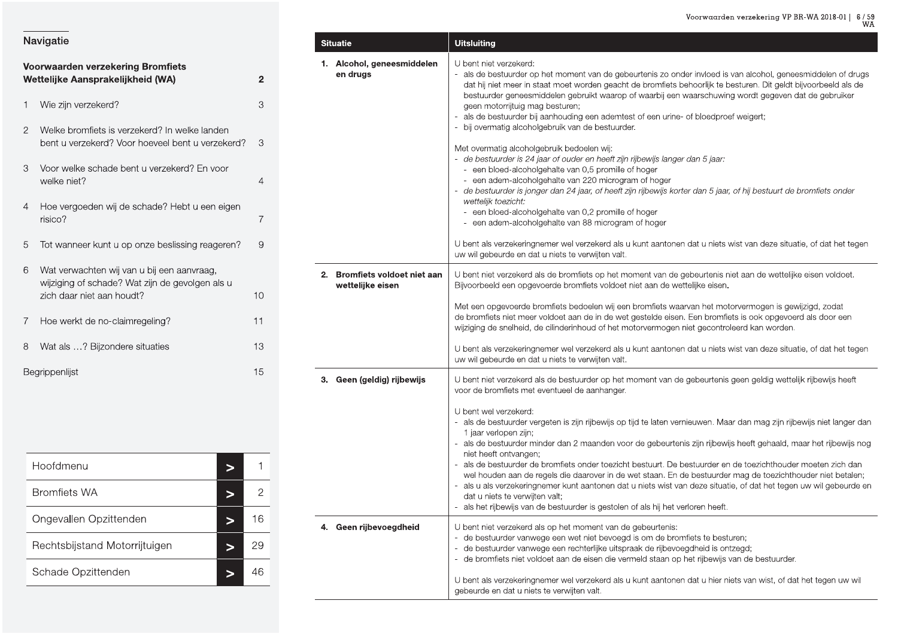## Navigatie

**Voorwaarden verzekering Bromfiets Wettelijke Aansprakelijkheid (WA)** 2

1 Wie zijn verzekerd? 3

2 Welke bromfiets is verzekerd? In welke landen bent u verzekerd? Voor hoeveel bent u verzekerd? 3

3 Voor welke schade bent u verzekerd? En voor welke niet? 4

4 Hoe vergoeden wij de schade? Hebt u een eigen risico? 7

5 Tot wanneer kunt u op onze beslissing reageren? 9

6 Wat verwachten wij van u bij een aanvraag, wijziging of schade? Wat zijn de gevolgen als u zich daar niet aan houdt? 10

7 Hoe werkt de no-claimregeling? 11

8 Wat als …? Bijzondere situaties 13

Begrippenlijst 15

| | | |
|---|---|---|
| Hoofdmenu | > | 1 |
| Bromfiets WA | > | 2 |
| Ongevallen Opzittenden | > | 16 |
| Rechtsbijstand Motorrijtuigen | > | 29 |
| Schade Opzittenden | > | 46 |

| Situatie | Uitsluiting |
|---|---|
| **1. Alcohol, geneesmiddelen en drugs** | U bent niet verzekerd:<br>- als de bestuurder op het moment van de gebeurtenis zo onder invloed is van alcohol, geneesmiddelen of drugs dat hij niet meer in staat moet worden geacht de bromfiets behoorlijk te besturen. Dit geldt bijvoorbeeld als de bestuurder geneesmiddelen gebruikt waarop of waarbij een waarschuwing wordt gegeven dat de gebruiker geen motorrijtuig mag besturen;<br>- als de bestuurder bij aanhouding een ademtest of een urine- of bloedproef weigert;<br>- bij overmatig alcoholgebruik van de bestuurder.<br><br>Met overmatig alcoholgebruik bedoelen wij:<br>- *de bestuurder is 24 jaar of ouder en heeft zijn rijbewijs langer dan 5 jaar:*<br>  - een bloed-alcoholgehalte van 0,5 promille of hoger<br>  - een adem-alcoholgehalte van 220 microgram of hoger<br>- *de bestuurder is jonger dan 24 jaar, of heeft zijn rijbewijs korter dan 5 jaar, of hij bestuurt de bromfiets onder wettelijk toezicht:*<br>  - een bloed-alcoholgehalte van 0,2 promille of hoger<br>  - een adem-alcoholgehalte van 88 microgram of hoger<br><br>U bent als verzekeringnemer wel verzekerd als u kunt aantonen dat u niets wist van deze situatie, of dat het tegen uw wil gebeurde en dat u niets te verwijten valt. |
| **2. Bromfiets voldoet niet aan wettelijke eisen** | U bent niet verzekerd als de bromfiets op het moment van de gebeurtenis niet aan de wettelijke eisen voldoet. Bijvoorbeeld een opgevoerde bromfiets voldoet niet aan de wettelijke eisen.<br><br>Met een opgevoerde bromfiets bedoelen wij een bromfiets waarvan het motorvermogen is gewijzigd, zodat de bromfiets niet meer voldoet aan de in de wet gestelde eisen. Een bromfiets is ook opgevoerd als door een wijziging de snelheid, de cilinderinhoud of het motorvermogen niet gecontroleerd kan worden.<br><br>U bent als verzekeringnemer wel verzekerd als u kunt aantonen dat u niets wist van deze situatie, of dat het tegen uw wil gebeurde en dat u niets te verwijten valt. |
| **3. Geen (geldig) rijbewijs** | U bent niet verzekerd als de bestuurder op het moment van de gebeurtenis geen geldig wettelijk rijbewijs heeft voor de bromfiets met eventueel de aanhanger.<br><br>U bent wel verzekerd:<br>- als de bestuurder vergeten is zijn rijbewijs op tijd te laten vernieuwen. Maar dan mag zijn rijbewijs niet langer dan 1 jaar verlopen zijn;<br>- als de bestuurder minder dan 2 maanden voor de gebeurtenis zijn rijbewijs heeft gehaald, maar het rijbewijs nog niet heeft ontvangen;<br>- als de bestuurder de bromfiets onder toezicht bestuurt. De bestuurder en de toezichthouder moeten zich dan wel houden aan de regels die daarover in de wet staan. En de bestuurder mag de toezichthouder niet betalen;<br>- als u als verzekeringnemer kunt aantonen dat u niets wist van deze situatie, of dat het tegen uw wil gebeurde en dat u niets te verwijten valt;<br>- als het rijbewijs van de bestuurder is gestolen of als hij het verloren heeft. |
| **4. Geen rijbevoegdheid** | U bent niet verzekerd als op het moment van de gebeurtenis:<br>- de bestuurder vanwege een wet niet bevoegd is om de bromfiets te besturen;<br>- de bestuurder vanwege een rechterlijke uitspraak de rijbevoegdheid is ontzegd;<br>- de bromfiets niet voldoet aan de eisen die vermeld staan op het rijbewijs van de bestuurder.<br><br>U bent als verzekeringnemer wel verzekerd als u kunt aantonen dat u hier niets van wist, of dat het tegen uw wil gebeurde en dat u niets te verwijten valt. |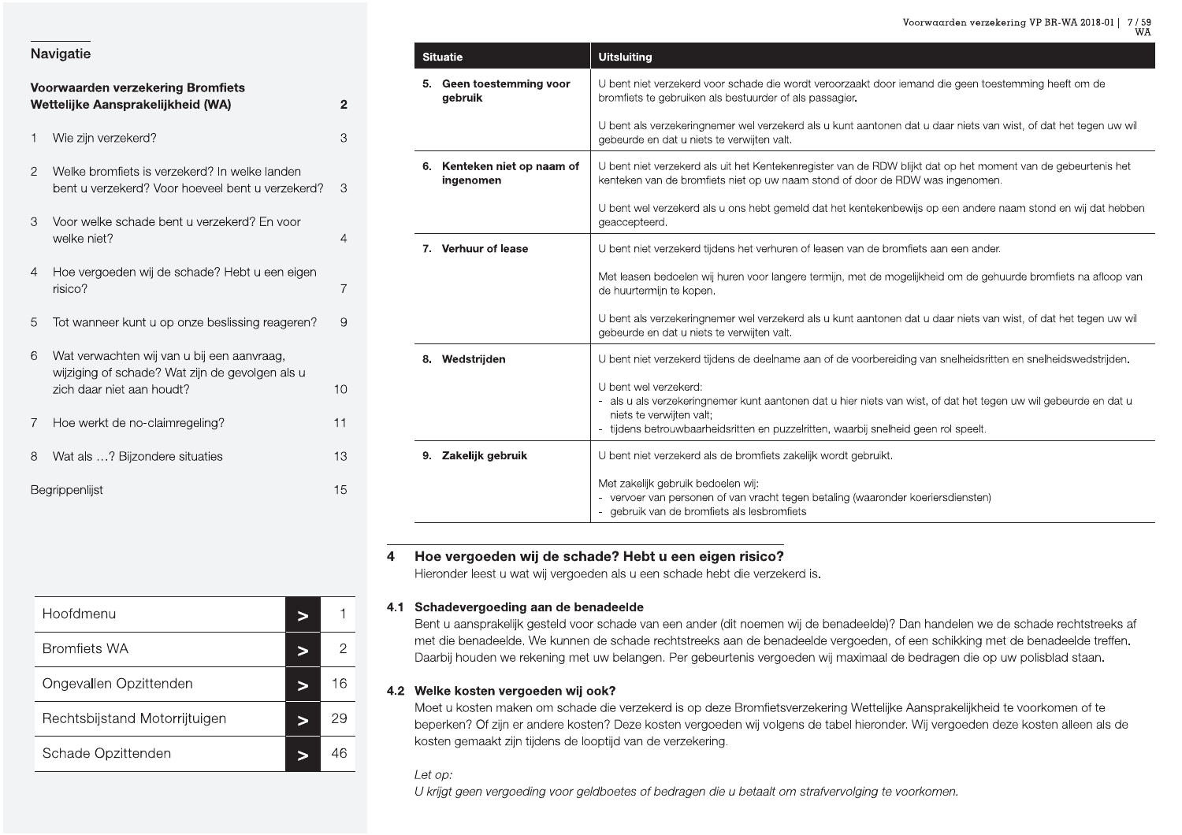## Navigatie

**Voorwaarden verzekering Bromfiets Wettelijke Aansprakelijkheid (WA)** 2

1 Wie zijn verzekerd? 3

2 Welke bromfiets is verzekerd? In welke landen bent u verzekerd? Voor hoeveel bent u verzekerd? 3

3 Voor welke schade bent u verzekerd? En voor welke niet? 4

4 Hoe vergoeden wij de schade? Hebt u een eigen risico? 7

5 Tot wanneer kunt u op onze beslissing reageren? 9

6 Wat verwachten wij van u bij een aanvraag, wijziging of schade? Wat zijn de gevolgen als u zich daar niet aan houdt? 10

7 Hoe werkt de no-claimregeling? 11

8 Wat als …? Bijzondere situaties 13

Begrippenlijst 15

| | | |
|---|---|---|
| Hoofdmenu | > | 1 |
| Bromfiets WA | > | 2 |
| Ongevallen Opzittenden | > | 16 |
| Rechtsbijstand Motorrijtuigen | > | 29 |
| Schade Opzittenden | > | 46 |

| Situatie | Uitsluiting |
|---|---|
| **5. Geen toestemming voor gebruik** | U bent niet verzekerd voor schade die wordt veroorzaakt door iemand die geen toestemming heeft om de bromfiets te gebruiken als bestuurder of als passagier.<br><br>U bent als verzekeringnemer wel verzekerd als u kunt aantonen dat u daar niets van wist, of dat het tegen uw wil gebeurde en dat u niets te verwijten valt. |
| **6. Kenteken niet op naam of ingenomen** | U bent niet verzekerd als uit het Kentekenregister van de RDW blijkt dat op het moment van de gebeurtenis het kenteken van de bromfiets niet op uw naam stond of door de RDW was ingenomen.<br><br>U bent wel verzekerd als u ons hebt gemeld dat het kentekenbewijs op een andere naam stond en wij dat hebben geaccepteerd. |
| **7. Verhuur of lease** | U bent niet verzekerd tijdens het verhuren of leasen van de bromfiets aan een ander.<br><br>Met leasen bedoelen wij huren voor langere termijn, met de mogelijkheid om de gehuurde bromfiets na afloop van de huurtermijn te kopen.<br><br>U bent als verzekeringnemer wel verzekerd als u kunt aantonen dat u daar niets van wist, of dat het tegen uw wil gebeurde en dat u niets te verwijten valt. |
| **8. Wedstrijden** | U bent niet verzekerd tijdens de deelname aan of de voorbereiding van snelheidsritten en snelheidswedstrijden.<br><br>U bent wel verzekerd:<br>- als u als verzekeringnemer kunt aantonen dat u hier niets van wist, of dat het tegen uw wil gebeurde en dat u niets te verwijten valt;<br>- tijdens betrouwbaarheidsritten en puzzelritten, waarbij snelheid geen rol speelt. |
| **9. Zakelijk gebruik** | U bent niet verzekerd als de bromfiets zakelijk wordt gebruikt.<br><br>Met zakelijk gebruik bedoelen wij:<br>- vervoer van personen of van vracht tegen betaling (waaronder koeriersdiensten)<br>- gebruik van de bromfiets als lesbromfiets |

## 4 Hoe vergoeden wij de schade? Hebt u een eigen risico?

Hieronder leest u wat wij vergoeden als u een schade hebt die verzekerd is.

### 4.1 Schadevergoeding aan de benadeelde

Bent u aansprakelijk gesteld voor schade van een ander (dit noemen wij de benadeelde)? Dan handelen we de schade rechtstreeks af met die benadeelde. We kunnen de schade rechtstreeks aan de benadeelde vergoeden, of een schikking met de benadeelde treffen. Daarbij houden we rekening met uw belangen. Per gebeurtenis vergoeden wij maximaal de bedragen die op uw polisblad staan.

### 4.2 Welke kosten vergoeden wij ook?

Moet u kosten maken om schade die verzekerd is op deze Bromfietsverzekering Wettelijke Aansprakelijkheid te voorkomen of te beperken? Of zijn er andere kosten? Deze kosten vergoeden wij volgens de tabel hieronder. Wij vergoeden deze kosten alleen als de kosten gemaakt zijn tijdens de looptijd van de verzekering.

*Let op:*
*U krijgt geen vergoeding voor geldboetes of bedragen die u betaalt om strafvervolging te voorkomen.*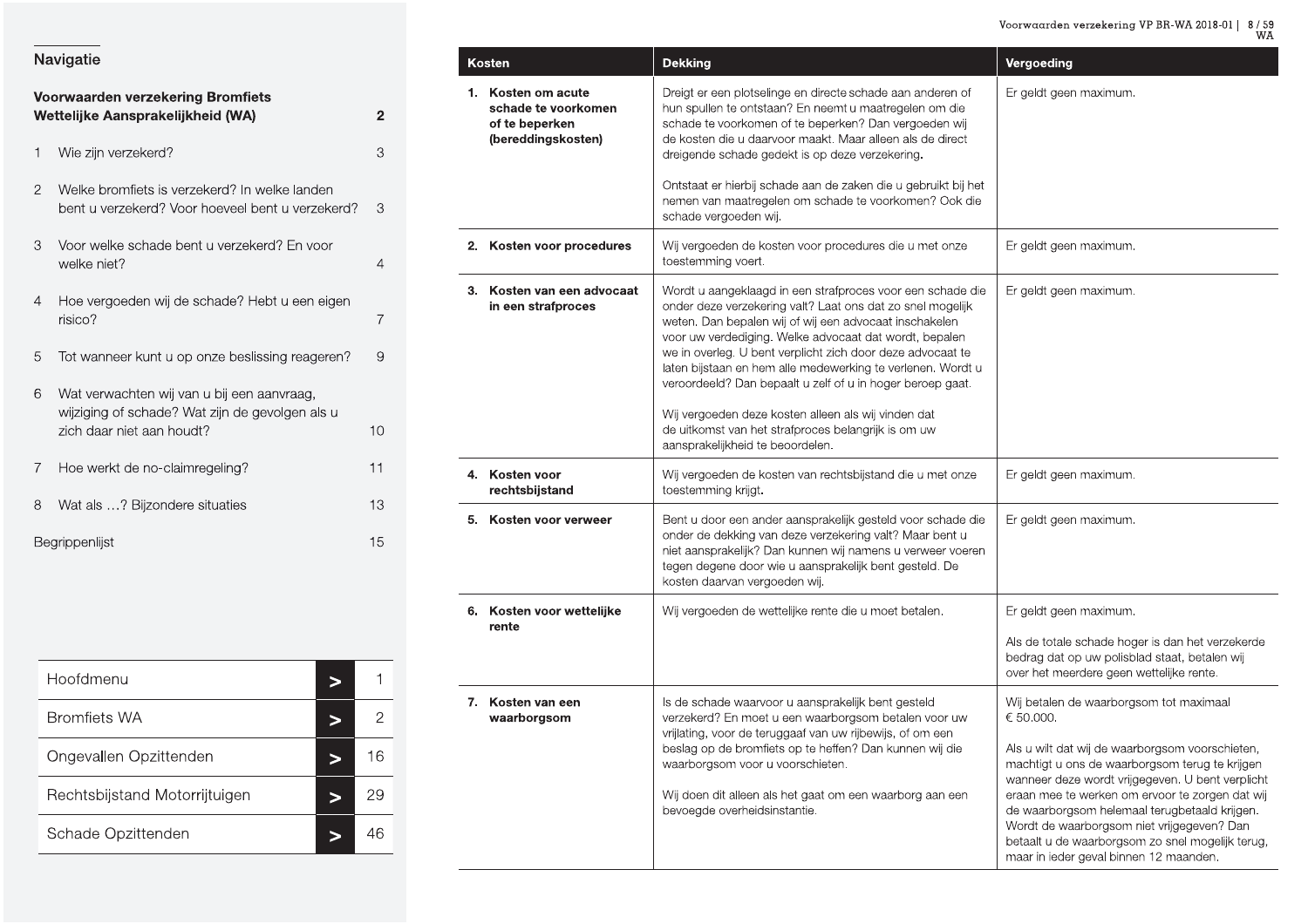## Navigatie

**Voorwaarden verzekering Bromfiets Wettelijke Aansprakelijkheid (WA)** 2

1 Wie zijn verzekerd? 3

2 Welke bromfiets is verzekerd? In welke landen bent u verzekerd? Voor hoeveel bent u verzekerd? 3

3 Voor welke schade bent u verzekerd? En voor welke niet? 4

4 Hoe vergoeden wij de schade? Hebt u een eigen risico? 7

5 Tot wanneer kunt u op onze beslissing reageren? 9

6 Wat verwachten wij van u bij een aanvraag, wijziging of schade? Wat zijn de gevolgen als u zich daar niet aan houdt? 10

7 Hoe werkt de no-claimregeling? 11

8 Wat als …? Bijzondere situaties 13

Begrippenlijst 15

| | | |
|---|---|---|
| Hoofdmenu | > | 1 |
| Bromfiets WA | > | 2 |
| Ongevallen Opzittenden | > | 16 |
| Rechtsbijstand Motorrijtuigen | > | 29 |
| Schade Opzittenden | > | 46 |

| Kosten | Dekking | Vergoeding |
|---|---|---|
| **1. Kosten om acute schade te voorkomen of te beperken (bereddingskosten)** | Dreigt er een plotselinge en directe schade aan anderen of hun spullen te ontstaan? En neemt u maatregelen om die schade te voorkomen of te beperken? Dan vergoeden wij de kosten die u daarvoor maakt. Maar alleen als de direct dreigende schade gedekt is op deze verzekering.<br><br>Ontstaat er hierbij schade aan de zaken die u gebruikt bij het nemen van maatregelen om schade te voorkomen? Ook die schade vergoeden wij. | Er geldt geen maximum. |
| **2. Kosten voor procedures** | Wij vergoeden de kosten voor procedures die u met onze toestemming voert. | Er geldt geen maximum. |
| **3. Kosten van een advocaat in een strafproces** | Wordt u aangeklaagd in een strafproces voor een schade die onder deze verzekering valt? Laat ons dat zo snel mogelijk weten. Dan bepalen wij of wij een advocaat inschakelen voor uw verdediging. Welke advocaat dat wordt, bepalen we in overleg. U bent verplicht zich door deze advocaat te laten bijstaan en hem alle medewerking te verlenen. Wordt u veroordeeld? Dan bepaalt u zelf of u in hoger beroep gaat.<br><br>Wij vergoeden deze kosten alleen als wij vinden dat de uitkomst van het strafproces belangrijk is om uw aansprakelijkheid te beoordelen. | Er geldt geen maximum. |
| **4. Kosten voor rechtsbijstand** | Wij vergoeden de kosten van rechtsbijstand die u met onze toestemming krijgt. | Er geldt geen maximum. |
| **5. Kosten voor verweer** | Bent u door een ander aansprakelijk gesteld voor schade die onder de dekking van deze verzekering valt? Maar bent u niet aansprakelijk? Dan kunnen wij namens u verweer voeren tegen degene door wie u aansprakelijk bent gesteld. De kosten daarvan vergoeden wij. | Er geldt geen maximum. |
| **6. Kosten voor wettelijke rente** | Wij vergoeden de wettelijke rente die u moet betalen. | Er geldt geen maximum.<br><br>Als de totale schade hoger is dan het verzekerde bedrag dat op uw polisblad staat, betalen wij over het meerdere geen wettelijke rente. |
| **7. Kosten van een waarborgsom** | Is de schade waarvoor u aansprakelijk bent gesteld verzekerd? En moet u een waarborgsom betalen voor uw vrijlating, voor de teruggaaf van uw rijbewijs, of om een beslag op de bromfiets op te heffen? Dan kunnen wij die waarborgsom voor u voorschieten.<br><br>Wij doen dit alleen als het gaat om een waarborg aan een bevoegde overheidsinstantie. | Wij betalen de waarborgsom tot maximaal € 50.000.<br><br>Als u wilt dat wij de waarborgsom voorschieten, machtigt u ons de waarborgsom terug te krijgen wanneer deze wordt vrijgegeven. U bent verplicht eraan mee te werken om ervoor te zorgen dat wij de waarborgsom helemaal terugbetaald krijgen. Wordt de waarborgsom niet vrijgegeven? Dan betaalt u de waarborgsom zo snel mogelijk terug, maar in ieder geval binnen 12 maanden. |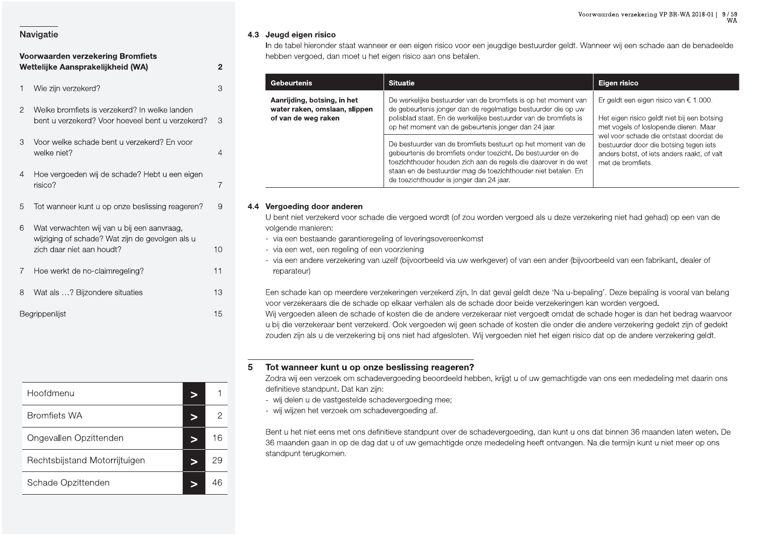## Navigatie

**Voorwaarden verzekering Bromfiets Wettelijke Aansprakelijkheid (WA)** 2

1 Wie zijn verzekerd? 3

2 Welke bromfiets is verzekerd? In welke landen bent u verzekerd? Voor hoeveel bent u verzekerd? 3

3 Voor welke schade bent u verzekerd? En voor welke niet? 4

4 Hoe vergoeden wij de schade? Hebt u een eigen risico? 7

5 Tot wanneer kunt u op onze beslissing reageren? 9

6 Wat verwachten wij van u bij een aanvraag, wijziging of schade? Wat zijn de gevolgen als u zich daar niet aan houdt? 10

7 Hoe werkt de no-claimregeling? 11

8 Wat als …? Bijzondere situaties 13

Begrippenlijst 15

| | | |
|---|---|---|
| Hoofdmenu | > | 1 |
| Bromfiets WA | > | 2 |
| Ongevallen Opzittenden | > | 16 |
| Rechtsbijstand Motorrijtuigen | > | 29 |
| Schade Opzittenden | > | 46 |

### 4.3 Jeugd eigen risico

In de tabel hieronder staat wanneer er een eigen risico voor een jeugdige bestuurder geldt. Wanneer wij een schade aan de benadeelde hebben vergoed, dan moet u het eigen risico aan ons betalen.

| Gebeurtenis | Situatie | Eigen risico |
|---|---|---|
| **Aanrijding, botsing, in het water raken, omslaan, slippen of van de weg raken** | De werkelijke bestuurder van de bromfiets is op het moment van de gebeurtenis jonger dan de regelmatige bestuurder die op uw polisblad staat. En de werkelijke bestuurder van de bromfiets is op het moment van de gebeurtenis jonger dan 24 jaar. | Er geldt een eigen risico van € 1.000.<br><br>Het eigen risico geldt niet bij een botsing met vogels of loslopende dieren. Maar wel voor schade die ontstaat doordat de bestuurder door die botsing tegen iets anders botst, of iets anders raakt, of valt met de bromfiets. |
| | De bestuurder van de bromfiets bestuurt op het moment van de gebeurtenis de bromfiets onder toezicht. De bestuurder en de toezichthouder houden zich aan de regels die daarover in de wet staan en de bestuurder mag de toezichthouder niet betalen. En de toezichthouder is jonger dan 24 jaar. | |

### 4.4 Vergoeding door anderen

U bent niet verzekerd voor schade die vergoed wordt (of zou worden vergoed als u deze verzekering niet had gehad) op een van de volgende manieren:
- via een bestaande garantieregeling of leveringsovereenkomst
- via een wet, een regeling of een voorziening
- via een andere verzekering van uzelf (bijvoorbeeld via uw werkgever) of van een ander (bijvoorbeeld van een fabrikant, dealer of reparateur)

Een schade kan op meerdere verzekeringen verzekerd zijn. In dat geval geldt deze 'Na u-bepaling'. Deze bepaling is vooral van belang voor verzekeraars die de schade op elkaar verhalen als de schade door beide verzekeringen kan worden vergoed.
Wij vergoeden alleen de schade of kosten die de andere verzekeraar niet vergoedt omdat de schade hoger is dan het bedrag waarvoor u bij die verzekeraar bent verzekerd. Ook vergoeden wij geen schade of kosten die onder die andere verzekering gedekt zijn of gedekt zouden zijn als u de verzekering bij ons niet had afgesloten. Wij vergoeden niet het eigen risico dat op de andere verzekering geldt.

## 5 Tot wanneer kunt u op onze beslissing reageren?

Zodra wij een verzoek om schadevergoeding beoordeeld hebben, krijgt u of uw gemachtigde van ons een mededeling met daarin ons definitieve standpunt. Dat kan zijn:
- wij delen u de vastgestelde schadevergoeding mee;
- wij wijzen het verzoek om schadevergoeding af.

Bent u het niet eens met ons definitieve standpunt over de schadevergoeding, dan kunt u ons dat binnen 36 maanden laten weten. De 36 maanden gaan in op de dag dat u of uw gemachtigde onze mededeling heeft ontvangen. Na die termijn kunt u niet meer op ons standpunt terugkomen.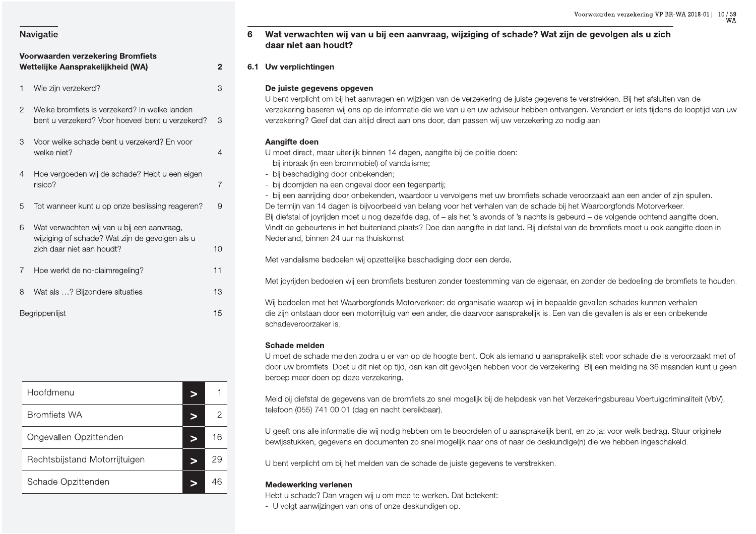## 6 Wat verwachten wij van u bij een aanvraag, wijziging of schade? Wat zijn de gevolgen als u zich daar niet aan houdt?

### 6.1 Uw verplichtingen

**De juiste gegevens opgeven**

U bent verplicht om bij het aanvragen en wijzigen van de verzekering de juiste gegevens te verstrekken. Bij het afsluiten van de verzekering baseren wij ons op de informatie die we van u en uw adviseur hebben ontvangen. Verandert er iets tijdens de looptijd van uw verzekering? Geef dat dan altijd direct aan ons door, dan passen wij uw verzekering zo nodig aan.

**Aangifte doen**

U moet direct, maar uiterlijk binnen 14 dagen, aangifte bij de politie doen:

- bij inbraak (in een brommobiel) of vandalisme;
- bij beschadiging door onbekenden;
- bij doorrijden na een ongeval door een tegenpartij;
- bij een aanrijding door onbekenden, waardoor u vervolgens met uw bromfiets schade veroorzaakt aan een ander of zijn spullen.

De termijn van 14 dagen is bijvoorbeeld van belang voor het verhalen van de schade bij het Waarborgfonds Motorverkeer.
Bij diefstal of joyrijden moet u nog dezelfde dag, of – als het 's avonds of 's nachts is gebeurd – de volgende ochtend aangifte doen. Vindt de gebeurtenis in het buitenland plaats? Doe dan aangifte in dat land. Bij diefstal van de bromfiets moet u ook aangifte doen in Nederland, binnen 24 uur na thuiskomst.

Met vandalisme bedoelen wij opzettelijke beschadiging door een derde.

Met joyrijden bedoelen wij een bromfiets besturen zonder toestemming van de eigenaar, en zonder de bedoeling de bromfiets te houden.

Wij bedoelen met het Waarborgfonds Motorverkeer: de organisatie waarop wij in bepaalde gevallen schades kunnen verhalen die zijn ontstaan door een motorrijtuig van een ander, die daarvoor aansprakelijk is. Een van die gevallen is als er een onbekende schadeveroorzaker is.

**Schade melden**

U moet de schade melden zodra u er van op de hoogte bent. Ook als iemand u aansprakelijk stelt voor schade die is veroorzaakt met of door uw bromfiets. Doet u dit niet op tijd, dan kan dit gevolgen hebben voor de verzekering. Bij een melding na 36 maanden kunt u geen beroep meer doen op deze verzekering.

Meld bij diefstal de gegevens van de bromfiets zo snel mogelijk bij de helpdesk van het Verzekeringsbureau Voertuigcriminaliteit (VbV), telefoon (055) 741 00 01 (dag en nacht bereikbaar).

U geeft ons alle informatie die wij nodig hebben om te beoordelen of u aansprakelijk bent, en zo ja: voor welk bedrag. Stuur originele bewijsstukken, gegevens en documenten zo snel mogelijk naar ons of naar de deskundige(n) die we hebben ingeschakeld.

U bent verplicht om bij het melden van de schade de juiste gegevens te verstrekken.

**Medewerking verlenen**

Hebt u schade? Dan vragen wij u om mee te werken. Dat betekent:

- U volgt aanwijzingen van ons of onze deskundigen op.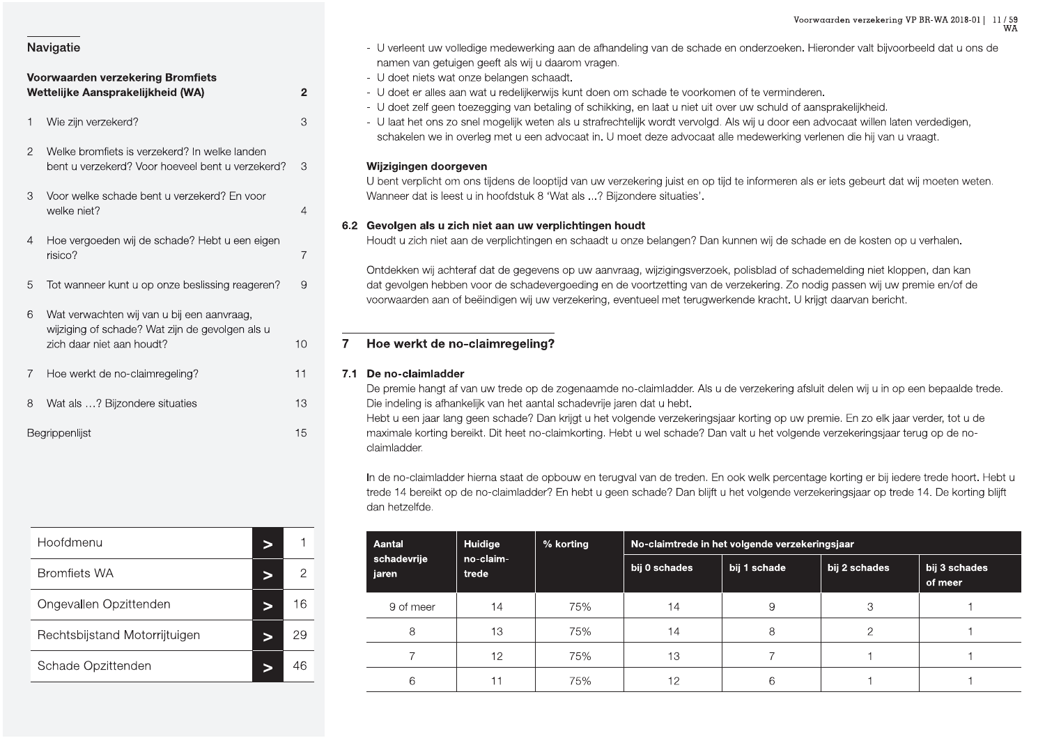- U verleent uw volledige medewerking aan de afhandeling van de schade en onderzoeken. Hieronder valt bijvoorbeeld dat u ons de namen van getuigen geeft als wij u daarom vragen.
- U doet niets wat onze belangen schaadt.
- U doet er alles aan wat u redelijkerwijs kunt doen om schade te voorkomen of te verminderen.
- U doet zelf geen toezegging van betaling of schikking, en laat u niet uit over uw schuld of aansprakelijkheid.
- U laat het ons zo snel mogelijk weten als u strafrechtelijk wordt vervolgd. Als wij u door een advocaat willen laten verdedigen, schakelen we in overleg met u een advocaat in. U moet deze advocaat alle medewerking verlenen die hij van u vraagt.

**Wijzigingen doorgeven**

U bent verplicht om ons tijdens de looptijd van uw verzekering juist en op tijd te informeren als er iets gebeurt dat wij moeten weten. Wanneer dat is leest u in hoofdstuk 8 'Wat als ...? Bijzondere situaties'.

### 6.2 Gevolgen als u zich niet aan uw verplichtingen houdt

Houdt u zich niet aan de verplichtingen en schaadt u onze belangen? Dan kunnen wij de schade en de kosten op u verhalen.

Ontdekken wij achteraf dat de gegevens op uw aanvraag, wijzigingsverzoek, polisblad of schademelding niet kloppen, dan kan dat gevolgen hebben voor de schadevergoeding en de voortzetting van de verzekering. Zo nodig passen wij uw premie en/of de voorwaarden aan of beëindigen wij uw verzekering, eventueel met terugwerkende kracht. U krijgt daarvan bericht.

## 7 Hoe werkt de no-claimregeling?

### 7.1 De no-claimladder

De premie hangt af van uw trede op de zogenaamde no-claimladder. Als u de verzekering afsluit delen wij u in op een bepaalde trede. Die indeling is afhankelijk van het aantal schadevrije jaren dat u hebt.
Hebt u een jaar lang geen schade? Dan krijgt u het volgende verzekeringsjaar korting op uw premie. En zo elk jaar verder, tot u de maximale korting bereikt. Dit heet no-claimkorting. Hebt u wel schade? Dan valt u het volgende verzekeringsjaar terug op de no-claimladder.

In de no-claimladder hierna staat de opbouw en terugval van de treden. En ook welk percentage korting er bij iedere trede hoort. Hebt u trede 14 bereikt op de no-claimladder? En hebt u geen schade? Dan blijft u het volgende verzekeringsjaar op trede 14. De korting blijft dan hetzelfde.

| Aantal schadevrije jaren | Huidige no-claim-trede | % korting | No-claimtrede in het volgende verzekeringsjaar | | | |
|---|---|---|---|---|---|---|
| | | | bij 0 schades | bij 1 schade | bij 2 schades | bij 3 schades of meer |
| 9 of meer | 14 | 75% | 14 | 9 | 3 | 1 |
| 8 | 13 | 75% | 14 | 8 | 2 | 1 |
| 7 | 12 | 75% | 13 | 7 | 1 | 1 |
| 6 | 11 | 75% | 12 | 6 | 1 | 1 |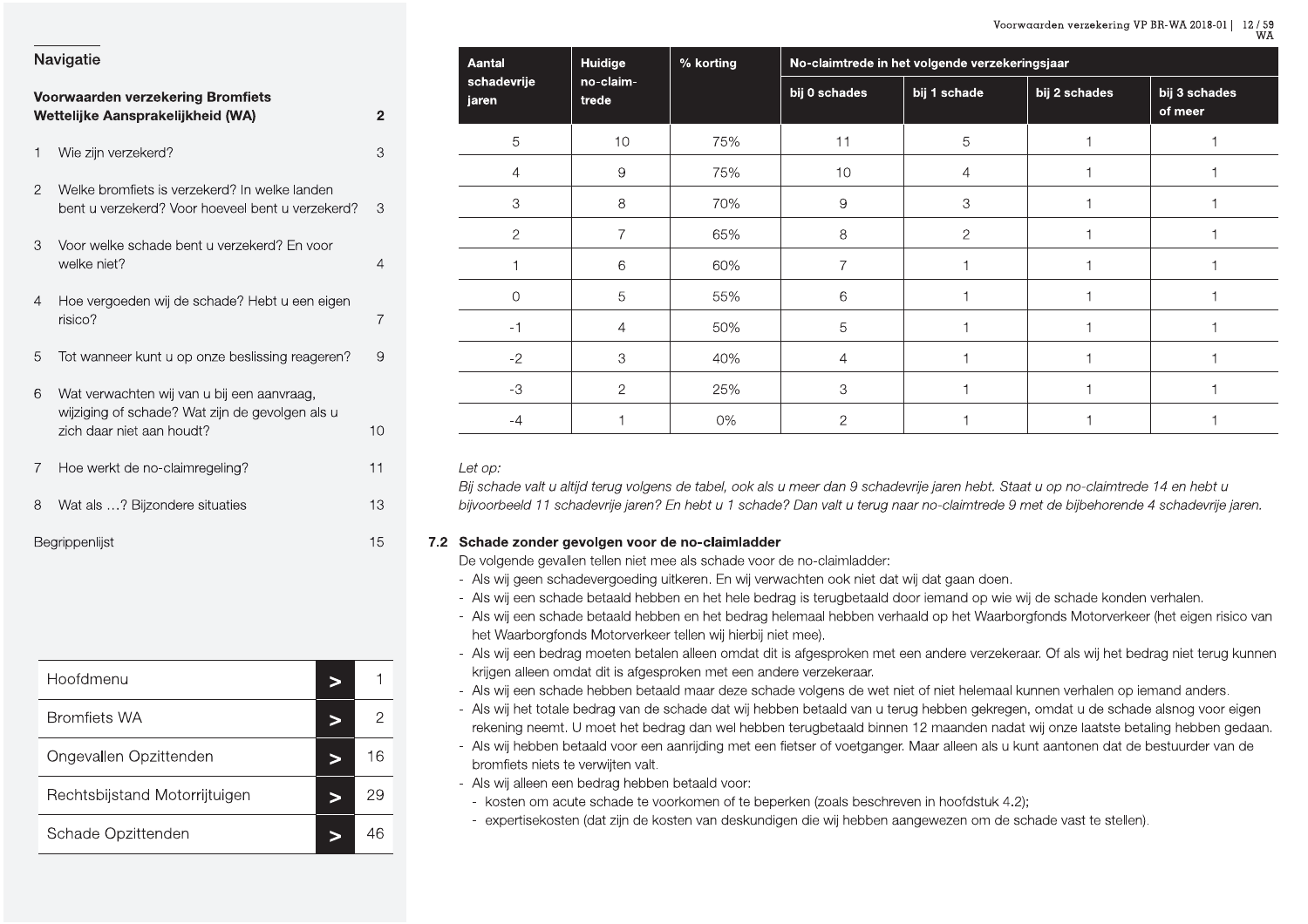## Navigatie

**Voorwaarden verzekering Bromfiets Wettelijke Aansprakelijkheid (WA)** 2

1 Wie zijn verzekerd? 3

2 Welke bromfiets is verzekerd? In welke landen bent u verzekerd? Voor hoeveel bent u verzekerd? 3

3 Voor welke schade bent u verzekerd? En voor welke niet? 4

4 Hoe vergoeden wij de schade? Hebt u een eigen risico? 7

5 Tot wanneer kunt u op onze beslissing reageren? 9

6 Wat verwachten wij van u bij een aanvraag, wijziging of schade? Wat zijn de gevolgen als u zich daar niet aan houdt? 10

7 Hoe werkt de no-claimregeling? 11

8 Wat als …? Bijzondere situaties 13

Begrippenlijst 15

| | | |
|---|---|---|
| Hoofdmenu | > | 1 |
| Bromfiets WA | > | 2 |
| Ongevallen Opzittenden | > | 16 |
| Rechtsbijstand Motorrijtuigen | > | 29 |
| Schade Opzittenden | > | 46 |

| Aantal schadevrije jaren | Huidige no-claim-trede | % korting | No-claimtrede in het volgende verzekeringsjaar | | | |
|---|---|---|---|---|---|---|
| | | | bij 0 schades | bij 1 schade | bij 2 schades | bij 3 schades of meer |
| 5 | 10 | 75% | 11 | 5 | 1 | 1 |
| 4 | 9 | 75% | 10 | 4 | 1 | 1 |
| 3 | 8 | 70% | 9 | 3 | 1 | 1 |
| 2 | 7 | 65% | 8 | 2 | 1 | 1 |
| 1 | 6 | 60% | 7 | 1 | 1 | 1 |
| 0 | 5 | 55% | 6 | 1 | 1 | 1 |
| -1 | 4 | 50% | 5 | 1 | 1 | 1 |
| -2 | 3 | 40% | 4 | 1 | 1 | 1 |
| -3 | 2 | 25% | 3 | 1 | 1 | 1 |
| -4 | 1 | 0% | 2 | 1 | 1 | 1 |

*Let op:*
*Bij schade valt u altijd terug volgens de tabel, ook als u meer dan 9 schadevrije jaren hebt. Staat u op no-claimtrede 14 en hebt u bijvoorbeeld 11 schadevrije jaren? En hebt u 1 schade? Dan valt u terug naar no-claimtrede 9 met de bijbehorende 4 schadevrije jaren.*

### 7.2 Schade zonder gevolgen voor de no-claimladder

De volgende gevallen tellen niet mee als schade voor de no-claimladder:

- Als wij geen schadevergoeding uitkeren. En wij verwachten ook niet dat wij dat gaan doen.
- Als wij een schade betaald hebben en het hele bedrag is terugbetaald door iemand op wie wij de schade konden verhalen.
- Als wij een schade betaald hebben en het bedrag helemaal hebben verhaald op het Waarborgfonds Motorverkeer (het eigen risico van het Waarborgfonds Motorverkeer tellen wij hierbij niet mee).
- Als wij een bedrag moeten betalen alleen omdat dit is afgesproken met een andere verzekeraar. Of als wij het bedrag niet terug kunnen krijgen alleen omdat dit is afgesproken met een andere verzekeraar.
- Als wij een schade hebben betaald maar deze schade volgens de wet niet of niet helemaal kunnen verhalen op iemand anders.
- Als wij het totale bedrag van de schade dat wij hebben betaald van u terug hebben gekregen, omdat u de schade alsnog voor eigen rekening neemt. U moet het bedrag dan wel hebben terugbetaald binnen 12 maanden nadat wij onze laatste betaling hebben gedaan.
- Als wij hebben betaald voor een aanrijding met een fietser of voetganger. Maar alleen als u kunt aantonen dat de bestuurder van de bromfiets niets te verwijten valt.
- Als wij alleen een bedrag hebben betaald voor:
  - kosten om acute schade te voorkomen of te beperken (zoals beschreven in hoofdstuk 4.2);
  - expertisekosten (dat zijn de kosten van deskundigen die wij hebben aangewezen om de schade vast te stellen).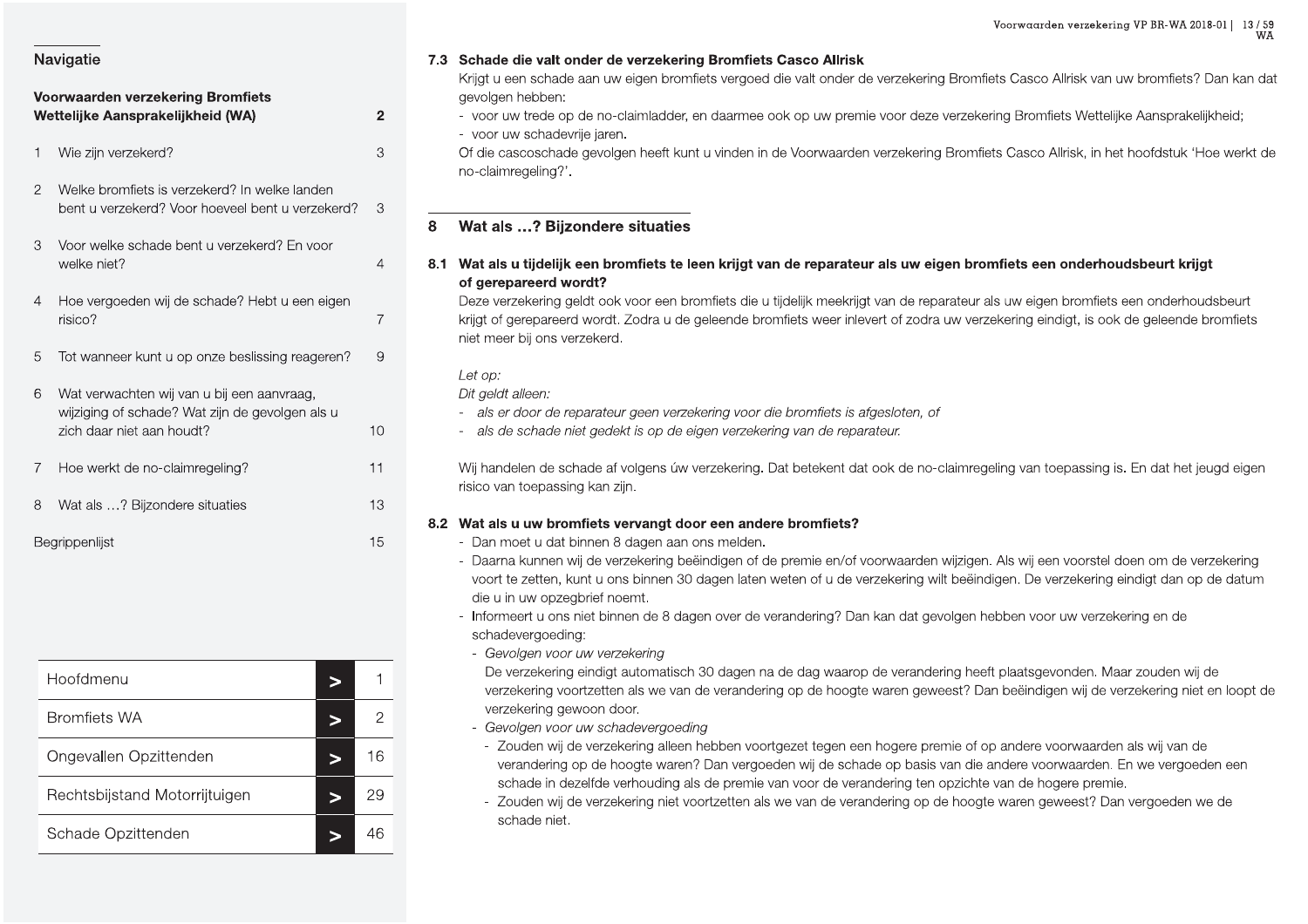Navigatie

**Voorwaarden verzekering Bromfiets Wettelijke Aansprakelijkheid (WA)** 2

1 Wie zijn verzekerd? 3

2 Welke bromfiets is verzekerd? In welke landen bent u verzekerd? Voor hoeveel bent u verzekerd? 3

3 Voor welke schade bent u verzekerd? En voor welke niet? 4

4 Hoe vergoeden wij de schade? Hebt u een eigen risico? 7

5 Tot wanneer kunt u op onze beslissing reageren? 9

6 Wat verwachten wij van u bij een aanvraag, wijziging of schade? Wat zijn de gevolgen als u zich daar niet aan houdt? 10

7 Hoe werkt de no-claimregeling? 11

8 Wat als …? Bijzondere situaties 13

Begrippenlijst 15

| | | |
|---|---|---|
| Hoofdmenu | > | 1 |
| Bromfiets WA | > | 2 |
| Ongevallen Opzittenden | > | 16 |
| Rechtsbijstand Motorrijtuigen | > | 29 |
| Schade Opzittenden | > | 46 |

### 7.3 Schade die valt onder de verzekering Bromfiets Casco Allrisk

Krijgt u een schade aan uw eigen bromfiets vergoed die valt onder de verzekering Bromfiets Casco Allrisk van uw bromfiets? Dan kan dat gevolgen hebben:

- voor uw trede op de no-claimladder, en daarmee ook op uw premie voor deze verzekering Bromfiets Wettelijke Aansprakelijkheid;
- voor uw schadevrije jaren.

Of die cascoschade gevolgen heeft kunt u vinden in de Voorwaarden verzekering Bromfiets Casco Allrisk, in het hoofdstuk 'Hoe werkt de no-claimregeling?'.

## 8 Wat als …? Bijzondere situaties

### 8.1 Wat als u tijdelijk een bromfiets te leen krijgt van de reparateur als uw eigen bromfiets een onderhoudsbeurt krijgt of gerepareerd wordt?

Deze verzekering geldt ook voor een bromfiets die u tijdelijk meekrijgt van de reparateur als uw eigen bromfiets een onderhoudsbeurt krijgt of gerepareerd wordt. Zodra u de geleende bromfiets weer inlevert of zodra uw verzekering eindigt, is ook de geleende bromfiets niet meer bij ons verzekerd.

*Let op:*
*Dit geldt alleen:*
- *als er door de reparateur geen verzekering voor die bromfiets is afgesloten, of*
- *als de schade niet gedekt is op de eigen verzekering van de reparateur.*

Wij handelen de schade af volgens úw verzekering. Dat betekent dat ook de no-claimregeling van toepassing is. En dat het jeugd eigen risico van toepassing kan zijn.

### 8.2 Wat als u uw bromfiets vervangt door een andere bromfiets?

- Dan moet u dat binnen 8 dagen aan ons melden.
- Daarna kunnen wij de verzekering beëindigen of de premie en/of voorwaarden wijzigen. Als wij een voorstel doen om de verzekering voort te zetten, kunt u ons binnen 30 dagen laten weten of u de verzekering wilt beëindigen. De verzekering eindigt dan op de datum die u in uw opzegbrief noemt.
- Informeert u ons niet binnen de 8 dagen over de verandering? Dan kan dat gevolgen hebben voor uw verzekering en de schadevergoeding:
  - *Gevolgen voor uw verzekering*
    De verzekering eindigt automatisch 30 dagen na de dag waarop de verandering heeft plaatsgevonden. Maar zouden wij de verzekering voortzetten als we van de verandering op de hoogte waren geweest? Dan beëindigen wij de verzekering niet en loopt de verzekering gewoon door.
  - *Gevolgen voor uw schadevergoeding*
    - Zouden wij de verzekering alleen hebben voortgezet tegen een hogere premie of op andere voorwaarden als wij van de verandering op de hoogte waren? Dan vergoeden wij de schade op basis van die andere voorwaarden. En we vergoeden een schade in dezelfde verhouding als de premie van voor de verandering ten opzichte van de hogere premie.
    - Zouden wij de verzekering niet voortzetten als we van de verandering op de hoogte waren geweest? Dan vergoeden we de schade niet.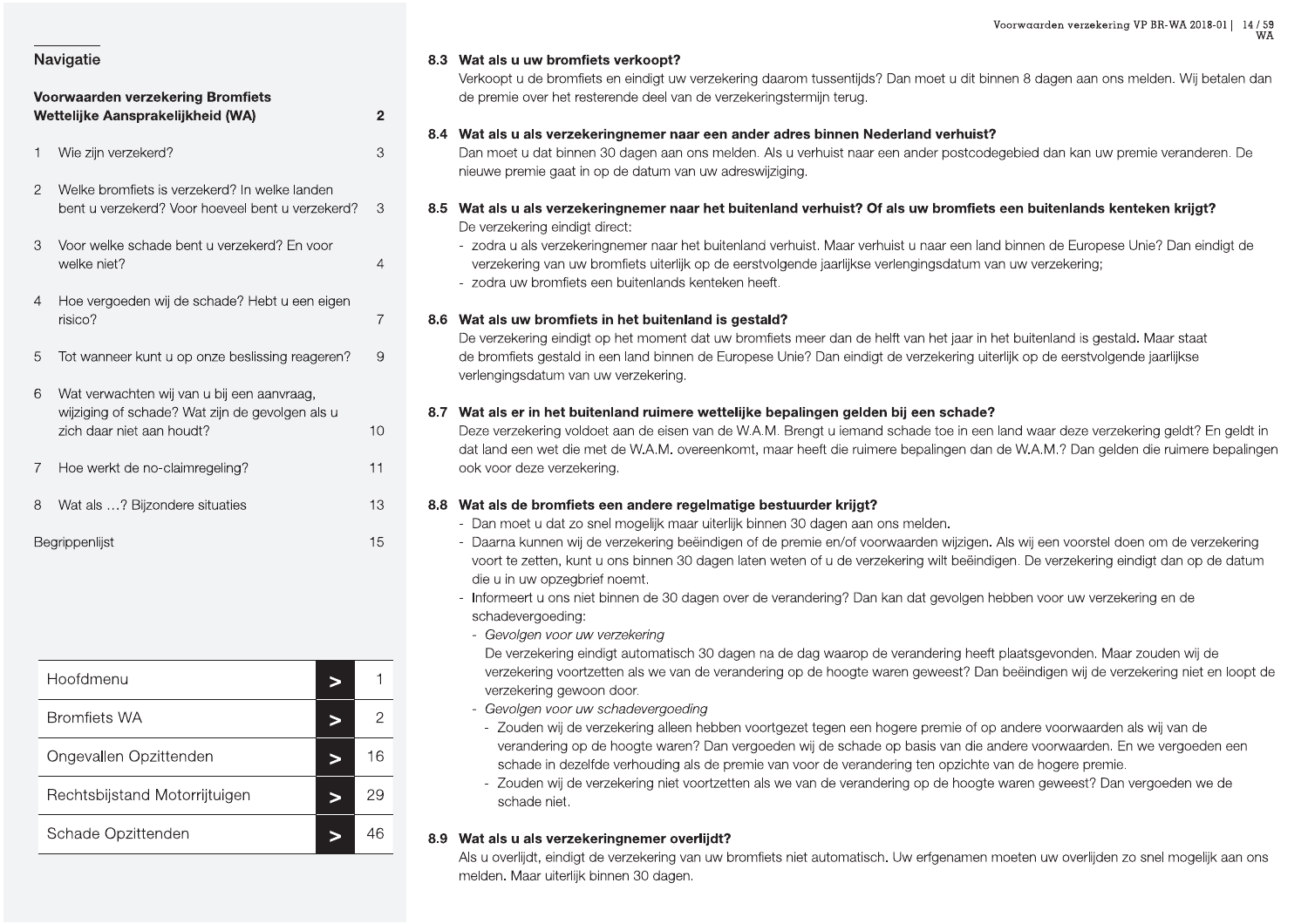## Navigatie

**Voorwaarden verzekering Bromfiets Wettelijke Aansprakelijkheid (WA)** 2

1 Wie zijn verzekerd? 3

2 Welke bromfiets is verzekerd? In welke landen bent u verzekerd? Voor hoeveel bent u verzekerd? 3

3 Voor welke schade bent u verzekerd? En voor welke niet? 4

4 Hoe vergoeden wij de schade? Hebt u een eigen risico? 7

5 Tot wanneer kunt u op onze beslissing reageren? 9

6 Wat verwachten wij van u bij een aanvraag, wijziging of schade? Wat zijn de gevolgen als u zich daar niet aan houdt? 10

7 Hoe werkt de no-claimregeling? 11

8 Wat als …? Bijzondere situaties 13

Begrippenlijst 15

| | | |
|---|---|---|
| Hoofdmenu | > | 1 |
| Bromfiets WA | > | 2 |
| Ongevallen Opzittenden | > | 16 |
| Rechtsbijstand Motorrijtuigen | > | 29 |
| Schade Opzittenden | > | 46 |

### 8.3 Wat als u uw bromfiets verkoopt?

Verkoopt u de bromfiets en eindigt uw verzekering daarom tussentijds? Dan moet u dit binnen 8 dagen aan ons melden. Wij betalen dan de premie over het resterende deel van de verzekeringstermijn terug.

### 8.4 Wat als u als verzekeringnemer naar een ander adres binnen Nederland verhuist?

Dan moet u dat binnen 30 dagen aan ons melden. Als u verhuist naar een ander postcodegebied dan kan uw premie veranderen. De nieuwe premie gaat in op de datum van uw adreswijziging.

### 8.5 Wat als u als verzekeringnemer naar het buitenland verhuist? Of als uw bromfiets een buitenlands kenteken krijgt?

De verzekering eindigt direct:

- zodra u als verzekeringnemer naar het buitenland verhuist. Maar verhuist u naar een land binnen de Europese Unie? Dan eindigt de verzekering van uw bromfiets uiterlijk op de eerstvolgende jaarlijkse verlengingsdatum van uw verzekering;
- zodra uw bromfiets een buitenlands kenteken heeft.

### 8.6 Wat als uw bromfiets in het buitenland is gestald?

De verzekering eindigt op het moment dat uw bromfiets meer dan de helft van het jaar in het buitenland is gestald. Maar staat de bromfiets gestald in een land binnen de Europese Unie? Dan eindigt de verzekering uiterlijk op de eerstvolgende jaarlijkse verlengingsdatum van uw verzekering.

### 8.7 Wat als er in het buitenland ruimere wettelijke bepalingen gelden bij een schade?

Deze verzekering voldoet aan de eisen van de W.A.M. Brengt u iemand schade toe in een land waar deze verzekering geldt? En geldt in dat land een wet die met de W.A.M. overeenkomt, maar heeft die ruimere bepalingen dan de W.A.M.? Dan gelden die ruimere bepalingen ook voor deze verzekering.

### 8.8 Wat als de bromfiets een andere regelmatige bestuurder krijgt?

- Dan moet u dat zo snel mogelijk maar uiterlijk binnen 30 dagen aan ons melden.
- Daarna kunnen wij de verzekering beëindigen of de premie en/of voorwaarden wijzigen. Als wij een voorstel doen om de verzekering voort te zetten, kunt u ons binnen 30 dagen laten weten of u de verzekering wilt beëindigen. De verzekering eindigt dan op de datum die u in uw opzegbrief noemt.
- Informeert u ons niet binnen de 30 dagen over de verandering? Dan kan dat gevolgen hebben voor uw verzekering en de schadevergoeding:
  - *Gevolgen voor uw verzekering*
    De verzekering eindigt automatisch 30 dagen na de dag waarop de verandering heeft plaatsgevonden. Maar zouden wij de verzekering voortzetten als we van de verandering op de hoogte waren geweest? Dan beëindigen wij de verzekering niet en loopt de verzekering gewoon door.
  - *Gevolgen voor uw schadevergoeding*
    - Zouden wij de verzekering alleen hebben voortgezet tegen een hogere premie of op andere voorwaarden als wij van de verandering op de hoogte waren? Dan vergoeden wij de schade op basis van die andere voorwaarden. En we vergoeden een schade in dezelfde verhouding als de premie van voor de verandering ten opzichte van de hogere premie.
    - Zouden wij de verzekering niet voortzetten als we van de verandering op de hoogte waren geweest? Dan vergoeden we de schade niet.

### 8.9 Wat als u als verzekeringnemer overlijdt?

Als u overlijdt, eindigt de verzekering van uw bromfiets niet automatisch. Uw erfgenamen moeten uw overlijden zo snel mogelijk aan ons melden. Maar uiterlijk binnen 30 dagen.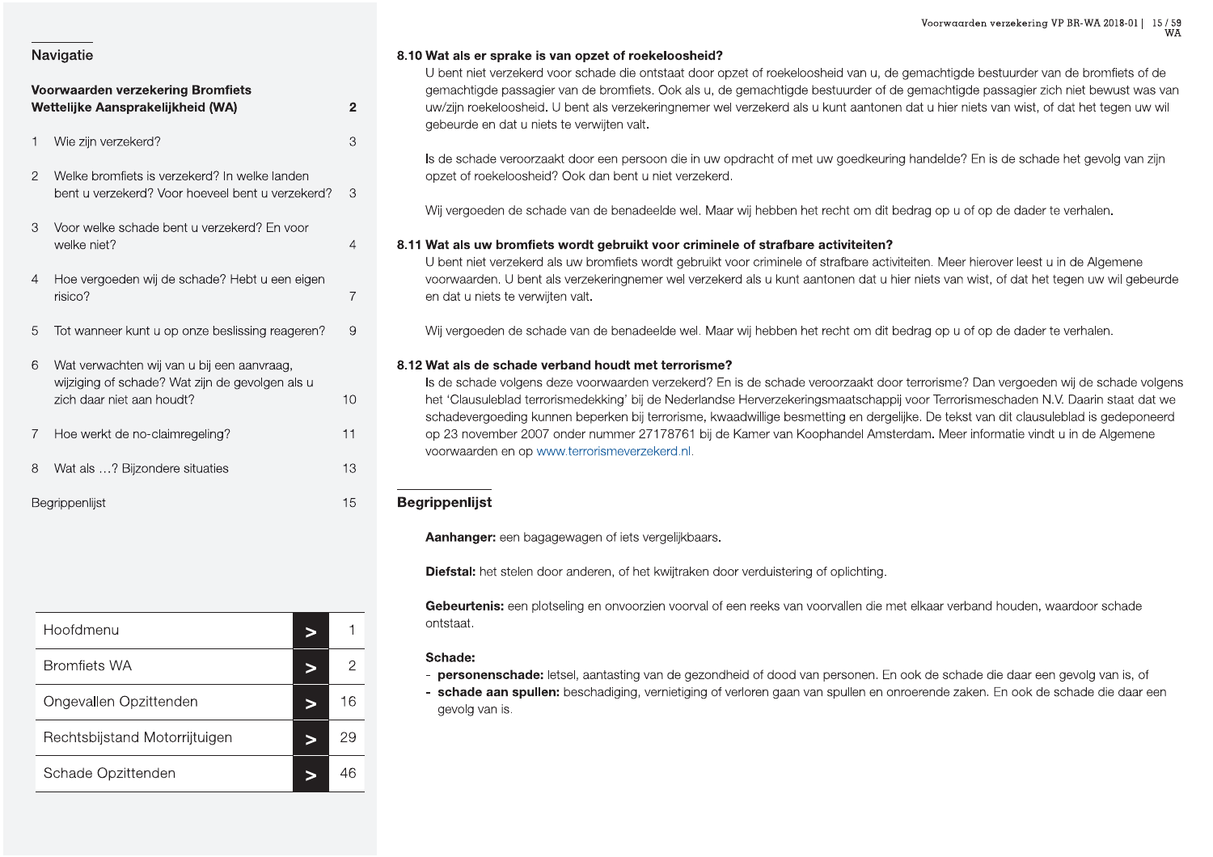## Navigatie

**Voorwaarden verzekering Bromfiets Wettelijke Aansprakelijkheid (WA)** 2

1 Wie zijn verzekerd? 3

2 Welke bromfiets is verzekerd? In welke landen bent u verzekerd? Voor hoeveel bent u verzekerd? 3

3 Voor welke schade bent u verzekerd? En voor welke niet? 4

4 Hoe vergoeden wij de schade? Hebt u een eigen risico? 7

5 Tot wanneer kunt u op onze beslissing reageren? 9

6 Wat verwachten wij van u bij een aanvraag, wijziging of schade? Wat zijn de gevolgen als u zich daar niet aan houdt? 10

7 Hoe werkt de no-claimregeling? 11

8 Wat als …? Bijzondere situaties 13

Begrippenlijst 15

| | | |
|---|---|---|
| Hoofdmenu | > | 1 |
| Bromfiets WA | > | 2 |
| Ongevallen Opzittenden | > | 16 |
| Rechtsbijstand Motorrijtuigen | > | 29 |
| Schade Opzittenden | > | 46 |

### 8.10 Wat als er sprake is van opzet of roekeloosheid?

U bent niet verzekerd voor schade die ontstaat door opzet of roekeloosheid van u, de gemachtigde bestuurder van de bromfiets of de gemachtigde passagier van de bromfiets. Ook als u, de gemachtigde bestuurder of de gemachtigde passagier zich niet bewust was van uw/zijn roekeloosheid. U bent als verzekeringnemer wel verzekerd als u kunt aantonen dat u hier niets van wist, of dat het tegen uw wil gebeurde en dat u niets te verwijten valt.

Is de schade veroorzaakt door een persoon die in uw opdracht of met uw goedkeuring handelde? En is de schade het gevolg van zijn opzet of roekeloosheid? Ook dan bent u niet verzekerd.

Wij vergoeden de schade van de benadeelde wel. Maar wij hebben het recht om dit bedrag op u of op de dader te verhalen.

### 8.11 Wat als uw bromfiets wordt gebruikt voor criminele of strafbare activiteiten?

U bent niet verzekerd als uw bromfiets wordt gebruikt voor criminele of strafbare activiteiten. Meer hierover leest u in de Algemene voorwaarden. U bent als verzekeringnemer wel verzekerd als u kunt aantonen dat u hier niets van wist, of dat het tegen uw wil gebeurde en dat u niets te verwijten valt.

Wij vergoeden de schade van de benadeelde wel. Maar wij hebben het recht om dit bedrag op u of op de dader te verhalen.

### 8.12 Wat als de schade verband houdt met terrorisme?

Is de schade volgens deze voorwaarden verzekerd? En is de schade veroorzaakt door terrorisme? Dan vergoeden wij de schade volgens het 'Clausuleblad terrorismedekking' bij de Nederlandse Herverzekeringsmaatschappij voor Terrorismeschaden N.V. Daarin staat dat we schadevergoeding kunnen beperken bij terrorisme, kwaadwillige besmetting en dergelijke. De tekst van dit clausuleblad is gedeponeerd op 23 november 2007 onder nummer 27178761 bij de Kamer van Koophandel Amsterdam. Meer informatie vindt u in de Algemene voorwaarden en op www.terrorismeverzekerd.nl.

## Begrippenlijst

**Aanhanger:** een bagagewagen of iets vergelijkbaars.

**Diefstal:** het stelen door anderen, of het kwijtraken door verduistering of oplichting.

**Gebeurtenis:** een plotseling en onvoorzien voorval of een reeks van voorvallen die met elkaar verband houden, waardoor schade ontstaat.

**Schade:**
- **personenschade:** letsel, aantasting van de gezondheid of dood van personen. En ook de schade die daar een gevolg van is, of
- **schade aan spullen:** beschadiging, vernietiging of verloren gaan van spullen en onroerende zaken. En ook de schade die daar een gevolg van is.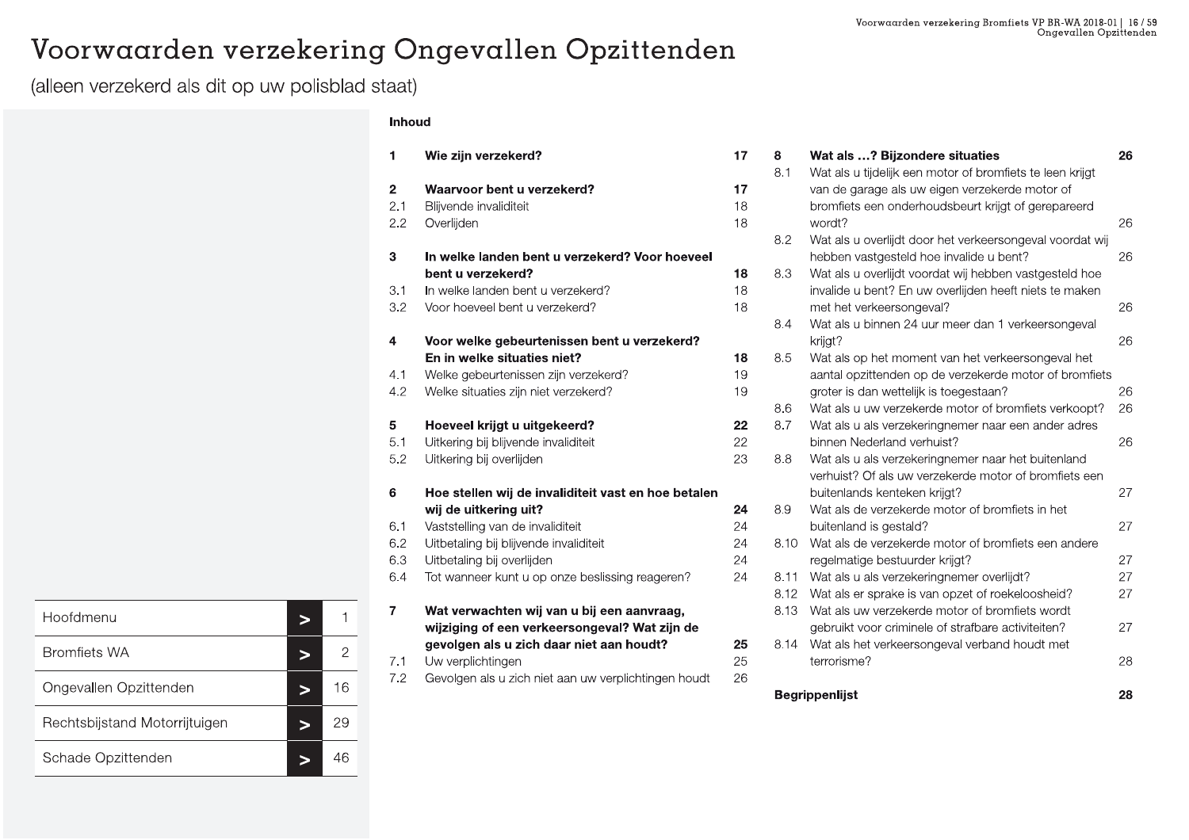# Voorwaarden verzekering Ongevallen Opzittenden

(alleen verzekerd als dit op uw polisblad staat)

| Hoofdmenu | > | 1 |
|---|---|---|
| Bromfiets WA | > | 2 |
| Ongevallen Opzittenden | > | 16 |
| Rechtsbijstand Motorrijtuigen | > | 29 |
| Schade Opzittenden | > | 46 |

**Inhoud**

| | | |
|---|---|---|
| **1** | **Wie zijn verzekerd?** | **17** |
| **2** | **Waarvoor bent u verzekerd?** | **17** |
| 2.1 | Blijvende invaliditeit | 18 |
| 2.2 | Overlijden | 18 |
| **3** | **In welke landen bent u verzekerd? Voor hoeveel bent u verzekerd?** | **18** |
| 3.1 | In welke landen bent u verzekerd? | 18 |
| 3.2 | Voor hoeveel bent u verzekerd? | 18 |
| **4** | **Voor welke gebeurtenissen bent u verzekerd? En in welke situaties niet?** | **18** |
| 4.1 | Welke gebeurtenissen zijn verzekerd? | 19 |
| 4.2 | Welke situaties zijn niet verzekerd? | 19 |
| **5** | **Hoeveel krijgt u uitgekeerd?** | **22** |
| 5.1 | Uitkering bij blijvende invaliditeit | 22 |
| 5.2 | Uitkering bij overlijden | 23 |
| **6** | **Hoe stellen wij de invaliditeit vast en hoe betalen wij de uitkering uit?** | **24** |
| 6.1 | Vaststelling van de invaliditeit | 24 |
| 6.2 | Uitbetaling bij blijvende invaliditeit | 24 |
| 6.3 | Uitbetaling bij overlijden | 24 |
| 6.4 | Tot wanneer kunt u op onze beslissing reageren? | 24 |
| **7** | **Wat verwachten wij van u bij een aanvraag, wijziging of een verkeersongeval? Wat zijn de gevolgen als u zich daar niet aan houdt?** | **25** |
| 7.1 | Uw verplichtingen | 25 |
| 7.2 | Gevolgen als u zich niet aan uw verplichtingen houdt | 26 |
| **8** | **Wat als …? Bijzondere situaties** | **26** |
| 8.1 | Wat als u tijdelijk een motor of bromfiets te leen krijgt van de garage als uw eigen verzekerde motor of bromfiets een onderhoudsbeurt krijgt of gerepareerd wordt? | 26 |
| 8.2 | Wat als u overlijdt door het verkeersongeval voordat wij hebben vastgesteld hoe invalide u bent? | 26 |
| 8.3 | Wat als u overlijdt voordat wij hebben vastgesteld hoe invalide u bent? En uw overlijden heeft niets te maken met het verkeersongeval? | 26 |
| 8.4 | Wat als u binnen 24 uur meer dan 1 verkeersongeval krijgt? | 26 |
| 8.5 | Wat als op het moment van het verkeersongeval het aantal opzittenden op de verzekerde motor of bromfiets groter is dan wettelijk is toegestaan? | 26 |
| 8.6 | Wat als u uw verzekerde motor of bromfiets verkoopt? | 26 |
| 8.7 | Wat als u als verzekeringnemer naar een ander adres binnen Nederland verhuist? | 26 |
| 8.8 | Wat als u als verzekeringnemer naar het buitenland verhuist? Of als uw verzekerde motor of bromfiets een buitenlands kenteken krijgt? | 27 |
| 8.9 | Wat als de verzekerde motor of bromfiets in het buitenland is gestald? | 27 |
| 8.10 | Wat als de verzekerde motor of bromfiets een andere regelmatige bestuurder krijgt? | 27 |
| 8.11 | Wat als u als verzekeringnemer overlijdt? | 27 |
| 8.12 | Wat als er sprake is van opzet of roekeloosheid? | 27 |
| 8.13 | Wat als uw verzekerde motor of bromfiets wordt gebruikt voor criminele of strafbare activiteiten? | 27 |
| 8.14 | Wat als het verkeersongeval verband houdt met terrorisme? | 28 |
| | **Begrippenlijst** | **28** |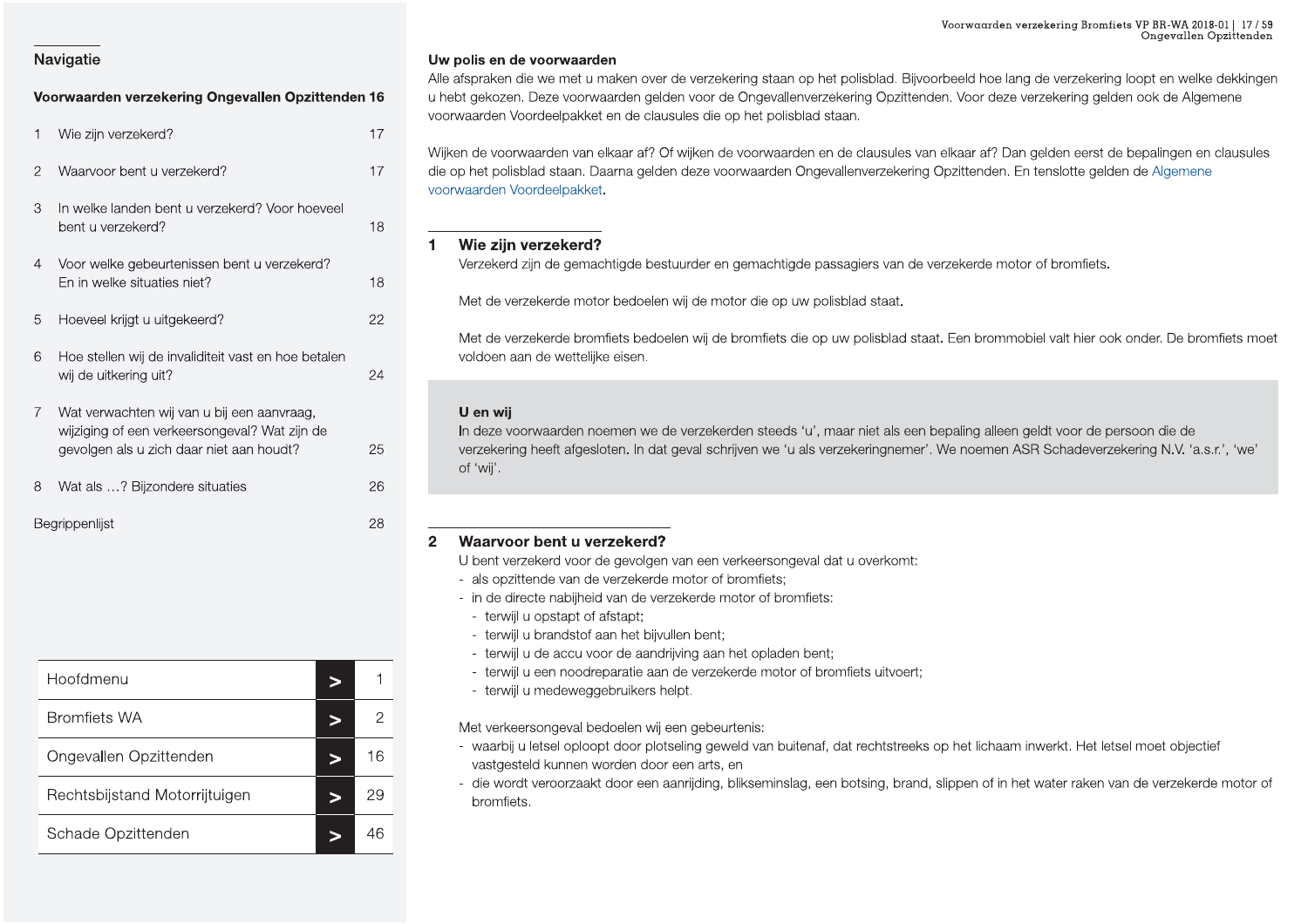## Navigatie

**Voorwaarden verzekering Ongevallen Opzittenden 16**

| | | |
|---|---|---|
| 1 | Wie zijn verzekerd? | 17 |
| 2 | Waarvoor bent u verzekerd? | 17 |
| 3 | In welke landen bent u verzekerd? Voor hoeveel bent u verzekerd? | 18 |
| 4 | Voor welke gebeurtenissen bent u verzekerd? En in welke situaties niet? | 18 |
| 5 | Hoeveel krijgt u uitgekeerd? | 22 |
| 6 | Hoe stellen wij de invaliditeit vast en hoe betalen wij de uitkering uit? | 24 |
| 7 | Wat verwachten wij van u bij een aanvraag, wijziging of een verkeersongeval? Wat zijn de gevolgen als u zich daar niet aan houdt? | 25 |
| 8 | Wat als …? Bijzondere situaties | 26 |
| | Begrippenlijst | 28 |

| | | |
|---|---|---|
| Hoofdmenu | > | 1 |
| Bromfiets WA | > | 2 |
| Ongevallen Opzittenden | > | 16 |
| Rechtsbijstand Motorrijtuigen | > | 29 |
| Schade Opzittenden | > | 46 |

**Uw polis en de voorwaarden**

Alle afspraken die we met u maken over de verzekering staan op het polisblad. Bijvoorbeeld hoe lang de verzekering loopt en welke dekkingen u hebt gekozen. Deze voorwaarden gelden voor de Ongevallenverzekering Opzittenden. Voor deze verzekering gelden ook de Algemene voorwaarden Voordeelpakket en de clausules die op het polisblad staan.

Wijken de voorwaarden van elkaar af? Of wijken de voorwaarden en de clausules van elkaar af? Dan gelden eerst de bepalingen en clausules die op het polisblad staan. Daarna gelden deze voorwaarden Ongevallenverzekering Opzittenden. En tenslotte gelden de Algemene voorwaarden Voordeelpakket.

## 1 Wie zijn verzekerd?

Verzekerd zijn de gemachtigde bestuurder en gemachtigde passagiers van de verzekerde motor of bromfiets.

Met de verzekerde motor bedoelen wij de motor die op uw polisblad staat.

Met de verzekerde bromfiets bedoelen wij de bromfiets die op uw polisblad staat. Een brommobiel valt hier ook onder. De bromfiets moet voldoen aan de wettelijke eisen.

**U en wij**

In deze voorwaarden noemen we de verzekerden steeds 'u', maar niet als een bepaling alleen geldt voor de persoon die de verzekering heeft afgesloten. In dat geval schrijven we 'u als verzekeringnemer'. We noemen ASR Schadeverzekering N.V. 'a.s.r.', 'we' of 'wij'.

## 2 Waarvoor bent u verzekerd?

U bent verzekerd voor de gevolgen van een verkeersongeval dat u overkomt:
- als opzittende van de verzekerde motor of bromfiets;
- in de directe nabijheid van de verzekerde motor of bromfiets:
  - terwijl u opstapt of afstapt;
  - terwijl u brandstof aan het bijvullen bent;
  - terwijl u de accu voor de aandrijving aan het opladen bent;
  - terwijl u een noodreparatie aan de verzekerde motor of bromfiets uitvoert;
  - terwijl u medeweggebruikers helpt.

Met verkeersongeval bedoelen wij een gebeurtenis:
- waarbij u letsel oploopt door plotseling geweld van buitenaf, dat rechtstreeks op het lichaam inwerkt. Het letsel moet objectief vastgesteld kunnen worden door een arts, en
- die wordt veroorzaakt door een aanrijding, blikseminslag, een botsing, brand, slippen of in het water raken van de verzekerde motor of bromfiets.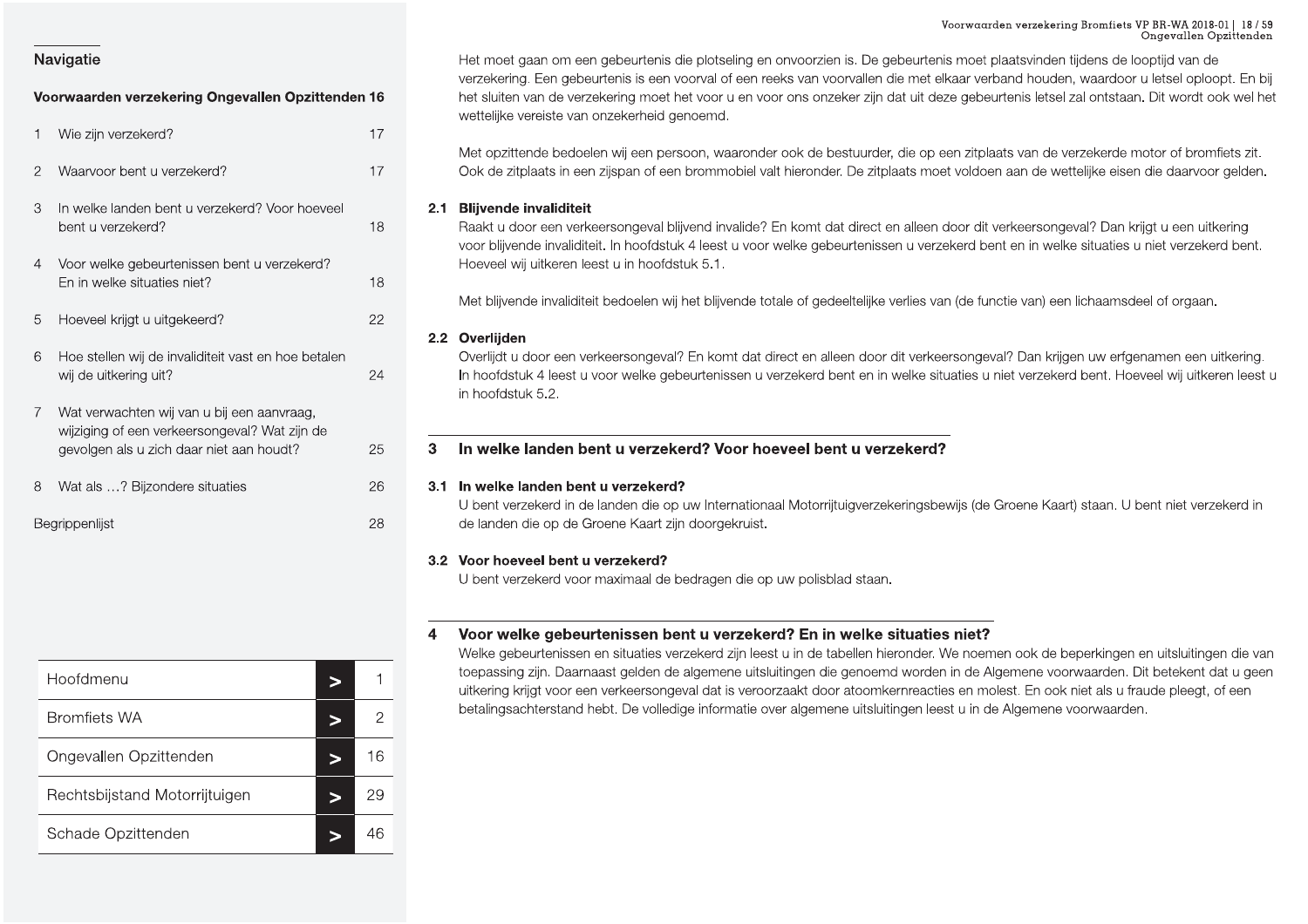## Navigatie

**Voorwaarden verzekering Ongevallen Opzittenden 16**

| | | |
|---|---|---|
| 1 | Wie zijn verzekerd? | 17 |
| 2 | Waarvoor bent u verzekerd? | 17 |
| 3 | In welke landen bent u verzekerd? Voor hoeveel bent u verzekerd? | 18 |
| 4 | Voor welke gebeurtenissen bent u verzekerd? En in welke situaties niet? | 18 |
| 5 | Hoeveel krijgt u uitgekeerd? | 22 |
| 6 | Hoe stellen wij de invaliditeit vast en hoe betalen wij de uitkering uit? | 24 |
| 7 | Wat verwachten wij van u bij een aanvraag, wijziging of een verkeersongeval? Wat zijn de gevolgen als u zich daar niet aan houdt? | 25 |
| 8 | Wat als …? Bijzondere situaties | 26 |
| | Begrippenlijst | 28 |

| | | |
|---|---|---|
| Hoofdmenu | > | 1 |
| Bromfiets WA | > | 2 |
| Ongevallen Opzittenden | > | 16 |
| Rechtsbijstand Motorrijtuigen | > | 29 |
| Schade Opzittenden | > | 46 |

Het moet gaan om een gebeurtenis die plotseling en onvoorzien is. De gebeurtenis moet plaatsvinden tijdens de looptijd van de verzekering. Een gebeurtenis is een voorval of een reeks van voorvallen die met elkaar verband houden, waardoor u letsel oploopt. En bij het sluiten van de verzekering moet het voor u en voor ons onzeker zijn dat uit deze gebeurtenis letsel zal ontstaan. Dit wordt ook wel het wettelijke vereiste van onzekerheid genoemd.

Met opzittende bedoelen wij een persoon, waaronder ook de bestuurder, die op een zitplaats van de verzekerde motor of bromfiets zit. Ook de zitplaats in een zijspan of een brommobiel valt hieronder. De zitplaats moet voldoen aan de wettelijke eisen die daarvoor gelden.

### 2.1 Blijvende invaliditeit

Raakt u door een verkeersongeval blijvend invalide? En komt dat direct en alleen door dit verkeersongeval? Dan krijgt u een uitkering voor blijvende invaliditeit. In hoofdstuk 4 leest u voor welke gebeurtenissen u verzekerd bent en in welke situaties u niet verzekerd bent. Hoeveel wij uitkeren leest u in hoofdstuk 5.1.

Met blijvende invaliditeit bedoelen wij het blijvende totale of gedeeltelijke verlies van (de functie van) een lichaamsdeel of orgaan.

### 2.2 Overlijden

Overlijdt u door een verkeersongeval? En komt dat direct en alleen door dit verkeersongeval? Dan krijgen uw erfgenamen een uitkering. In hoofdstuk 4 leest u voor welke gebeurtenissen u verzekerd bent en in welke situaties u niet verzekerd bent. Hoeveel wij uitkeren leest u in hoofdstuk 5.2.

## 3 In welke landen bent u verzekerd? Voor hoeveel bent u verzekerd?

### 3.1 In welke landen bent u verzekerd?

U bent verzekerd in de landen die op uw Internationaal Motorrijtuigverzekeringsbewijs (de Groene Kaart) staan. U bent niet verzekerd in de landen die op de Groene Kaart zijn doorgekruist.

### 3.2 Voor hoeveel bent u verzekerd?

U bent verzekerd voor maximaal de bedragen die op uw polisblad staan.

## 4 Voor welke gebeurtenissen bent u verzekerd? En in welke situaties niet?

Welke gebeurtenissen en situaties verzekerd zijn leest u in de tabellen hieronder. We noemen ook de beperkingen en uitsluitingen die van toepassing zijn. Daarnaast gelden de algemene uitsluitingen die genoemd worden in de Algemene voorwaarden. Dit betekent dat u geen uitkering krijgt voor een verkeersongeval dat is veroorzaakt door atoomkernreacties en molest. En ook niet als u fraude pleegt, of een betalingsachterstand hebt. De volledige informatie over algemene uitsluitingen leest u in de Algemene voorwaarden.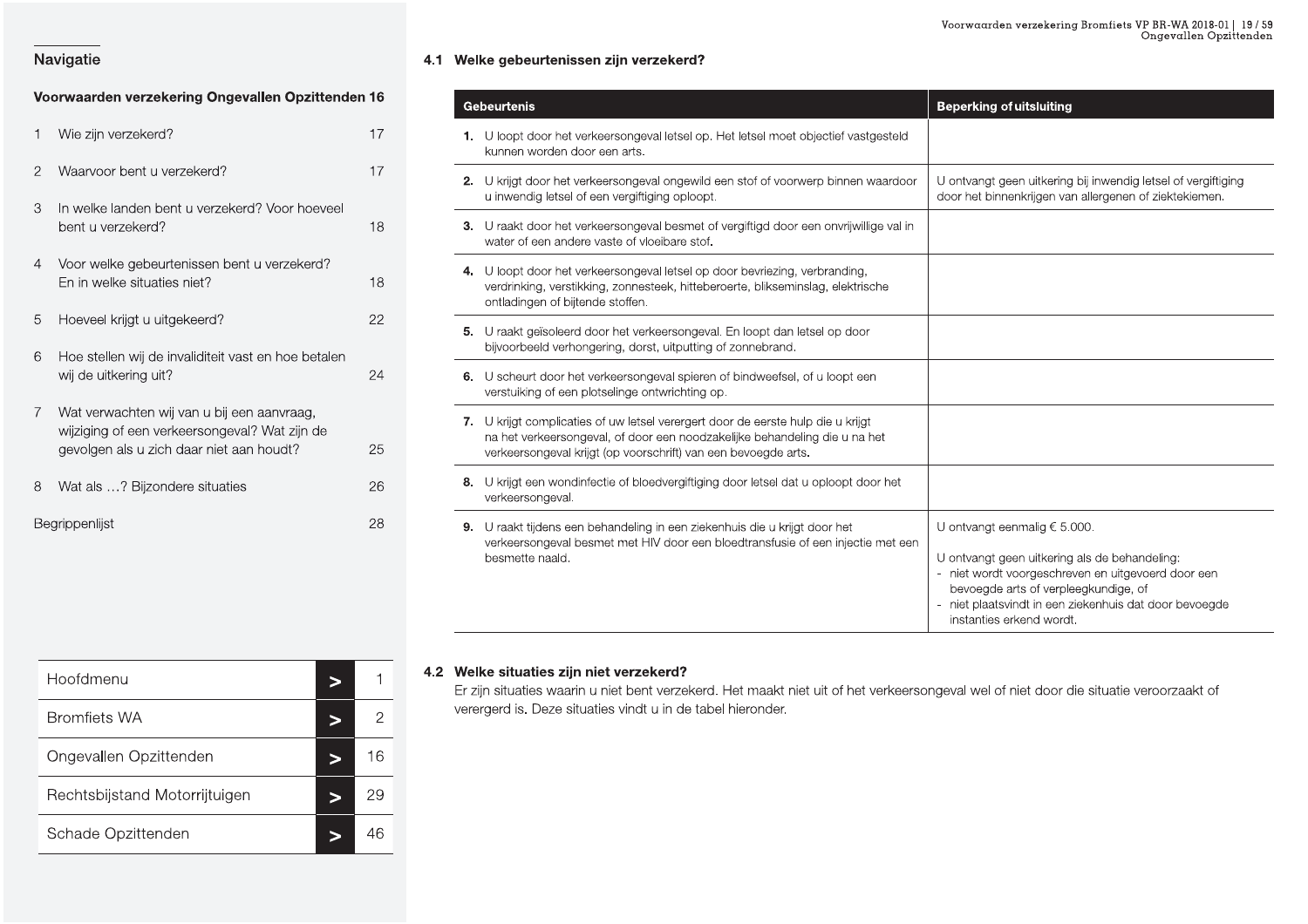## Navigatie

**Voorwaarden verzekering Ongevallen Opzittenden 16**

1 Wie zijn verzekerd? 17

2 Waarvoor bent u verzekerd? 17

3 In welke landen bent u verzekerd? Voor hoeveel bent u verzekerd? 18

4 Voor welke gebeurtenissen bent u verzekerd? En in welke situaties niet? 18

5 Hoeveel krijgt u uitgekeerd? 22

6 Hoe stellen wij de invaliditeit vast en hoe betalen wij de uitkering uit? 24

7 Wat verwachten wij van u bij een aanvraag, wijziging of een verkeersongeval? Wat zijn de gevolgen als u zich daar niet aan houdt? 25

8 Wat als …? Bijzondere situaties 26

Begrippenlijst 28

| | | |
|---|---|---|
| Hoofdmenu | > | 1 |
| Bromfiets WA | > | 2 |
| Ongevallen Opzittenden | > | 16 |
| Rechtsbijstand Motorrijtuigen | > | 29 |
| Schade Opzittenden | > | 46 |

### 4.1 Welke gebeurtenissen zijn verzekerd?

| Gebeurtenis | Beperking of uitsluiting |
|---|---|
| **1.** U loopt door het verkeersongeval letsel op. Het letsel moet objectief vastgesteld kunnen worden door een arts. | |
| **2.** U krijgt door het verkeersongeval ongewild een stof of voorwerp binnen waardoor u inwendig letsel of een vergiftiging oploopt. | U ontvangt geen uitkering bij inwendig letsel of vergiftiging door het binnenkrijgen van allergenen of ziektekiemen. |
| **3.** U raakt door het verkeersongeval besmet of vergiftigd door een onvrijwillige val in water of een andere vaste of vloeibare stof. | |
| **4.** U loopt door het verkeersongeval letsel op door bevriezing, verbranding, verdrinking, verstikking, zonnesteek, hitteberoerte, blikseminslag, elektrische ontladingen of bijtende stoffen. | |
| **5.** U raakt geïsoleerd door het verkeersongeval. En loopt dan letsel op door bijvoorbeeld verhongering, dorst, uitputting of zonnebrand. | |
| **6.** U scheurt door het verkeersongeval spieren of bindweefsel, of u loopt een verstuiking of een plotselinge ontwrichting op. | |
| **7.** U krijgt complicaties of uw letsel verergert door de eerste hulp die u krijgt na het verkeersongeval, of door een noodzakelijke behandeling die u na het verkeersongeval krijgt (op voorschrift) van een bevoegde arts. | |
| **8.** U krijgt een wondinfectie of bloedvergiftiging door letsel dat u oploopt door het verkeersongeval. | |
| **9.** U raakt tijdens een behandeling in een ziekenhuis die u krijgt door het verkeersongeval besmet met HIV door een bloedtransfusie of een injectie met een besmette naald. | U ontvangt eenmalig € 5.000.<br><br>U ontvangt geen uitkering als de behandeling:<br>- niet wordt voorgeschreven en uitgevoerd door een bevoegde arts of verpleegkundige, of<br>- niet plaatsvindt in een ziekenhuis dat door bevoegde instanties erkend wordt. |

### 4.2 Welke situaties zijn niet verzekerd?

Er zijn situaties waarin u niet bent verzekerd. Het maakt niet uit of het verkeersongeval wel of niet door die situatie veroorzaakt of verergerd is. Deze situaties vindt u in de tabel hieronder.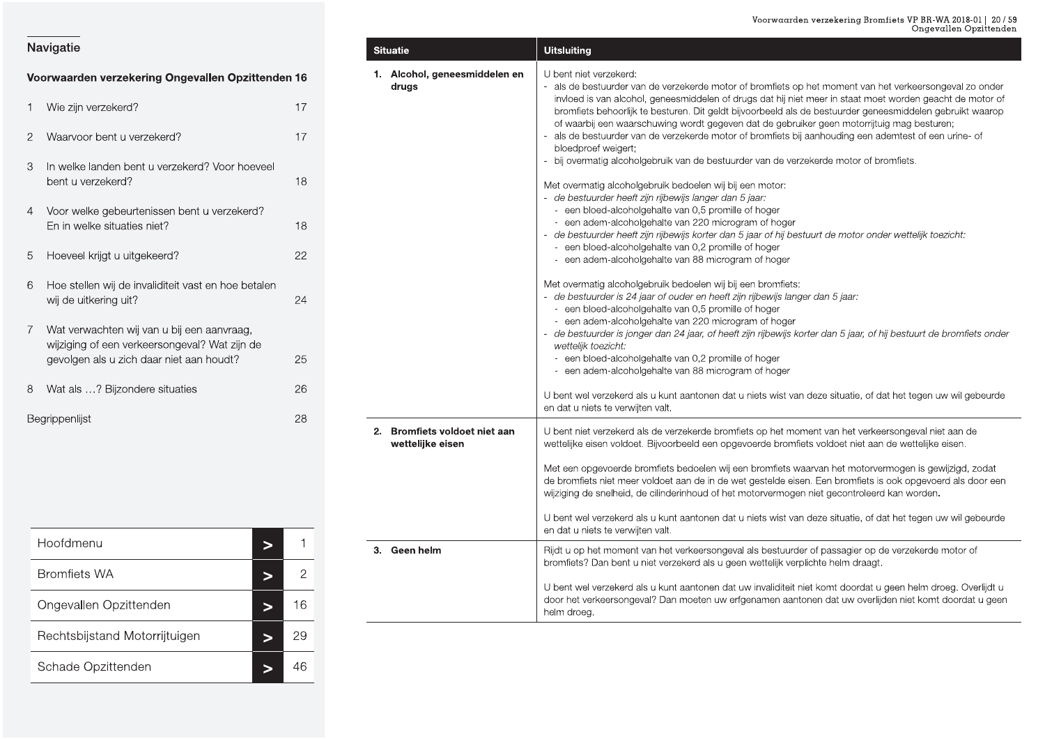## Navigatie

**Voorwaarden verzekering Ongevallen Opzittenden 16**

1 Wie zijn verzekerd? 17

2 Waarvoor bent u verzekerd? 17

3 In welke landen bent u verzekerd? Voor hoeveel bent u verzekerd? 18

4 Voor welke gebeurtenissen bent u verzekerd? En in welke situaties niet? 18

5 Hoeveel krijgt u uitgekeerd? 22

6 Hoe stellen wij de invaliditeit vast en hoe betalen wij de uitkering uit? 24

7 Wat verwachten wij van u bij een aanvraag, wijziging of een verkeersongeval? Wat zijn de gevolgen als u zich daar niet aan houdt? 25

8 Wat als …? Bijzondere situaties 26

Begrippenlijst 28

| | | |
|---|---|---|
| Hoofdmenu | > | 1 |
| Bromfiets WA | > | 2 |
| Ongevallen Opzittenden | > | 16 |
| Rechtsbijstand Motorrijtuigen | > | 29 |
| Schade Opzittenden | > | 46 |

| Situatie | Uitsluiting |
|---|---|
| **1. Alcohol, geneesmiddelen en drugs** | U bent niet verzekerd:<br>- als de bestuurder van de verzekerde motor of bromfiets op het moment van het verkeersongeval zo onder invloed is van alcohol, geneesmiddelen of drugs dat hij niet meer in staat moet worden geacht de motor of bromfiets behoorlijk te besturen. Dit geldt bijvoorbeeld als de bestuurder geneesmiddelen gebruikt waarop of waarbij een waarschuwing wordt gegeven dat de gebruiker geen motorrijtuig mag besturen;<br>- als de bestuurder van de verzekerde motor of bromfiets bij aanhouding een ademtest of een urine- of bloedproef weigert;<br>- bij overmatig alcoholgebruik van de bestuurder van de verzekerde motor of bromfiets.<br><br>Met overmatig alcoholgebruik bedoelen wij bij een motor:<br>- *de bestuurder heeft zijn rijbewijs langer dan 5 jaar:*<br>&nbsp;&nbsp;- een bloed-alcoholgehalte van 0,5 promille of hoger<br>&nbsp;&nbsp;- een adem-alcoholgehalte van 220 microgram of hoger<br>- *de bestuurder heeft zijn rijbewijs korter dan 5 jaar of hij bestuurt de motor onder wettelijk toezicht:*<br>&nbsp;&nbsp;- een bloed-alcoholgehalte van 0,2 promille of hoger<br>&nbsp;&nbsp;- een adem-alcoholgehalte van 88 microgram of hoger<br><br>Met overmatig alcoholgebruik bedoelen wij bij een bromfiets:<br>- *de bestuurder is 24 jaar of ouder en heeft zijn rijbewijs langer dan 5 jaar:*<br>&nbsp;&nbsp;- een bloed-alcoholgehalte van 0,5 promille of hoger<br>&nbsp;&nbsp;- een adem-alcoholgehalte van 220 microgram of hoger<br>- *de bestuurder is jonger dan 24 jaar, of heeft zijn rijbewijs korter dan 5 jaar, of hij bestuurt de bromfiets onder wettelijk toezicht:*<br>&nbsp;&nbsp;- een bloed-alcoholgehalte van 0,2 promille of hoger<br>&nbsp;&nbsp;- een adem-alcoholgehalte van 88 microgram of hoger<br><br>U bent wel verzekerd als u kunt aantonen dat u niets wist van deze situatie, of dat het tegen uw wil gebeurde en dat u niets te verwijten valt. |
| **2. Bromfiets voldoet niet aan wettelijke eisen** | U bent niet verzekerd als de verzekerde bromfiets op het moment van het verkeersongeval niet aan de wettelijke eisen voldoet. Bijvoorbeeld een opgevoerde bromfiets voldoet niet aan de wettelijke eisen.<br><br>Met een opgevoerde bromfiets bedoelen wij een bromfiets waarvan het motorvermogen is gewijzigd, zodat de bromfiets niet meer voldoet aan de in de wet gestelde eisen. Een bromfiets is ook opgevoerd als door een wijziging de snelheid, de cilinderinhoud of het motorvermogen niet gecontroleerd kan worden.<br><br>U bent wel verzekerd als u kunt aantonen dat u niets wist van deze situatie, of dat het tegen uw wil gebeurde en dat u niets te verwijten valt. |
| **3. Geen helm** | Rijdt u op het moment van het verkeersongeval als bestuurder of passagier op de verzekerde motor of bromfiets? Dan bent u niet verzekerd als u geen wettelijk verplichte helm draagt.<br><br>U bent wel verzekerd als u kunt aantonen dat uw invaliditeit niet komt doordat u geen helm droeg. Overlijdt u door het verkeersongeval? Dan moeten uw erfgenamen aantonen dat uw overlijden niet komt doordat u geen helm droeg. |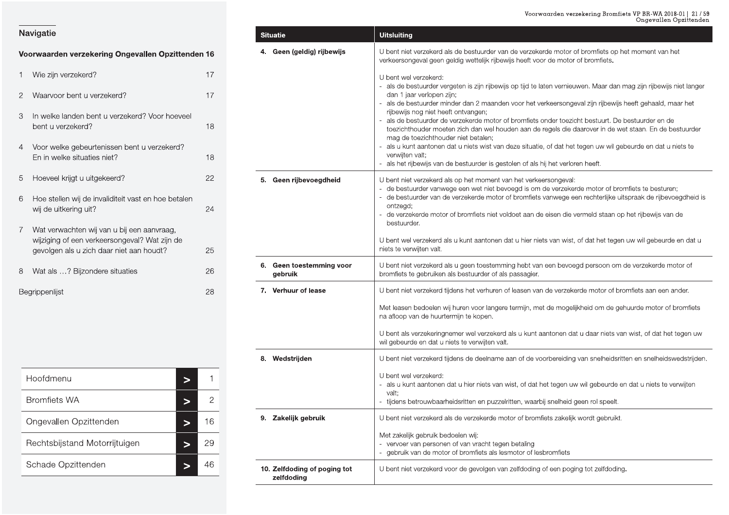## Navigatie

**Voorwaarden verzekering Ongevallen Opzittenden 16**

1. Wie zijn verzekerd? 17
2. Waarvoor bent u verzekerd? 17
3. In welke landen bent u verzekerd? Voor hoeveel bent u verzekerd? 18
4. Voor welke gebeurtenissen bent u verzekerd? En in welke situaties niet? 18
5. Hoeveel krijgt u uitgekeerd? 22
6. Hoe stellen wij de invaliditeit vast en hoe betalen wij de uitkering uit? 24
7. Wat verwachten wij van u bij een aanvraag, wijziging of een verkeersongeval? Wat zijn de gevolgen als u zich daar niet aan houdt? 25
8. Wat als …? Bijzondere situaties 26

Begrippenlijst 28

| | | |
|---|---|---|
| Hoofdmenu | > | 1 |
| Bromfiets WA | > | 2 |
| Ongevallen Opzittenden | > | 16 |
| Rechtsbijstand Motorrijtuigen | > | 29 |
| Schade Opzittenden | > | 46 |

| Situatie | Uitsluiting |
|---|---|
| **4. Geen (geldig) rijbewijs** | U bent niet verzekerd als de bestuurder van de verzekerde motor of bromfiets op het moment van het verkeersongeval geen geldig wettelijk rijbewijs heeft voor de motor of bromfiets.<br><br>U bent wel verzekerd:<br>- als de bestuurder vergeten is zijn rijbewijs op tijd te laten vernieuwen. Maar dan mag zijn rijbewijs niet langer dan 1 jaar verlopen zijn;<br>- als de bestuurder minder dan 2 maanden voor het verkeersongeval zijn rijbewijs heeft gehaald, maar het rijbewijs nog niet heeft ontvangen;<br>- als de bestuurder de verzekerde motor of bromfiets onder toezicht bestuurt. De bestuurder en de toezichthouder moeten zich dan wel houden aan de regels die daarover in de wet staan. En de bestuurder mag de toezichthouder niet betalen;<br>- als u kunt aantonen dat u niets wist van deze situatie, of dat het tegen uw wil gebeurde en dat u niets te verwijten valt;<br>- als het rijbewijs van de bestuurder is gestolen of als hij het verloren heeft. |
| **5. Geen rijbevoegdheid** | U bent niet verzekerd als op het moment van het verkeersongeval:<br>- de bestuurder vanwege een wet niet bevoegd is om de verzekerde motor of bromfiets te besturen;<br>- de bestuurder van de verzekerde motor of bromfiets vanwege een rechterlijke uitspraak de rijbevoegdheid is ontzegd;<br>- de verzekerde motor of bromfiets niet voldoet aan de eisen die vermeld staan op het rijbewijs van de bestuurder.<br><br>U bent wel verzekerd als u kunt aantonen dat u hier niets van wist, of dat het tegen uw wil gebeurde en dat u niets te verwijten valt. |
| **6. Geen toestemming voor gebruik** | U bent niet verzekerd als u geen toestemming hebt van een bevoegd persoon om de verzekerde motor of bromfiets te gebruiken als bestuurder of als passagier. |
| **7. Verhuur of lease** | U bent niet verzekerd tijdens het verhuren of leasen van de verzekerde motor of bromfiets aan een ander.<br><br>Met leasen bedoelen wij huren voor langere termijn, met de mogelijkheid om de gehuurde motor of bromfiets na afloop van de huurtermijn te kopen.<br><br>U bent als verzekeringnemer wel verzekerd als u kunt aantonen dat u daar niets van wist, of dat het tegen uw wil gebeurde en dat u niets te verwijten valt. |
| **8. Wedstrijden** | U bent niet verzekerd tijdens de deelname aan of de voorbereiding van snelheidsritten en snelheidswedstrijden.<br><br>U bent wel verzekerd:<br>- als u kunt aantonen dat u hier niets van wist, of dat het tegen uw wil gebeurde en dat u niets te verwijten valt;<br>- tijdens betrouwbaarheidsritten en puzzelritten, waarbij snelheid geen rol speelt. |
| **9. Zakelijk gebruik** | U bent niet verzekerd als de verzekerde motor of bromfiets zakelijk wordt gebruikt.<br><br>Met zakelijk gebruik bedoelen wij:<br>- vervoer van personen of van vracht tegen betaling<br>- gebruik van de motor of bromfiets als lesmotor of lesbromfiets |
| **10. Zelfdoding of poging tot zelfdoding** | U bent niet verzekerd voor de gevolgen van zelfdoding of een poging tot zelfdoding. |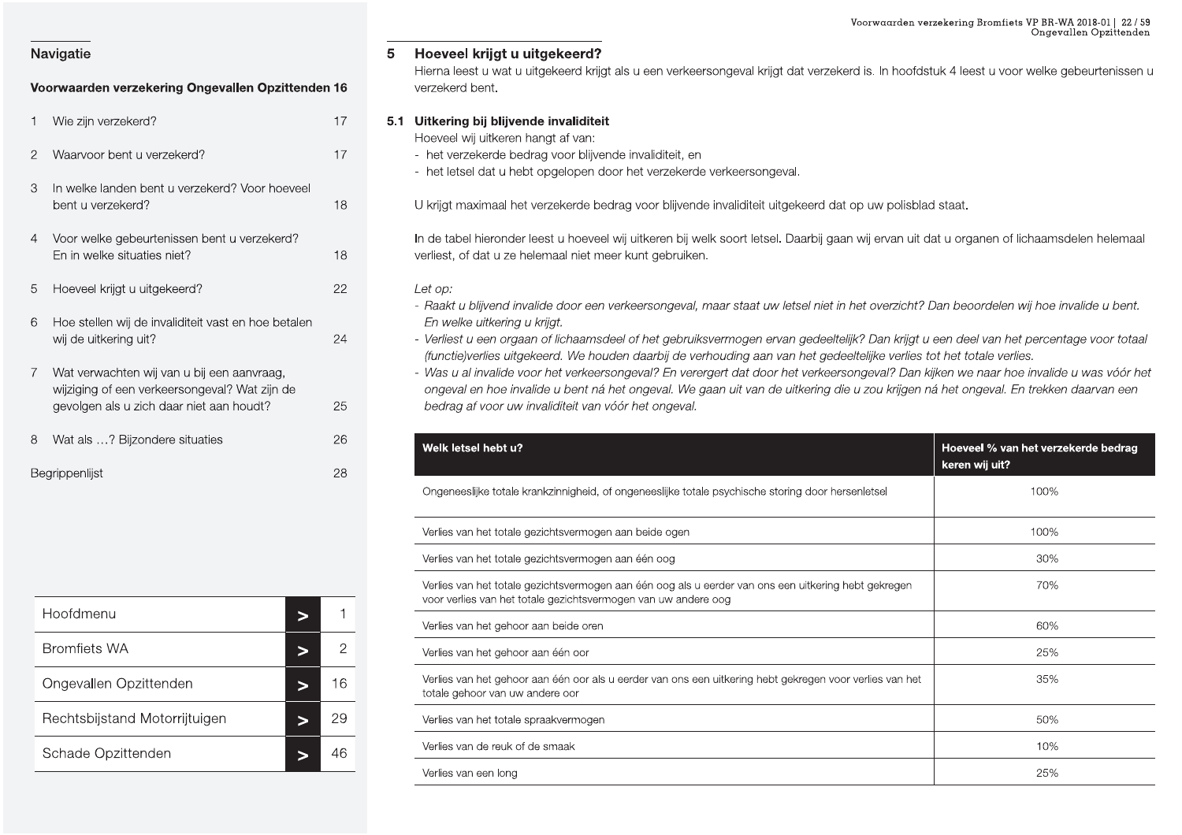## Navigatie

**Voorwaarden verzekering Ongevallen Opzittenden 16**

1 Wie zijn verzekerd? 17

2 Waarvoor bent u verzekerd? 17

3 In welke landen bent u verzekerd? Voor hoeveel bent u verzekerd? 18

4 Voor welke gebeurtenissen bent u verzekerd? En in welke situaties niet? 18

5 Hoeveel krijgt u uitgekeerd? 22

6 Hoe stellen wij de invaliditeit vast en hoe betalen wij de uitkering uit? 24

7 Wat verwachten wij van u bij een aanvraag, wijziging of een verkeersongeval? Wat zijn de gevolgen als u zich daar niet aan houdt? 25

8 Wat als …? Bijzondere situaties 26

Begrippenlijst 28

| | | |
|---|---|---|
| Hoofdmenu | > | 1 |
| Bromfiets WA | > | 2 |
| Ongevallen Opzittenden | > | 16 |
| Rechtsbijstand Motorrijtuigen | > | 29 |
| Schade Opzittenden | > | 46 |

## 5 Hoeveel krijgt u uitgekeerd?

Hierna leest u wat u uitgekeerd krijgt als u een verkeersongeval krijgt dat verzekerd is. In hoofdstuk 4 leest u voor welke gebeurtenissen u verzekerd bent.

### 5.1 Uitkering bij blijvende invaliditeit

Hoeveel wij uitkeren hangt af van:
- het verzekerde bedrag voor blijvende invaliditeit, en
- het letsel dat u hebt opgelopen door het verzekerde verkeersongeval.

U krijgt maximaal het verzekerde bedrag voor blijvende invaliditeit uitgekeerd dat op uw polisblad staat.

In de tabel hieronder leest u hoeveel wij uitkeren bij welk soort letsel. Daarbij gaan wij ervan uit dat u organen of lichaamsdelen helemaal verliest, of dat u ze helemaal niet meer kunt gebruiken.

*Let op:*
- *Raakt u blijvend invalide door een verkeersongeval, maar staat uw letsel niet in het overzicht? Dan beoordelen wij hoe invalide u bent. En welke uitkering u krijgt.*
- *Verliest u een orgaan of lichaamsdeel of het gebruiksvermogen ervan gedeeltelijk? Dan krijgt u een deel van het percentage voor totaal (functie)verlies uitgekeerd. We houden daarbij de verhouding aan van het gedeeltelijke verlies tot het totale verlies.*
- *Was u al invalide voor het verkeersongeval? En verergert dat door het verkeersongeval? Dan kijken we naar hoe invalide u was vóór het ongeval en hoe invalide u bent ná het ongeval. We gaan uit van de uitkering die u zou krijgen ná het ongeval. En trekken daarvan een bedrag af voor uw invaliditeit van vóór het ongeval.*

| Welk letsel hebt u? | Hoeveel % van het verzekerde bedrag keren wij uit? |
|---|---|
| Ongeneeslijke totale krankzinnigheid, of ongeneeslijke totale psychische storing door hersenletsel | 100% |
| Verlies van het totale gezichtsvermogen aan beide ogen | 100% |
| Verlies van het totale gezichtsvermogen aan één oog | 30% |
| Verlies van het totale gezichtsvermogen aan één oog als u eerder van ons een uitkering hebt gekregen voor verlies van het totale gezichtsvermogen van uw andere oog | 70% |
| Verlies van het gehoor aan beide oren | 60% |
| Verlies van het gehoor aan één oor | 25% |
| Verlies van het gehoor aan één oor als u eerder van ons een uitkering hebt gekregen voor verlies van het totale gehoor van uw andere oor | 35% |
| Verlies van het totale spraakvermogen | 50% |
| Verlies van de reuk of de smaak | 10% |
| Verlies van een long | 25% |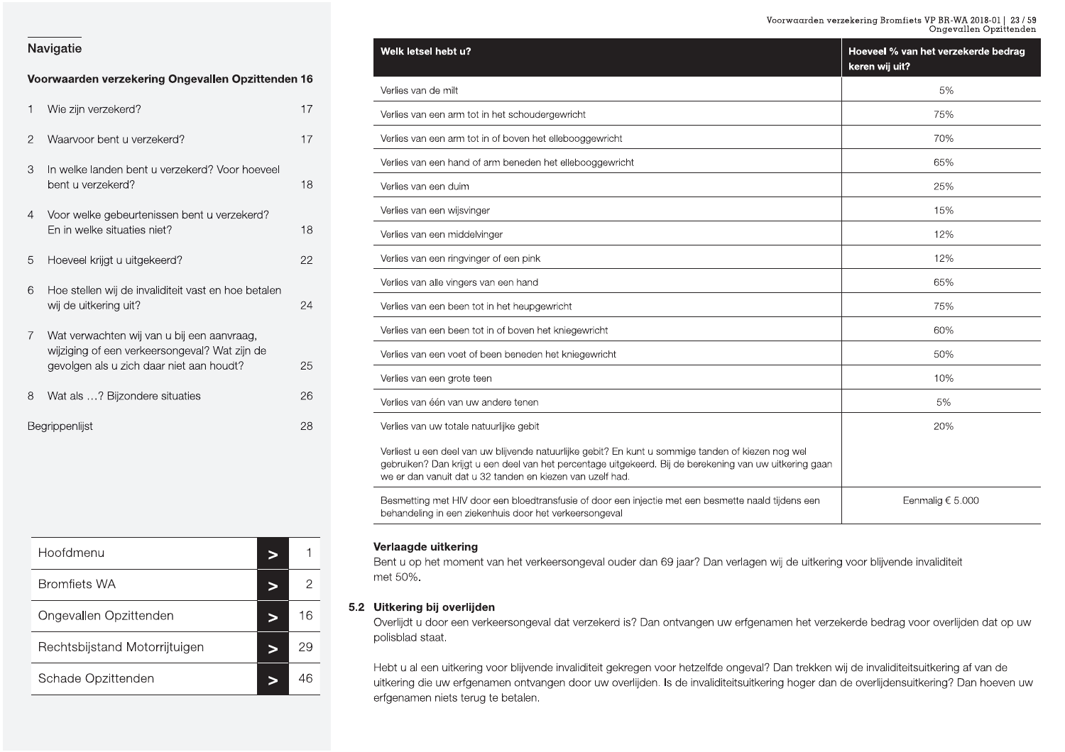## Navigatie

**Voorwaarden verzekering Ongevallen Opzittenden 16**

1 Wie zijn verzekerd? 17

2 Waarvoor bent u verzekerd? 17

3 In welke landen bent u verzekerd? Voor hoeveel bent u verzekerd? 18

4 Voor welke gebeurtenissen bent u verzekerd? En in welke situaties niet? 18

5 Hoeveel krijgt u uitgekeerd? 22

6 Hoe stellen wij de invaliditeit vast en hoe betalen wij de uitkering uit? 24

7 Wat verwachten wij van u bij een aanvraag, wijziging of een verkeersongeval? Wat zijn de gevolgen als u zich daar niet aan houdt? 25

8 Wat als …? Bijzondere situaties 26

Begrippenlijst 28

| | | |
|---|---|---|
| Hoofdmenu | > | 1 |
| Bromfiets WA | > | 2 |
| Ongevallen Opzittenden | > | 16 |
| Rechtsbijstand Motorrijtuigen | > | 29 |
| Schade Opzittenden | > | 46 |

| Welk letsel hebt u? | Hoeveel % van het verzekerde bedrag keren wij uit? |
|---|---|
| Verlies van de milt | 5% |
| Verlies van een arm tot in het schoudergewricht | 75% |
| Verlies van een arm tot in of boven het ellebooggewricht | 70% |
| Verlies van een hand of arm beneden het ellebooggewricht | 65% |
| Verlies van een duim | 25% |
| Verlies van een wijsvinger | 15% |
| Verlies van een middelvinger | 12% |
| Verlies van een ringvinger of een pink | 12% |
| Verlies van alle vingers van een hand | 65% |
| Verlies van een been tot in het heupgewricht | 75% |
| Verlies van een been tot in of boven het kniegewricht | 60% |
| Verlies van een voet of been beneden het kniegewricht | 50% |
| Verlies van een grote teen | 10% |
| Verlies van één van uw andere tenen | 5% |
| Verlies van uw totale natuurlijke gebit<br><br>Verliest u een deel van uw blijvende natuurlijke gebit? En kunt u sommige tanden of kiezen nog wel gebruiken? Dan krijgt u een deel van het percentage uitgekeerd. Bij de berekening van uw uitkering gaan we er dan vanuit dat u 32 tanden en kiezen van uzelf had. | 20% |
| Besmetting met HIV door een bloedtransfusie of door een injectie met een besmette naald tijdens een behandeling in een ziekenhuis door het verkeersongeval | Eenmalig € 5.000 |

**Verlaagde uitkering**

Bent u op het moment van het verkeersongeval ouder dan 69 jaar? Dan verlagen wij de uitkering voor blijvende invaliditeit met 50%.

### 5.2 Uitkering bij overlijden

Overlijdt u door een verkeersongeval dat verzekerd is? Dan ontvangen uw erfgenamen het verzekerde bedrag voor overlijden dat op uw polisblad staat.

Hebt u al een uitkering voor blijvende invaliditeit gekregen voor hetzelfde ongeval? Dan trekken wij de invaliditeitsuitkering af van de uitkering die uw erfgenamen ontvangen door uw overlijden. Is de invaliditeitsuitkering hoger dan de overlijdensuitkering? Dan hoeven uw erfgenamen niets terug te betalen.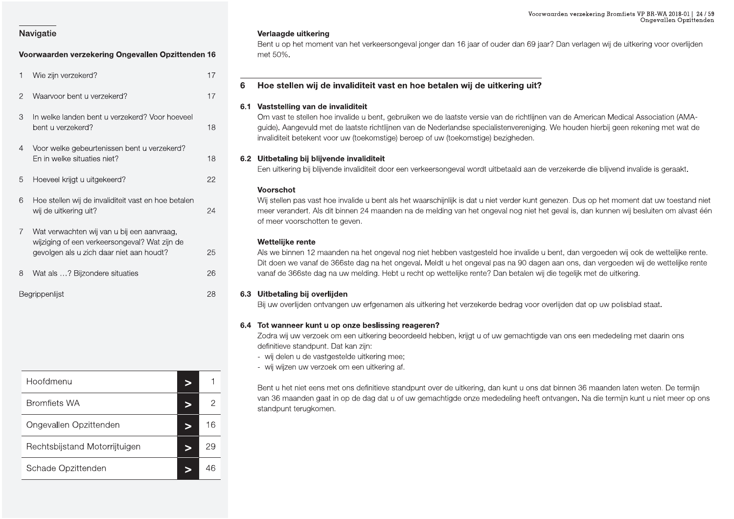## Navigatie

**Voorwaarden verzekering Ongevallen Opzittenden 16**

| | | |
|---|---|---|
| 1 | Wie zijn verzekerd? | 17 |
| 2 | Waarvoor bent u verzekerd? | 17 |
| 3 | In welke landen bent u verzekerd? Voor hoeveel bent u verzekerd? | 18 |
| 4 | Voor welke gebeurtenissen bent u verzekerd? En in welke situaties niet? | 18 |
| 5 | Hoeveel krijgt u uitgekeerd? | 22 |
| 6 | Hoe stellen wij de invaliditeit vast en hoe betalen wij de uitkering uit? | 24 |
| 7 | Wat verwachten wij van u bij een aanvraag, wijziging of een verkeersongeval? Wat zijn de gevolgen als u zich daar niet aan houdt? | 25 |
| 8 | Wat als …? Bijzondere situaties | 26 |
| | Begrippenlijst | 28 |

| | | |
|---|---|---|
| Hoofdmenu | > | 1 |
| Bromfiets WA | > | 2 |
| Ongevallen Opzittenden | > | 16 |
| Rechtsbijstand Motorrijtuigen | > | 29 |
| Schade Opzittenden | > | 46 |

**Verlaagde uitkering**

Bent u op het moment van het verkeersongeval jonger dan 16 jaar of ouder dan 69 jaar? Dan verlagen wij de uitkering voor overlijden met 50%.

## 6 Hoe stellen wij de invaliditeit vast en hoe betalen wij de uitkering uit?

### 6.1 Vaststelling van de invaliditeit

Om vast te stellen hoe invalide u bent, gebruiken we de laatste versie van de richtlijnen van de American Medical Association (AMA-guide). Aangevuld met de laatste richtlijnen van de Nederlandse specialistenvereniging. We houden hierbij geen rekening met wat de invaliditeit betekent voor uw (toekomstige) beroep of uw (toekomstige) bezigheden.

### 6.2 Uitbetaling bij blijvende invaliditeit

Een uitkering bij blijvende invaliditeit door een verkeersongeval wordt uitbetaald aan de verzekerde die blijvend invalide is geraakt.

**Voorschot**

Wij stellen pas vast hoe invalide u bent als het waarschijnlijk is dat u niet verder kunt genezen. Dus op het moment dat uw toestand niet meer verandert. Als dit binnen 24 maanden na de melding van het ongeval nog niet het geval is, dan kunnen wij besluiten om alvast één of meer voorschotten te geven.

**Wettelijke rente**

Als we binnen 12 maanden na het ongeval nog niet hebben vastgesteld hoe invalide u bent, dan vergoeden wij ook de wettelijke rente. Dit doen we vanaf de 366ste dag na het ongeval. Meldt u het ongeval pas na 90 dagen aan ons, dan vergoeden wij de wettelijke rente vanaf de 366ste dag na uw melding. Hebt u recht op wettelijke rente? Dan betalen wij die tegelijk met de uitkering.

### 6.3 Uitbetaling bij overlijden

Bij uw overlijden ontvangen uw erfgenamen als uitkering het verzekerde bedrag voor overlijden dat op uw polisblad staat.

### 6.4 Tot wanneer kunt u op onze beslissing reageren?

Zodra wij uw verzoek om een uitkering beoordeeld hebben, krijgt u of uw gemachtigde van ons een mededeling met daarin ons definitieve standpunt. Dat kan zijn:

- wij delen u de vastgestelde uitkering mee;
- wij wijzen uw verzoek om een uitkering af.

Bent u het niet eens met ons definitieve standpunt over de uitkering, dan kunt u ons dat binnen 36 maanden laten weten. De termijn van 36 maanden gaat in op de dag dat u of uw gemachtigde onze mededeling heeft ontvangen. Na die termijn kunt u niet meer op ons standpunt terugkomen.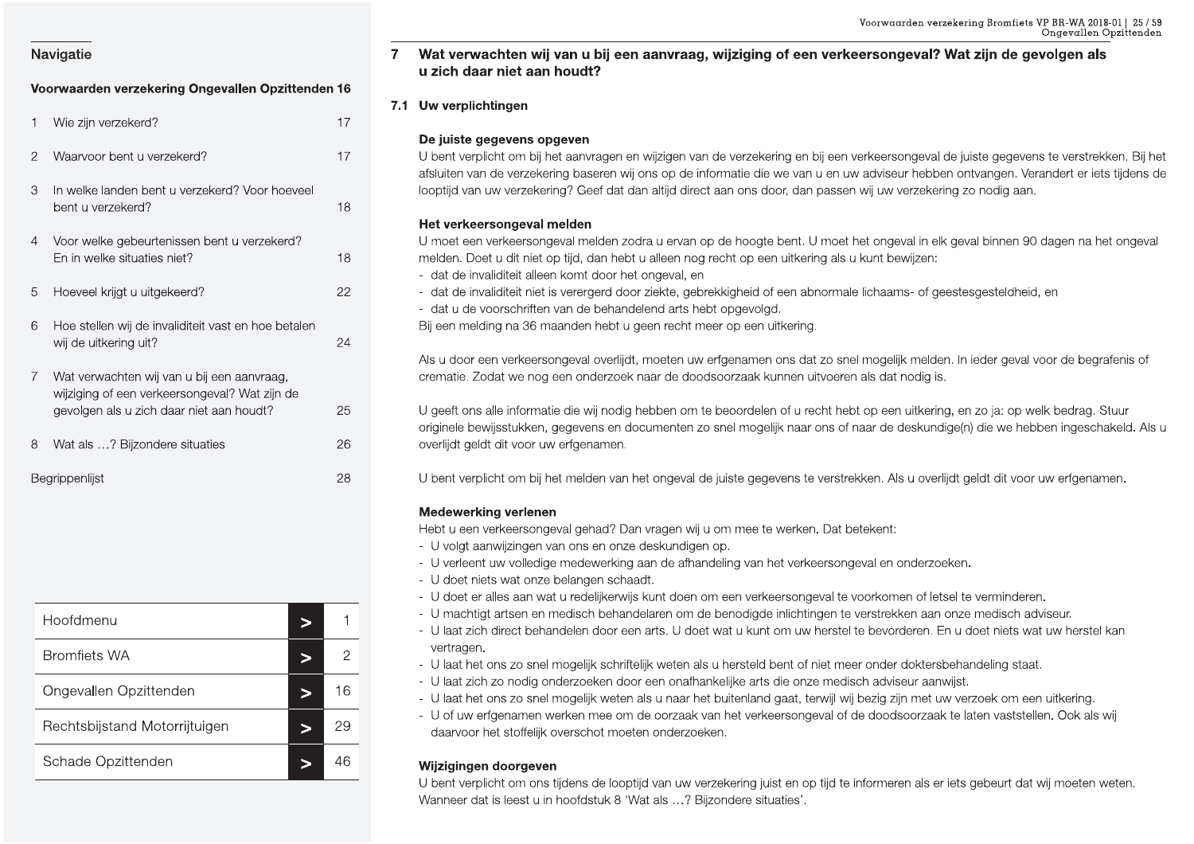## 7 Wat verwachten wij van u bij een aanvraag, wijziging of een verkeersongeval? Wat zijn de gevolgen als u zich daar niet aan houdt?

### 7.1 Uw verplichtingen

**De juiste gegevens opgeven**

U bent verplicht om bij het aanvragen en wijzigen van de verzekering en bij een verkeersongeval de juiste gegevens te verstrekken. Bij het afsluiten van de verzekering baseren wij ons op de informatie die we van u en uw adviseur hebben ontvangen. Verandert er iets tijdens de looptijd van uw verzekering? Geef dat dan altijd direct aan ons door, dan passen wij uw verzekering zo nodig aan.

**Het verkeersongeval melden**

U moet een verkeersongeval melden zodra u ervan op de hoogte bent. U moet het ongeval in elk geval binnen 90 dagen na het ongeval melden. Doet u dit niet op tijd, dan hebt u alleen nog recht op een uitkering als u kunt bewijzen:

- dat de invaliditeit alleen komt door het ongeval, en
- dat de invaliditeit niet is verergerd door ziekte, gebrekkigheid of een abnormale lichaams- of geestesgesteldheid, en
- dat u de voorschriften van de behandelend arts hebt opgevolgd.

Bij een melding na 36 maanden hebt u geen recht meer op een uitkering.

Als u door een verkeersongeval overlijdt, moeten uw erfgenamen ons dat zo snel mogelijk melden. In ieder geval voor de begrafenis of crematie. Zodat we nog een onderzoek naar de doodsoorzaak kunnen uitvoeren als dat nodig is.

U geeft ons alle informatie die wij nodig hebben om te beoordelen of u recht hebt op een uitkering, en zo ja: op welk bedrag. Stuur originele bewijsstukken, gegevens en documenten zo snel mogelijk naar ons of naar de deskundige(n) die we hebben ingeschakeld. Als u overlijdt geldt dit voor uw erfgenamen.

U bent verplicht om bij het melden van het ongeval de juiste gegevens te verstrekken. Als u overlijdt geldt dit voor uw erfgenamen.

**Medewerking verlenen**

Hebt u een verkeersongeval gehad? Dan vragen wij u om mee te werken. Dat betekent:

- U volgt aanwijzingen van ons en onze deskundigen op.
- U verleent uw volledige medewerking aan de afhandeling van het verkeersongeval en onderzoeken.
- U doet niets wat onze belangen schaadt.
- U doet er alles aan wat u redelijkerwijs kunt doen om een verkeersongeval te voorkomen of letsel te verminderen.
- U machtigt artsen en medisch behandelaren om de benodigde inlichtingen te verstrekken aan onze medisch adviseur.
- U laat zich direct behandelen door een arts. U doet wat u kunt om uw herstel te bevorderen. En u doet niets wat uw herstel kan vertragen.
- U laat het ons zo snel mogelijk schriftelijk weten als u hersteld bent of niet meer onder doktersbehandeling staat.
- U laat zich zo nodig onderzoeken door een onafhankelijke arts die onze medisch adviseur aanwijst.
- U laat het ons zo snel mogelijk weten als u naar het buitenland gaat, terwijl wij bezig zijn met uw verzoek om een uitkering.
- U of uw erfgenamen werken mee om de oorzaak van het verkeersongeval of de doodsoorzaak te laten vaststellen. Ook als wij daarvoor het stoffelijk overschot moeten onderzoeken.

**Wijzigingen doorgeven**

U bent verplicht om ons tijdens de looptijd van uw verzekering juist en op tijd te informeren als er iets gebeurt dat wij moeten weten. Wanneer dat is leest u in hoofdstuk 8 'Wat als …? Bijzondere situaties'.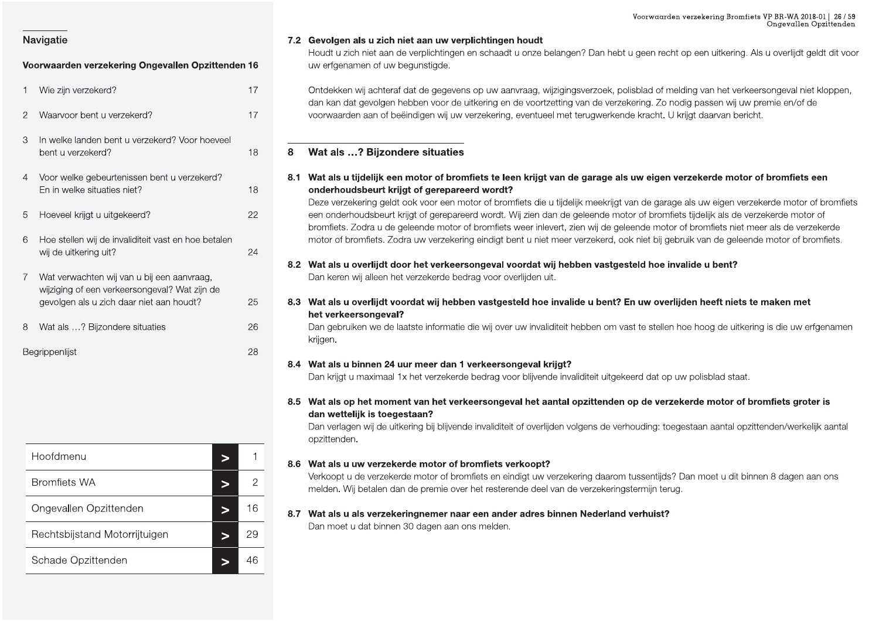## Navigatie

**Voorwaarden verzekering Ongevallen Opzittenden 16**

| | | |
|---|---|---|
| 1 | Wie zijn verzekerd? | 17 |
| 2 | Waarvoor bent u verzekerd? | 17 |
| 3 | In welke landen bent u verzekerd? Voor hoeveel bent u verzekerd? | 18 |
| 4 | Voor welke gebeurtenissen bent u verzekerd? En in welke situaties niet? | 18 |
| 5 | Hoeveel krijgt u uitgekeerd? | 22 |
| 6 | Hoe stellen wij de invaliditeit vast en hoe betalen wij de uitkering uit? | 24 |
| 7 | Wat verwachten wij van u bij een aanvraag, wijziging of een verkeersongeval? Wat zijn de gevolgen als u zich daar niet aan houdt? | 25 |
| 8 | Wat als …? Bijzondere situaties | 26 |
| | Begrippenlijst | 28 |

| | | |
|---|---|---|
| Hoofdmenu | > | 1 |
| Bromfiets WA | > | 2 |
| Ongevallen Opzittenden | > | 16 |
| Rechtsbijstand Motorrijtuigen | > | 29 |
| Schade Opzittenden | > | 46 |

### 7.2 Gevolgen als u zich niet aan uw verplichtingen houdt

Houdt u zich niet aan de verplichtingen en schaadt u onze belangen? Dan hebt u geen recht op een uitkering. Als u overlijdt geldt dit voor uw erfgenamen of uw begunstigde.

Ontdekken wij achteraf dat de gegevens op uw aanvraag, wijzigingsverzoek, polisblad of melding van het verkeersongeval niet kloppen, dan kan dat gevolgen hebben voor de uitkering en de voortzetting van de verzekering. Zo nodig passen wij uw premie en/of de voorwaarden aan of beëindigen wij uw verzekering, eventueel met terugwerkende kracht. U krijgt daarvan bericht.

## 8 Wat als …? Bijzondere situaties

### 8.1 Wat als u tijdelijk een motor of bromfiets te leen krijgt van de garage als uw eigen verzekerde motor of bromfiets een onderhoudsbeurt krijgt of gerepareerd wordt?

Deze verzekering geldt ook voor een motor of bromfiets die u tijdelijk meekrijgt van de garage als uw eigen verzekerde motor of bromfiets een onderhoudsbeurt krijgt of gerepareerd wordt. Wij zien dan de geleende motor of bromfiets tijdelijk als de verzekerde motor of bromfiets. Zodra u de geleende motor of bromfiets weer inlevert, zien wij de geleende motor of bromfiets niet meer als de verzekerde motor of bromfiets. Zodra uw verzekering eindigt bent u niet meer verzekerd, ook niet bij gebruik van de geleende motor of bromfiets.

### 8.2 Wat als u overlijdt door het verkeersongeval voordat wij hebben vastgesteld hoe invalide u bent?

Dan keren wij alleen het verzekerde bedrag voor overlijden uit.

### 8.3 Wat als u overlijdt voordat wij hebben vastgesteld hoe invalide u bent? En uw overlijden heeft niets te maken met het verkeersongeval?

Dan gebruiken we de laatste informatie die wij over uw invaliditeit hebben om vast te stellen hoe hoog de uitkering is die uw erfgenamen krijgen.

### 8.4 Wat als u binnen 24 uur meer dan 1 verkeersongeval krijgt?

Dan krijgt u maximaal 1x het verzekerde bedrag voor blijvende invaliditeit uitgekeerd dat op uw polisblad staat.

### 8.5 Wat als op het moment van het verkeersongeval het aantal opzittenden op de verzekerde motor of bromfiets groter is dan wettelijk is toegestaan?

Dan verlagen wij de uitkering bij blijvende invaliditeit of overlijden volgens de verhouding: toegestaan aantal opzittenden/werkelijk aantal opzittenden.

### 8.6 Wat als u uw verzekerde motor of bromfiets verkoopt?

Verkoopt u de verzekerde motor of bromfiets en eindigt uw verzekering daarom tussentijds? Dan moet u dit binnen 8 dagen aan ons melden. Wij betalen dan de premie over het resterende deel van de verzekeringstermijn terug.

### 8.7 Wat als u als verzekeringnemer naar een ander adres binnen Nederland verhuist?

Dan moet u dat binnen 30 dagen aan ons melden.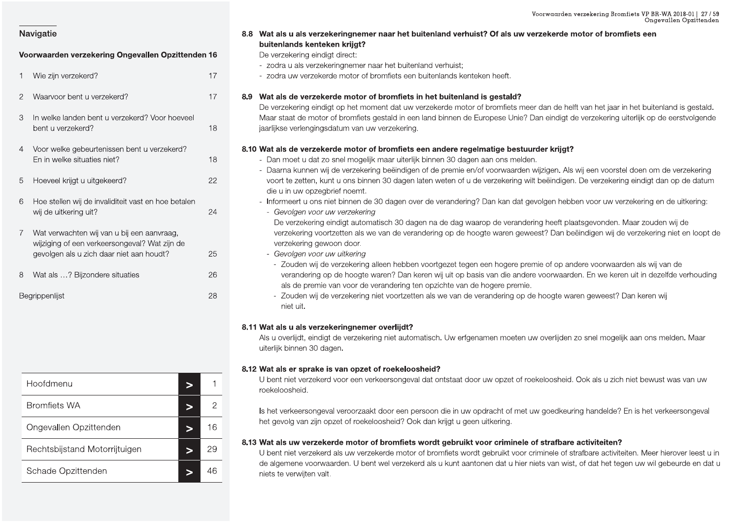## Navigatie

**Voorwaarden verzekering Ongevallen Opzittenden 16**

| | | |
|---|---|---|
| 1 | Wie zijn verzekerd? | 17 |
| 2 | Waarvoor bent u verzekerd? | 17 |
| 3 | In welke landen bent u verzekerd? Voor hoeveel bent u verzekerd? | 18 |
| 4 | Voor welke gebeurtenissen bent u verzekerd? En in welke situaties niet? | 18 |
| 5 | Hoeveel krijgt u uitgekeerd? | 22 |
| 6 | Hoe stellen wij de invaliditeit vast en hoe betalen wij de uitkering uit? | 24 |
| 7 | Wat verwachten wij van u bij een aanvraag, wijziging of een verkeersongeval? Wat zijn de gevolgen als u zich daar niet aan houdt? | 25 |
| 8 | Wat als …? Bijzondere situaties | 26 |
| | Begrippenlijst | 28 |

| | | |
|---|---|---|
| Hoofdmenu | > | 1 |
| Bromfiets WA | > | 2 |
| Ongevallen Opzittenden | > | 16 |
| Rechtsbijstand Motorrijtuigen | > | 29 |
| Schade Opzittenden | > | 46 |

### 8.8 Wat als u als verzekeringnemer naar het buitenland verhuist? Of als uw verzekerde motor of bromfiets een buitenlands kenteken krijgt?

De verzekering eindigt direct:
- zodra u als verzekeringnemer naar het buitenland verhuist;
- zodra uw verzekerde motor of bromfiets een buitenlands kenteken heeft.

### 8.9 Wat als de verzekerde motor of bromfiets in het buitenland is gestald?

De verzekering eindigt op het moment dat uw verzekerde motor of bromfiets meer dan de helft van het jaar in het buitenland is gestald. Maar staat de motor of bromfiets gestald in een land binnen de Europese Unie? Dan eindigt de verzekering uiterlijk op de eerstvolgende jaarlijkse verlengingsdatum van uw verzekering.

### 8.10 Wat als de verzekerde motor of bromfiets een andere regelmatige bestuurder krijgt?

- Dan moet u dat zo snel mogelijk maar uiterlijk binnen 30 dagen aan ons melden.
- Daarna kunnen wij de verzekering beëindigen of de premie en/of voorwaarden wijzigen. Als wij een voorstel doen om de verzekering voort te zetten, kunt u ons binnen 30 dagen laten weten of u de verzekering wilt beëindigen. De verzekering eindigt dan op de datum die u in uw opzegbrief noemt.
- Informeert u ons niet binnen de 30 dagen over de verandering? Dan kan dat gevolgen hebben voor uw verzekering en de uitkering:
  - *Gevolgen voor uw verzekering*
    De verzekering eindigt automatisch 30 dagen na de dag waarop de verandering heeft plaatsgevonden. Maar zouden wij de verzekering voortzetten als we van de verandering op de hoogte waren geweest? Dan beëindigen wij de verzekering niet en loopt de verzekering gewoon door.
  - *Gevolgen voor uw uitkering*
    - Zouden wij de verzekering alleen hebben voortgezet tegen een hogere premie of op andere voorwaarden als wij van de verandering op de hoogte waren? Dan keren wij uit op basis van die andere voorwaarden. En we keren uit in dezelfde verhouding als de premie van voor de verandering ten opzichte van de hogere premie.
    - Zouden wij de verzekering niet voortzetten als we van de verandering op de hoogte waren geweest? Dan keren wij niet uit.

### 8.11 Wat als u als verzekeringnemer overlijdt?

Als u overlijdt, eindigt de verzekering niet automatisch. Uw erfgenamen moeten uw overlijden zo snel mogelijk aan ons melden. Maar uiterlijk binnen 30 dagen.

### 8.12 Wat als er sprake is van opzet of roekeloosheid?

U bent niet verzekerd voor een verkeersongeval dat ontstaat door uw opzet of roekeloosheid. Ook als u zich niet bewust was van uw roekeloosheid.

Is het verkeersongeval veroorzaakt door een persoon die in uw opdracht of met uw goedkeuring handelde? En is het verkeersongeval het gevolg van zijn opzet of roekeloosheid? Ook dan krijgt u geen uitkering.

### 8.13 Wat als uw verzekerde motor of bromfiets wordt gebruikt voor criminele of strafbare activiteiten?

U bent niet verzekerd als uw verzekerde motor of bromfiets wordt gebruikt voor criminele of strafbare activiteiten. Meer hierover leest u in de algemene voorwaarden. U bent wel verzekerd als u kunt aantonen dat u hier niets van wist, of dat het tegen uw wil gebeurde en dat u niets te verwijten valt.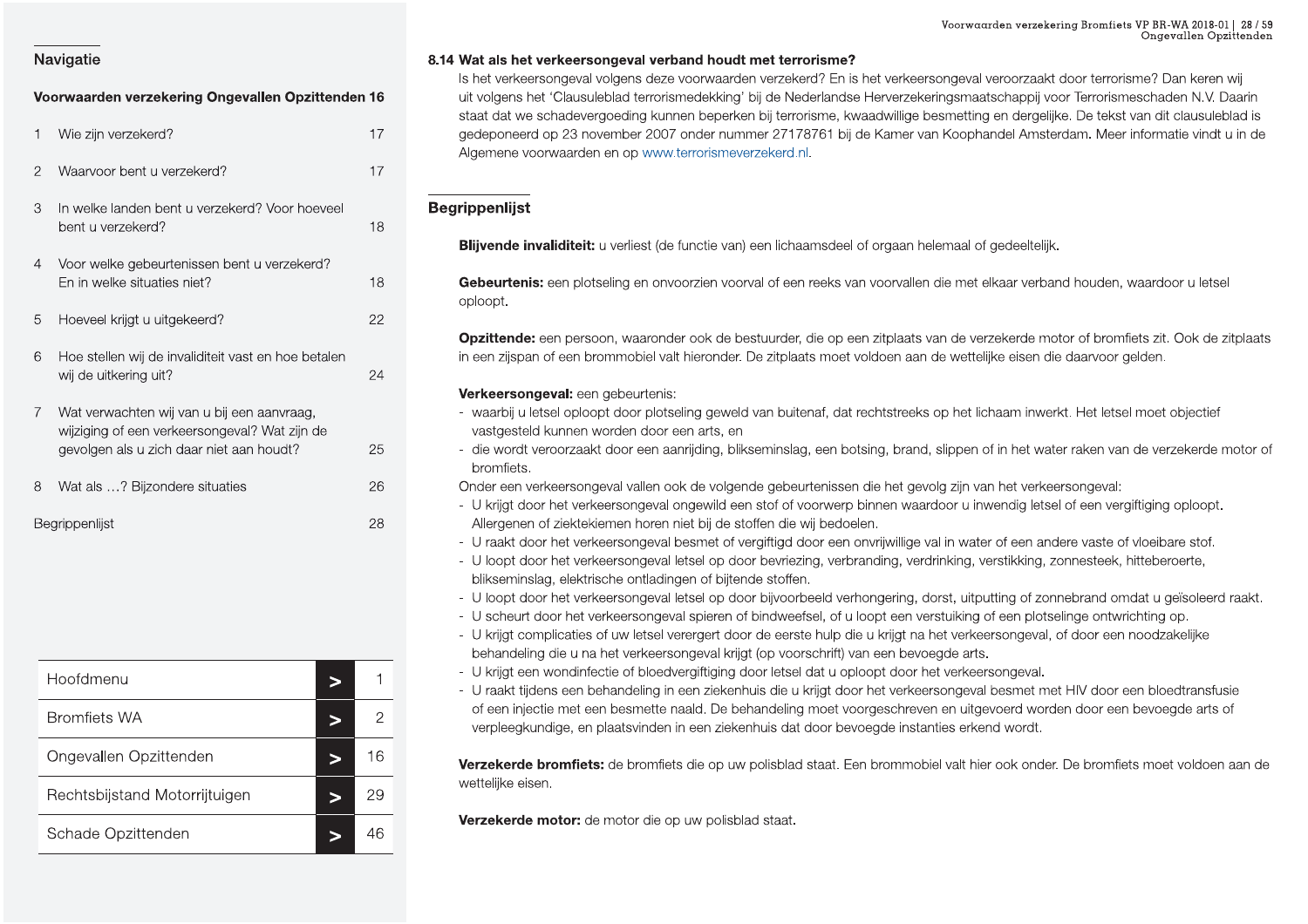## Navigatie

**Voorwaarden verzekering Ongevallen Opzittenden 16**

| | | |
|---|---|---|
| 1 | Wie zijn verzekerd? | 17 |
| 2 | Waarvoor bent u verzekerd? | 17 |
| 3 | In welke landen bent u verzekerd? Voor hoeveel bent u verzekerd? | 18 |
| 4 | Voor welke gebeurtenissen bent u verzekerd? En in welke situaties niet? | 18 |
| 5 | Hoeveel krijgt u uitgekeerd? | 22 |
| 6 | Hoe stellen wij de invaliditeit vast en hoe betalen wij de uitkering uit? | 24 |
| 7 | Wat verwachten wij van u bij een aanvraag, wijziging of een verkeersongeval? Wat zijn de gevolgen als u zich daar niet aan houdt? | 25 |
| 8 | Wat als …? Bijzondere situaties | 26 |
| | Begrippenlijst | 28 |

| | | |
|---|---|---|
| Hoofdmenu | > | 1 |
| Bromfiets WA | > | 2 |
| Ongevallen Opzittenden | > | 16 |
| Rechtsbijstand Motorrijtuigen | > | 29 |
| Schade Opzittenden | > | 46 |

### 8.14 Wat als het verkeersongeval verband houdt met terrorisme?

Is het verkeersongeval volgens deze voorwaarden verzekerd? En is het verkeersongeval veroorzaakt door terrorisme? Dan keren wij uit volgens het 'Clausuleblad terrorismedekking' bij de Nederlandse Herverzekeringsmaatschappij voor Terrorismeschaden N.V. Daarin staat dat we schadevergoeding kunnen beperken bij terrorisme, kwaadwillige besmetting en dergelijke. De tekst van dit clausuleblad is gedeponeerd op 23 november 2007 onder nummer 27178761 bij de Kamer van Koophandel Amsterdam. Meer informatie vindt u in de Algemene voorwaarden en op www.terrorismeverzekerd.nl.

## Begrippenlijst

**Blijvende invaliditeit:** u verliest (de functie van) een lichaamsdeel of orgaan helemaal of gedeeltelijk.

**Gebeurtenis:** een plotseling en onvoorzien voorval of een reeks van voorvallen die met elkaar verband houden, waardoor u letsel oploopt.

**Opzittende:** een persoon, waaronder ook de bestuurder, die op een zitplaats van de verzekerde motor of bromfiets zit. Ook de zitplaats in een zijspan of een brommobiel valt hieronder. De zitplaats moet voldoen aan de wettelijke eisen die daarvoor gelden.

**Verkeersongeval:** een gebeurtenis:
- waarbij u letsel oploopt door plotseling geweld van buitenaf, dat rechtstreeks op het lichaam inwerkt. Het letsel moet objectief vastgesteld kunnen worden door een arts, en
- die wordt veroorzaakt door een aanrijding, blikseminslag, een botsing, brand, slippen of in het water raken van de verzekerde motor of bromfiets.

Onder een verkeersongeval vallen ook de volgende gebeurtenissen die het gevolg zijn van het verkeersongeval:
- U krijgt door het verkeersongeval ongewild een stof of voorwerp binnen waardoor u inwendig letsel of een vergiftiging oploopt. Allergenen of ziektekiemen horen niet bij de stoffen die wij bedoelen.
- U raakt door het verkeersongeval besmet of vergiftigd door een onvrijwillige val in water of een andere vaste of vloeibare stof.
- U loopt door het verkeersongeval letsel op door bevriezing, verbranding, verdrinking, verstikking, zonnesteek, hitteberoerte, blikseminslag, elektrische ontladingen of bijtende stoffen.
- U loopt door het verkeersongeval letsel op door bijvoorbeeld verhongering, dorst, uitputting of zonnebrand omdat u geïsoleerd raakt.
- U scheurt door het verkeersongeval spieren of bindweefsel, of u loopt een verstuiking of een plotselinge ontwrichting op.
- U krijgt complicaties of uw letsel verergert door de eerste hulp die u krijgt na het verkeersongeval, of door een noodzakelijke behandeling die u na het verkeersongeval krijgt (op voorschrift) van een bevoegde arts.
- U krijgt een wondinfectie of bloedvergiftiging door letsel dat u oploopt door het verkeersongeval.
- U raakt tijdens een behandeling in een ziekenhuis die u krijgt door het verkeersongeval besmet met HIV door een bloedtransfusie of een injectie met een besmette naald. De behandeling moet voorgeschreven en uitgevoerd worden door een bevoegde arts of verpleegkundige, en plaatsvinden in een ziekenhuis dat door bevoegde instanties erkend wordt.

**Verzekerde bromfiets:** de bromfiets die op uw polisblad staat. Een brommobiel valt hier ook onder. De bromfiets moet voldoen aan de wettelijke eisen.

**Verzekerde motor:** de motor die op uw polisblad staat.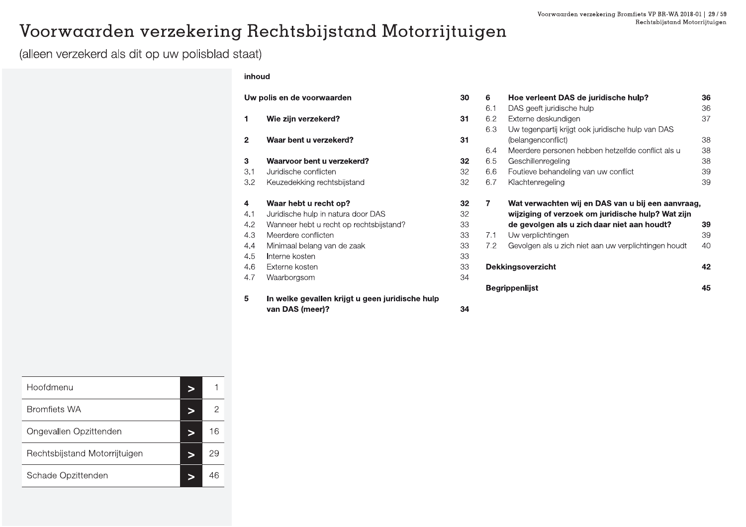# Voorwaarden verzekering Rechtsbijstand Motorrijtuigen

(alleen verzekerd als dit op uw polisblad staat)

**inhoud**

| | | |
|---|---|---|
| **Uw polis en de voorwaarden** | | **30** |
| **1** | **Wie zijn verzekerd?** | **31** |
| **2** | **Waar bent u verzekerd?** | **31** |
| **3** | **Waarvoor bent u verzekerd?** | **32** |
| 3.1 | Juridische conflicten | 32 |
| 3.2 | Keuzedekking rechtsbijstand | 32 |
| **4** | **Waar hebt u recht op?** | **32** |
| 4.1 | Juridische hulp in natura door DAS | 32 |
| 4.2 | Wanneer hebt u recht op rechtsbijstand? | 33 |
| 4.3 | Meerdere conflicten | 33 |
| 4.4 | Minimaal belang van de zaak | 33 |
| 4.5 | Interne kosten | 33 |
| 4.6 | Externe kosten | 33 |
| 4.7 | Waarborgsom | 34 |
| **5** | **In welke gevallen krijgt u geen juridische hulp van DAS (meer)?** | **34** |
| **6** | **Hoe verleent DAS de juridische hulp?** | **36** |
| 6.1 | DAS geeft juridische hulp | 36 |
| 6.2 | Externe deskundigen | 37 |
| 6.3 | Uw tegenpartij krijgt ook juridische hulp van DAS (belangenconflict) | 38 |
| 6.4 | Meerdere personen hebben hetzelfde conflict als u | 38 |
| 6.5 | Geschillenregeling | 38 |
| 6.6 | Foutieve behandeling van uw conflict | 39 |
| 6.7 | Klachtenregeling | 39 |
| **7** | **Wat verwachten wij en DAS van u bij een aanvraag, wijziging of verzoek om juridische hulp? Wat zijn de gevolgen als u zich daar niet aan houdt?** | **39** |
| 7.1 | Uw verplichtingen | 39 |
| 7.2 | Gevolgen als u zich niet aan uw verplichtingen houdt | 40 |
| **Dekkingsoverzicht** | | **42** |
| **Begrippenlijst** | | **45** |

| | | |
|---|---|---|
| Hoofdmenu | > | 1 |
| Bromfiets WA | > | 2 |
| Ongevallen Opzittenden | > | 16 |
| Rechtsbijstand Motorrijtuigen | > | 29 |
| Schade Opzittenden | > | 46 |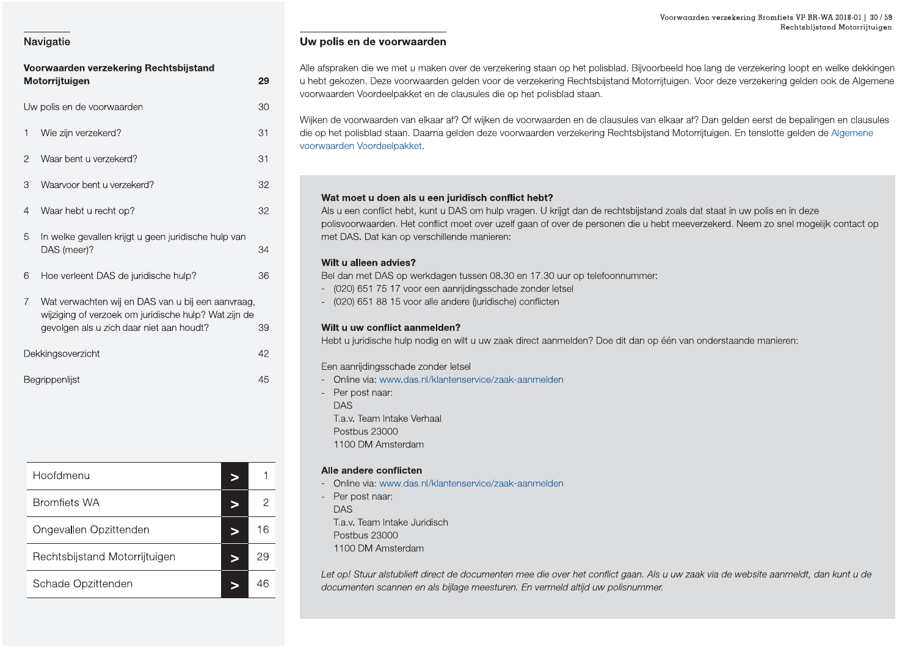## Navigatie

| Voorwaarden verzekering Rechtsbijstand Motorrijtuigen | 29 |
|---|---|
| Uw polis en de voorwaarden | 30 |
| 1 Wie zijn verzekerd? | 31 |
| 2 Waar bent u verzekerd? | 31 |
| 3 Waarvoor bent u verzekerd? | 32 |
| 4 Waar hebt u recht op? | 32 |
| 5 In welke gevallen krijgt u geen juridische hulp van DAS (meer)? | 34 |
| 6 Hoe verleent DAS de juridische hulp? | 36 |
| 7 Wat verwachten wij en DAS van u bij een aanvraag, wijziging of verzoek om juridische hulp? Wat zijn de gevolgen als u zich daar niet aan houdt? | 39 |
| Dekkingsoverzicht | 42 |
| Begrippenlijst | 45 |

| Hoofdmenu | > | 1 |
|---|---|---|
| Bromfiets WA | > | 2 |
| Ongevallen Opzittenden | > | 16 |
| Rechtsbijstand Motorrijtuigen | > | 29 |
| Schade Opzittenden | > | 46 |

## Uw polis en de voorwaarden

Alle afspraken die we met u maken over de verzekering staan op het polisblad. Bijvoorbeeld hoe lang de verzekering loopt en welke dekkingen u hebt gekozen. Deze voorwaarden gelden voor de verzekering Rechtsbijstand Motorrijtuigen. Voor deze verzekering gelden ook de Algemene voorwaarden Voordeelpakket en de clausules die op het polisblad staan.

Wijken de voorwaarden van elkaar af? Of wijken de voorwaarden en de clausules van elkaar af? Dan gelden eerst de bepalingen en clausules die op het polisblad staan. Daarna gelden deze voorwaarden verzekering Rechtsbijstand Motorrijtuigen. En tenslotte gelden de Algemene voorwaarden Voordeelpakket.

**Wat moet u doen als u een juridisch conflict hebt?**
Als u een conflict hebt, kunt u DAS om hulp vragen. U krijgt dan de rechtsbijstand zoals dat staat in uw polis en in deze polisvoorwaarden. Het conflict moet over uzelf gaan of over de personen die u hebt meeverzekerd. Neem zo snel mogelijk contact op met DAS. Dat kan op verschillende manieren:

**Wilt u alleen advies?**
Bel dan met DAS op werkdagen tussen 08.30 en 17.30 uur op telefoonnummer:
- (020) 651 75 17 voor een aanrijdingsschade zonder letsel
- (020) 651 88 15 voor alle andere (juridische) conflicten

**Wilt u uw conflict aanmelden?**
Hebt u juridische hulp nodig en wilt u uw zaak direct aanmelden? Doe dit dan op één van onderstaande manieren:

Een aanrijdingsschade zonder letsel
- Online via: www.das.nl/klantenservice/zaak-aanmelden
- Per post naar:
  DAS
  T.a.v. Team Intake Verhaal
  Postbus 23000
  1100 DM Amsterdam

**Alle andere conflicten**
- Online via: www.das.nl/klantenservice/zaak-aanmelden
- Per post naar:
  DAS
  T.a.v. Team Intake Juridisch
  Postbus 23000
  1100 DM Amsterdam

*Let op! Stuur alstublieft direct de documenten mee die over het conflict gaan. Als u uw zaak via de website aanmeldt, dan kunt u de documenten scannen en als bijlage meesturen. En vermeld altijd uw polisnummer.*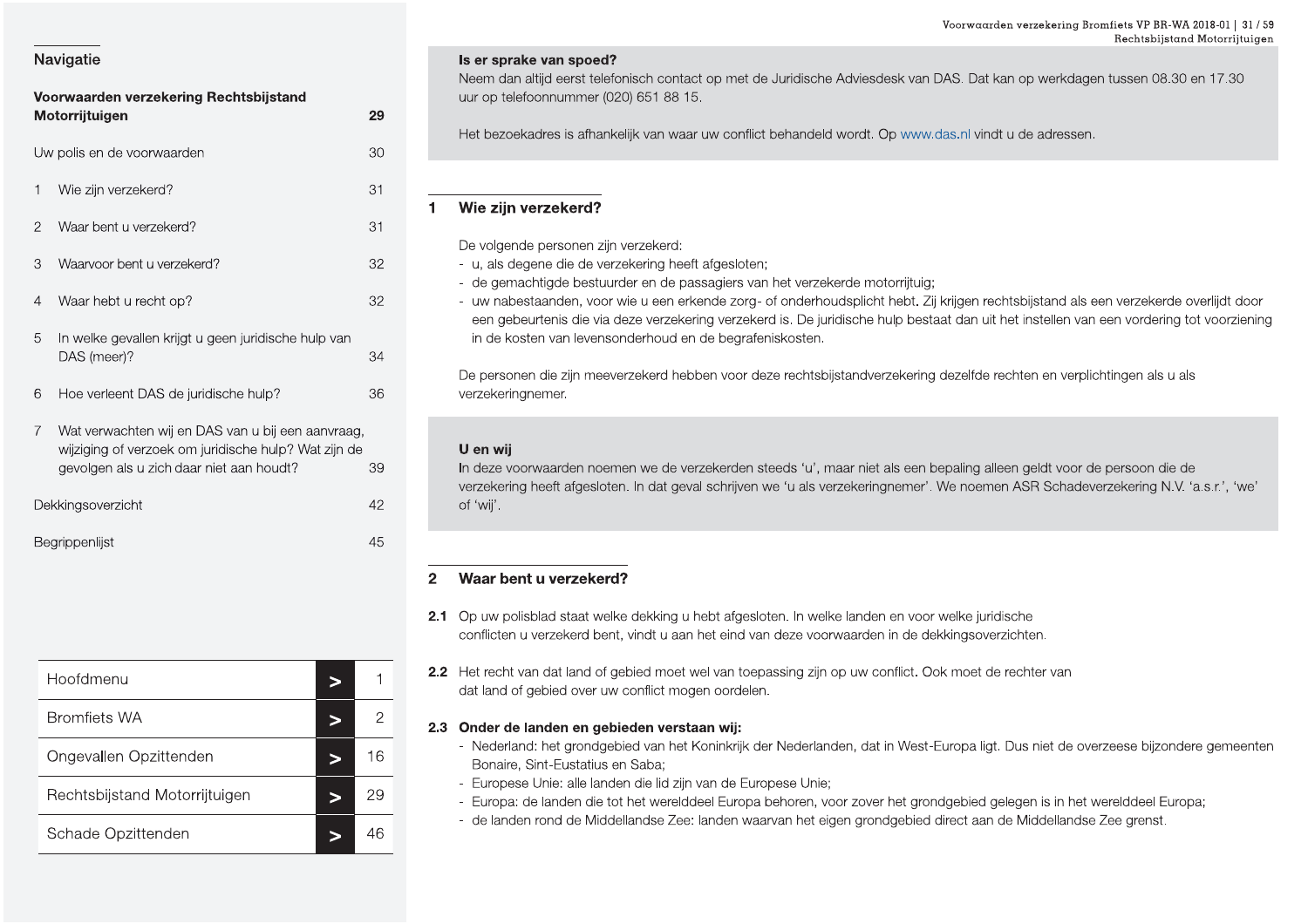## Navigatie

**Voorwaarden verzekering Rechtsbijstand Motorrijtuigen** 29

Uw polis en de voorwaarden 30

1 Wie zijn verzekerd? 31

2 Waar bent u verzekerd? 31

3 Waarvoor bent u verzekerd? 32

4 Waar hebt u recht op? 32

5 In welke gevallen krijgt u geen juridische hulp van DAS (meer)? 34

6 Hoe verleent DAS de juridische hulp? 36

7 Wat verwachten wij en DAS van u bij een aanvraag, wijziging of verzoek om juridische hulp? Wat zijn de gevolgen als u zich daar niet aan houdt? 39

Dekkingsoverzicht 42

Begrippenlijst 45

| | | |
|---|---|---|
| Hoofdmenu | > | 1 |
| Bromfiets WA | > | 2 |
| Ongevallen Opzittenden | > | 16 |
| Rechtsbijstand Motorrijtuigen | > | 29 |
| Schade Opzittenden | > | 46 |

**Is er sprake van spoed?**
Neem dan altijd eerst telefonisch contact op met de Juridische Adviesdesk van DAS. Dat kan op werkdagen tussen 08.30 en 17.30 uur op telefoonnummer (020) 651 88 15.

Het bezoekadres is afhankelijk van waar uw conflict behandeld wordt. Op www.das.nl vindt u de adressen.

## 1 Wie zijn verzekerd?

De volgende personen zijn verzekerd:
- u, als degene die de verzekering heeft afgesloten;
- de gemachtigde bestuurder en de passagiers van het verzekerde motorrijtuig;
- uw nabestaanden, voor wie u een erkende zorg- of onderhoudsplicht hebt. Zij krijgen rechtsbijstand als een verzekerde overlijdt door een gebeurtenis die via deze verzekering verzekerd is. De juridische hulp bestaat dan uit het instellen van een vordering tot voorziening in de kosten van levensonderhoud en de begrafeniskosten.

De personen die zijn meeverzekerd hebben voor deze rechtsbijstandverzekering dezelfde rechten en verplichtingen als u als verzekeringnemer.

**U en wij**
In deze voorwaarden noemen we de verzekerden steeds 'u', maar niet als een bepaling alleen geldt voor de persoon die de verzekering heeft afgesloten. In dat geval schrijven we 'u als verzekeringnemer'. We noemen ASR Schadeverzekering N.V. 'a.s.r.', 'we' of 'wij'.

## 2 Waar bent u verzekerd?

**2.1** Op uw polisblad staat welke dekking u hebt afgesloten. In welke landen en voor welke juridische conflicten u verzekerd bent, vindt u aan het eind van deze voorwaarden in de dekkingsoverzichten.

**2.2** Het recht van dat land of gebied moet wel van toepassing zijn op uw conflict. Ook moet de rechter van dat land of gebied over uw conflict mogen oordelen.

**2.3 Onder de landen en gebieden verstaan wij:**
- Nederland: het grondgebied van het Koninkrijk der Nederlanden, dat in West-Europa ligt. Dus niet de overzeese bijzondere gemeenten Bonaire, Sint-Eustatius en Saba;
- Europese Unie: alle landen die lid zijn van de Europese Unie;
- Europa: de landen die tot het werelddeel Europa behoren, voor zover het grondgebied gelegen is in het werelddeel Europa;
- de landen rond de Middellandse Zee: landen waarvan het eigen grondgebied direct aan de Middellandse Zee grenst.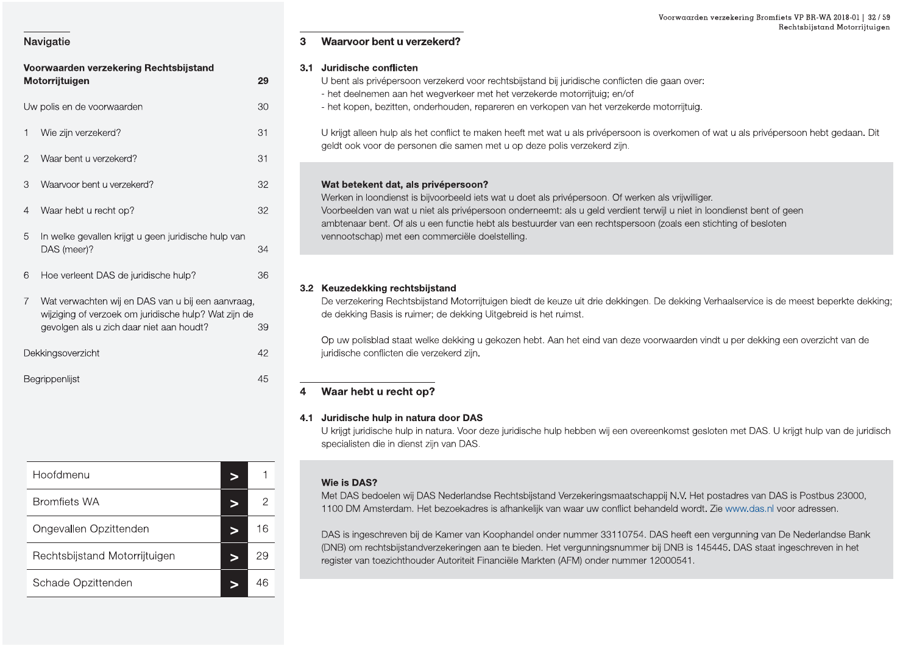## Navigatie

**Voorwaarden verzekering Rechtsbijstand Motorrijtuigen** 29

Uw polis en de voorwaarden 30

1 Wie zijn verzekerd? 31

2 Waar bent u verzekerd? 31

3 Waarvoor bent u verzekerd? 32

4 Waar hebt u recht op? 32

5 In welke gevallen krijgt u geen juridische hulp van DAS (meer)? 34

6 Hoe verleent DAS de juridische hulp? 36

7 Wat verwachten wij en DAS van u bij een aanvraag, wijziging of verzoek om juridische hulp? Wat zijn de gevolgen als u zich daar niet aan houdt? 39

Dekkingsoverzicht 42

Begrippenlijst 45

| | | |
|---|---|---|
| Hoofdmenu | > | 1 |
| Bromfiets WA | > | 2 |
| Ongevallen Opzittenden | > | 16 |
| Rechtsbijstand Motorrijtuigen | > | 29 |
| Schade Opzittenden | > | 46 |

## 3 Waarvoor bent u verzekerd?

### 3.1 Juridische conflicten

U bent als privépersoon verzekerd voor rechtsbijstand bij juridische conflicten die gaan over:
- het deelnemen aan het wegverkeer met het verzekerde motorrijtuig; en/of
- het kopen, bezitten, onderhouden, repareren en verkopen van het verzekerde motorrijtuig.

U krijgt alleen hulp als het conflict te maken heeft met wat u als privépersoon is overkomen of wat u als privépersoon hebt gedaan. Dit geldt ook voor de personen die samen met u op deze polis verzekerd zijn.

**Wat betekent dat, als privépersoon?**
Werken in loondienst is bijvoorbeeld iets wat u doet als privépersoon. Of werken als vrijwilliger.
Voorbeelden van wat u niet als privépersoon onderneemt: als u geld verdient terwijl u niet in loondienst bent of geen ambtenaar bent. Of als u een functie hebt als bestuurder van een rechtspersoon (zoals een stichting of besloten vennootschap) met een commerciële doelstelling.

### 3.2 Keuzedekking rechtsbijstand

De verzekering Rechtsbijstand Motorrijtuigen biedt de keuze uit drie dekkingen. De dekking Verhaalservice is de meest beperkte dekking; de dekking Basis is ruimer; de dekking Uitgebreid is het ruimst.

Op uw polisblad staat welke dekking u gekozen hebt. Aan het eind van deze voorwaarden vindt u per dekking een overzicht van de juridische conflicten die verzekerd zijn.

## 4 Waar hebt u recht op?

### 4.1 Juridische hulp in natura door DAS

U krijgt juridische hulp in natura. Voor deze juridische hulp hebben wij een overeenkomst gesloten met DAS. U krijgt hulp van de juridisch specialisten die in dienst zijn van DAS.

**Wie is DAS?**
Met DAS bedoelen wij DAS Nederlandse Rechtsbijstand Verzekeringsmaatschappij N.V. Het postadres van DAS is Postbus 23000, 1100 DM Amsterdam. Het bezoekadres is afhankelijk van waar uw conflict behandeld wordt. Zie www.das.nl voor adressen.

DAS is ingeschreven bij de Kamer van Koophandel onder nummer 33110754. DAS heeft een vergunning van De Nederlandse Bank (DNB) om rechtsbijstandverzekeringen aan te bieden. Het vergunningsnummer bij DNB is 145445. DAS staat ingeschreven in het register van toezichthouder Autoriteit Financiële Markten (AFM) onder nummer 12000541.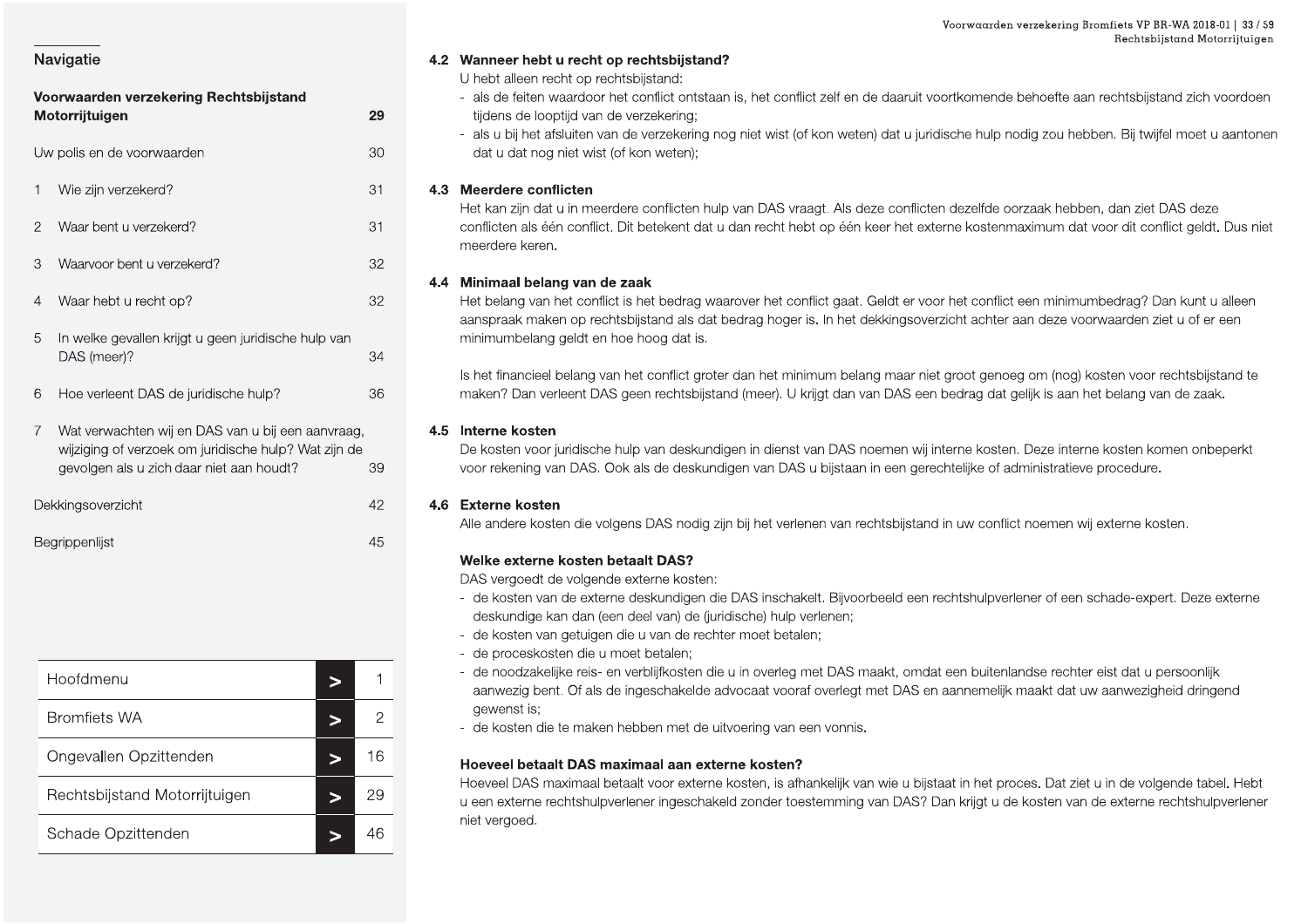### 4.2 Wanneer hebt u recht op rechtsbijstand?

U hebt alleen recht op rechtsbijstand:

- als de feiten waardoor het conflict ontstaan is, het conflict zelf en de daaruit voortkomende behoefte aan rechtsbijstand zich voordoen tijdens de looptijd van de verzekering;
- als u bij het afsluiten van de verzekering nog niet wist (of kon weten) dat u juridische hulp nodig zou hebben. Bij twijfel moet u aantonen dat u dat nog niet wist (of kon weten);

### 4.3 Meerdere conflicten

Het kan zijn dat u in meerdere conflicten hulp van DAS vraagt. Als deze conflicten dezelfde oorzaak hebben, dan ziet DAS deze conflicten als één conflict. Dit betekent dat u dan recht hebt op één keer het externe kostenmaximum dat voor dit conflict geldt. Dus niet meerdere keren.

### 4.4 Minimaal belang van de zaak

Het belang van het conflict is het bedrag waarover het conflict gaat. Geldt er voor het conflict een minimumbedrag? Dan kunt u alleen aanspraak maken op rechtsbijstand als dat bedrag hoger is. In het dekkingsoverzicht achter aan deze voorwaarden ziet u of er een minimumbelang geldt en hoe hoog dat is.

Is het financieel belang van het conflict groter dan het minimum belang maar niet groot genoeg om (nog) kosten voor rechtsbijstand te maken? Dan verleent DAS geen rechtsbijstand (meer). U krijgt dan van DAS een bedrag dat gelijk is aan het belang van de zaak.

### 4.5 Interne kosten

De kosten voor juridische hulp van deskundigen in dienst van DAS noemen wij interne kosten. Deze interne kosten komen onbeperkt voor rekening van DAS. Ook als de deskundigen van DAS u bijstaan in een gerechtelijke of administratieve procedure.

### 4.6 Externe kosten

Alle andere kosten die volgens DAS nodig zijn bij het verlenen van rechtsbijstand in uw conflict noemen wij externe kosten.

**Welke externe kosten betaalt DAS?**

DAS vergoedt de volgende externe kosten:

- de kosten van de externe deskundigen die DAS inschakelt. Bijvoorbeeld een rechtshulpverlener of een schade-expert. Deze externe deskundige kan dan (een deel van) de (juridische) hulp verlenen;
- de kosten van getuigen die u van de rechter moet betalen;
- de proceskosten die u moet betalen;
- de noodzakelijke reis- en verblijfkosten die u in overleg met DAS maakt, omdat een buitenlandse rechter eist dat u persoonlijk aanwezig bent. Of als de ingeschakelde advocaat vooraf overlegt met DAS en aannemelijk maakt dat uw aanwezigheid dringend gewenst is;
- de kosten die te maken hebben met de uitvoering van een vonnis.

**Hoeveel betaalt DAS maximaal aan externe kosten?**

Hoeveel DAS maximaal betaalt voor externe kosten, is afhankelijk van wie u bijstaat in het proces. Dat ziet u in de volgende tabel. Hebt u een externe rechtshulpverlener ingeschakeld zonder toestemming van DAS? Dan krijgt u de kosten van de externe rechtshulpverlener niet vergoed.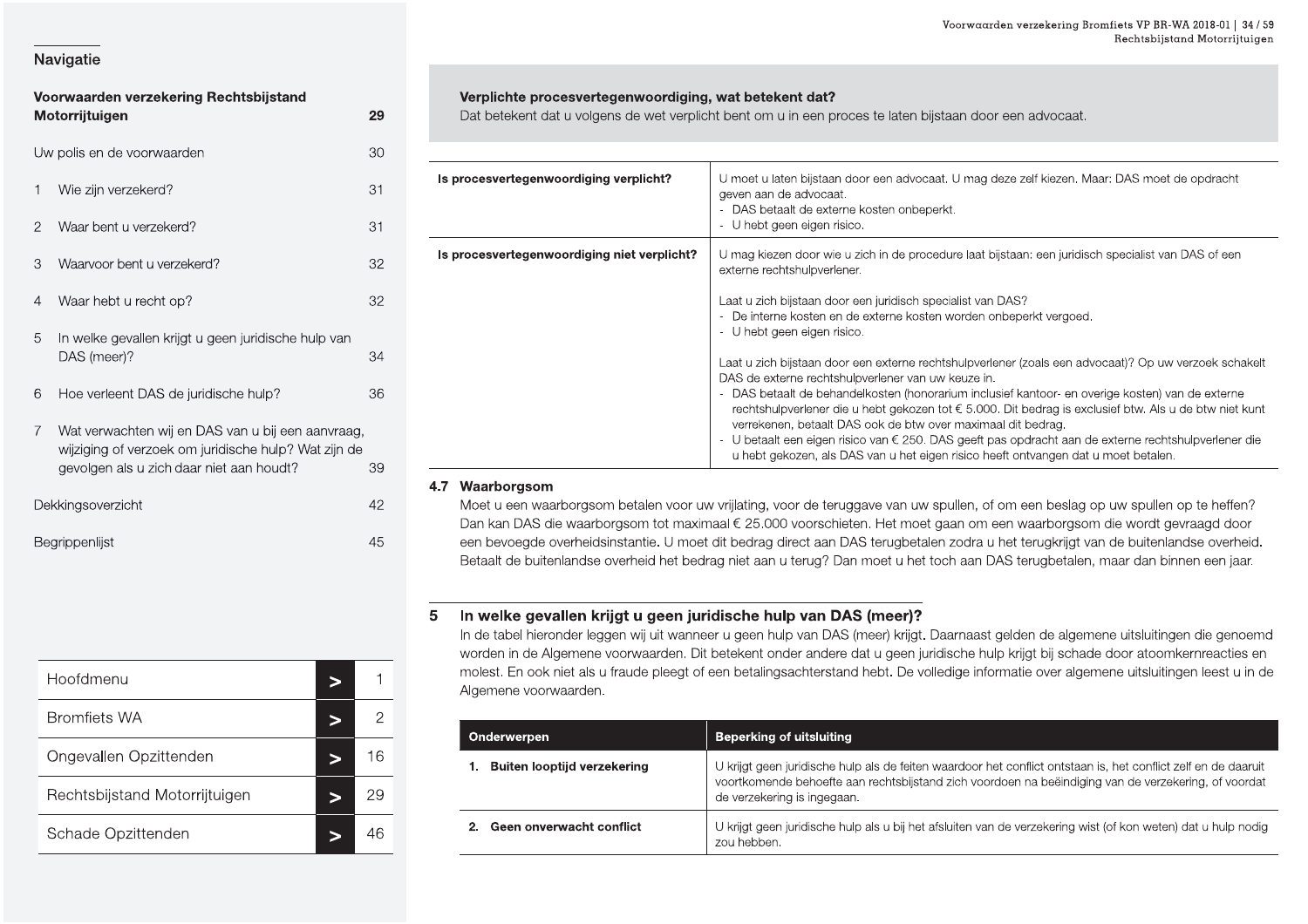## Navigatie

**Voorwaarden verzekering Rechtsbijstand Motorrijtuigen** 29

Uw polis en de voorwaarden 30

1 Wie zijn verzekerd? 31

2 Waar bent u verzekerd? 31

3 Waarvoor bent u verzekerd? 32

4 Waar hebt u recht op? 32

5 In welke gevallen krijgt u geen juridische hulp van DAS (meer)? 34

6 Hoe verleent DAS de juridische hulp? 36

7 Wat verwachten wij en DAS van u bij een aanvraag, wijziging of verzoek om juridische hulp? Wat zijn de gevolgen als u zich daar niet aan houdt? 39

Dekkingsoverzicht 42

Begrippenlijst 45

| | | |
|---|---|---|
| Hoofdmenu | > | 1 |
| Bromfiets WA | > | 2 |
| Ongevallen Opzittenden | > | 16 |
| Rechtsbijstand Motorrijtuigen | > | 29 |
| Schade Opzittenden | > | 46 |

**Verplichte procesvertegenwoordiging, wat betekent dat?**
Dat betekent dat u volgens de wet verplicht bent om u in een proces te laten bijstaan door een advocaat.

| | |
|---|---|
| **Is procesvertegenwoordiging verplicht?** | U moet u laten bijstaan door een advocaat. U mag deze zelf kiezen. Maar: DAS moet de opdracht geven aan de advocaat.<br>- DAS betaalt de externe kosten onbeperkt.<br>- U hebt geen eigen risico. |
| **Is procesvertegenwoordiging niet verplicht?** | U mag kiezen door wie u zich in de procedure laat bijstaan: een juridisch specialist van DAS of een externe rechtshulpverlener.<br><br>Laat u zich bijstaan door een juridisch specialist van DAS?<br>- De interne kosten en de externe kosten worden onbeperkt vergoed.<br>- U hebt geen eigen risico.<br><br>Laat u zich bijstaan door een externe rechtshulpverlener (zoals een advocaat)? Op uw verzoek schakelt DAS de externe rechtshulpverlener van uw keuze in.<br>- DAS betaalt de behandelkosten (honorarium inclusief kantoor- en overige kosten) van de externe rechtshulpverlener die u hebt gekozen tot € 5.000. Dit bedrag is exclusief btw. Als u de btw niet kunt verrekenen, betaalt DAS ook de btw over maximaal dit bedrag.<br>- U betaalt een eigen risico van € 250. DAS geeft pas opdracht aan de externe rechtshulpverlener die u hebt gekozen, als DAS van u het eigen risico heeft ontvangen dat u moet betalen. |

### 4.7 Waarborgsom

Moet u een waarborgsom betalen voor uw vrijlating, voor de teruggave van uw spullen, of om een beslag op uw spullen op te heffen? Dan kan DAS die waarborgsom tot maximaal € 25.000 voorschieten. Het moet gaan om een waarborgsom die wordt gevraagd door een bevoegde overheidsinstantie. U moet dit bedrag direct aan DAS terugbetalen zodra u het terugkrijgt van de buitenlandse overheid. Betaalt de buitenlandse overheid het bedrag niet aan u terug? Dan moet u het toch aan DAS terugbetalen, maar dan binnen een jaar.

## 5 In welke gevallen krijgt u geen juridische hulp van DAS (meer)?

In de tabel hieronder leggen wij uit wanneer u geen hulp van DAS (meer) krijgt. Daarnaast gelden de algemene uitsluitingen die genoemd worden in de Algemene voorwaarden. Dit betekent onder andere dat u geen juridische hulp krijgt bij schade door atoomkernreacties en molest. En ook niet als u fraude pleegt of een betalingsachterstand hebt. De volledige informatie over algemene uitsluitingen leest u in de Algemene voorwaarden.

| Onderwerpen | Beperking of uitsluiting |
|---|---|
| **1. Buiten looptijd verzekering** | U krijgt geen juridische hulp als de feiten waardoor het conflict ontstaan is, het conflict zelf en de daaruit voortkomende behoefte aan rechtsbijstand zich voordoen na beëindiging van de verzekering, of voordat de verzekering is ingegaan. |
| **2. Geen onverwacht conflict** | U krijgt geen juridische hulp als u bij het afsluiten van de verzekering wist (of kon weten) dat u hulp nodig zou hebben. |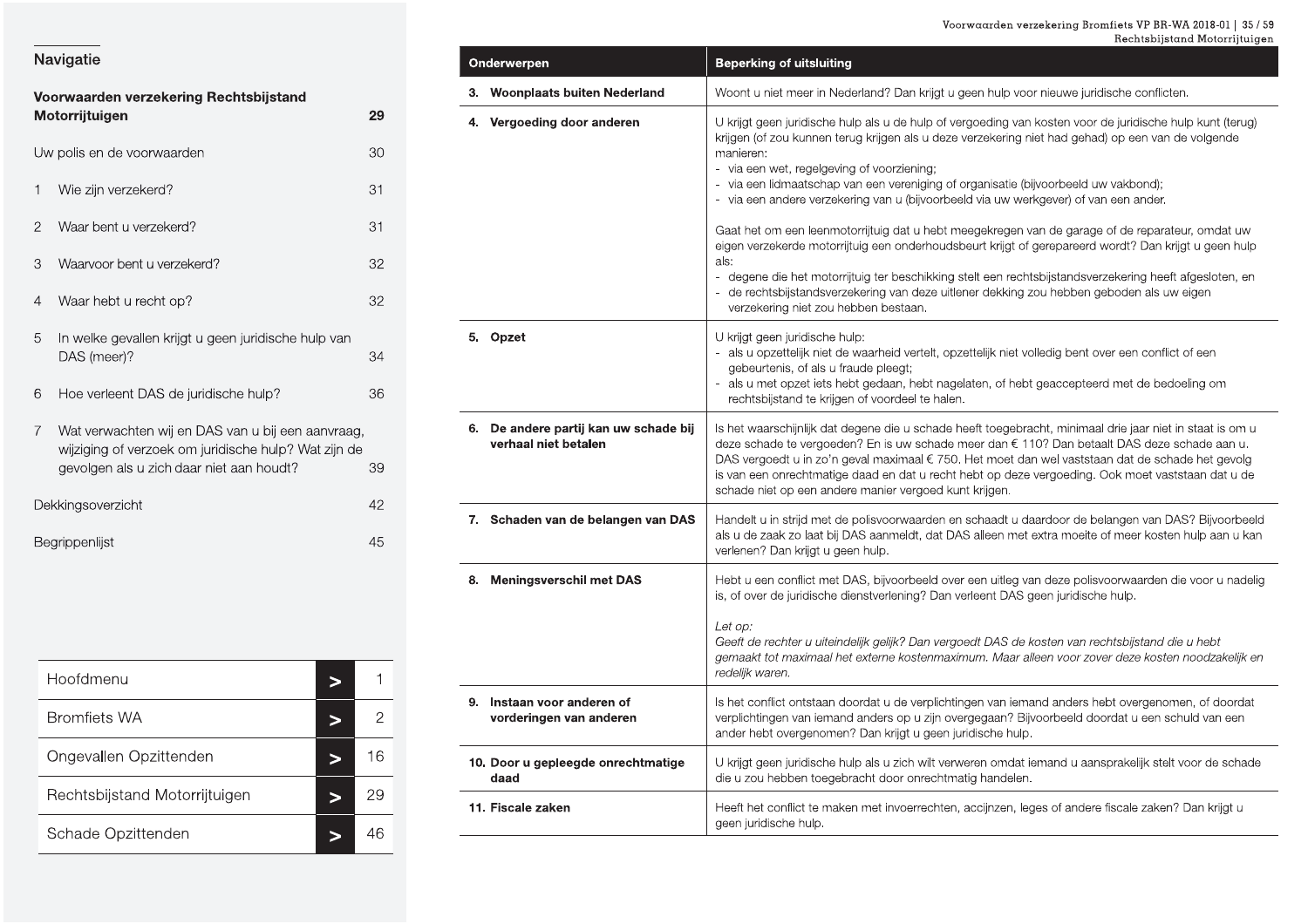## Navigatie

**Voorwaarden verzekering Rechtsbijstand Motorrijtuigen** 29

Uw polis en de voorwaarden 30

1 Wie zijn verzekerd? 31

2 Waar bent u verzekerd? 31

3 Waarvoor bent u verzekerd? 32

4 Waar hebt u recht op? 32

5 In welke gevallen krijgt u geen juridische hulp van DAS (meer)? 34

6 Hoe verleent DAS de juridische hulp? 36

7 Wat verwachten wij en DAS van u bij een aanvraag, wijziging of verzoek om juridische hulp? Wat zijn de gevolgen als u zich daar niet aan houdt? 39

Dekkingsoverzicht 42

Begrippenlijst 45

| | | |
|---|---|---|
| Hoofdmenu | > | 1 |
| Bromfiets WA | > | 2 |
| Ongevallen Opzittenden | > | 16 |
| Rechtsbijstand Motorrijtuigen | > | 29 |
| Schade Opzittenden | > | 46 |

| Onderwerpen | Beperking of uitsluiting |
|---|---|
| **3. Woonplaats buiten Nederland** | Woont u niet meer in Nederland? Dan krijgt u geen hulp voor nieuwe juridische conflicten. |
| **4. Vergoeding door anderen** | U krijgt geen juridische hulp als u de hulp of vergoeding van kosten voor de juridische hulp kunt (terug) krijgen (of zou kunnen terug krijgen als u deze verzekering niet had gehad) op een van de volgende manieren:<br>- via een wet, regelgeving of voorziening;<br>- via een lidmaatschap van een vereniging of organisatie (bijvoorbeeld uw vakbond);<br>- via een andere verzekering van u (bijvoorbeeld via uw werkgever) of van een ander.<br><br>Gaat het om een leenmotorrijtuig dat u hebt meegekregen van de garage of de reparateur, omdat uw eigen verzekerde motorrijtuig een onderhoudsbeurt krijgt of gerepareerd wordt? Dan krijgt u geen hulp als:<br>- degene die het motorrijtuig ter beschikking stelt een rechtsbijstandsverzekering heeft afgesloten, en<br>- de rechtsbijstandsverzekering van deze uitlener dekking zou hebben geboden als uw eigen verzekering niet zou hebben bestaan. |
| **5. Opzet** | U krijgt geen juridische hulp:<br>- als u opzettelijk niet de waarheid vertelt, opzettelijk niet volledig bent over een conflict of een gebeurtenis, of als u fraude pleegt;<br>- als u met opzet iets hebt gedaan, hebt nagelaten, of hebt geaccepteerd met de bedoeling om rechtsbijstand te krijgen of voordeel te halen. |
| **6. De andere partij kan uw schade bij verhaal niet betalen** | Is het waarschijnlijk dat degene die u schade heeft toegebracht, minimaal drie jaar niet in staat is om u deze schade te vergoeden? En is uw schade meer dan € 110? Dan betaalt DAS deze schade aan u. DAS vergoedt u in zo'n geval maximaal € 750. Het moet dan wel vaststaan dat de schade het gevolg is van een onrechtmatige daad en dat u recht hebt op deze vergoeding. Ook moet vaststaan dat u de schade niet op een andere manier vergoed kunt krijgen. |
| **7. Schaden van de belangen van DAS** | Handelt u in strijd met de polisvoorwaarden en schaadt u daardoor de belangen van DAS? Bijvoorbeeld als u de zaak zo laat bij DAS aanmeldt, dat DAS alleen met extra moeite of meer kosten hulp aan u kan verlenen? Dan krijgt u geen hulp. |
| **8. Meningsverschil met DAS** | Hebt u een conflict met DAS, bijvoorbeeld over een uitleg van deze polisvoorwaarden die voor u nadelig is, of over de juridische dienstverlening? Dan verleent DAS geen juridische hulp.<br><br>*Let op:*<br>*Geeft de rechter u uiteindelijk gelijk? Dan vergoedt DAS de kosten van rechtsbijstand die u hebt gemaakt tot maximaal het externe kostenmaximum. Maar alleen voor zover deze kosten noodzakelijk en redelijk waren.* |
| **9. Instaan voor anderen of vorderingen van anderen** | Is het conflict ontstaan doordat u de verplichtingen van iemand anders hebt overgenomen, of doordat verplichtingen van iemand anders op u zijn overgegaan? Bijvoorbeeld doordat u een schuld van een ander hebt overgenomen? Dan krijgt u geen juridische hulp. |
| **10. Door u gepleegde onrechtmatige daad** | U krijgt geen juridische hulp als u zich wilt verweren omdat iemand u aansprakelijk stelt voor de schade die u zou hebben toegebracht door onrechtmatig handelen. |
| **11. Fiscale zaken** | Heeft het conflict te maken met invoerrechten, accijnzen, leges of andere fiscale zaken? Dan krijgt u geen juridische hulp. |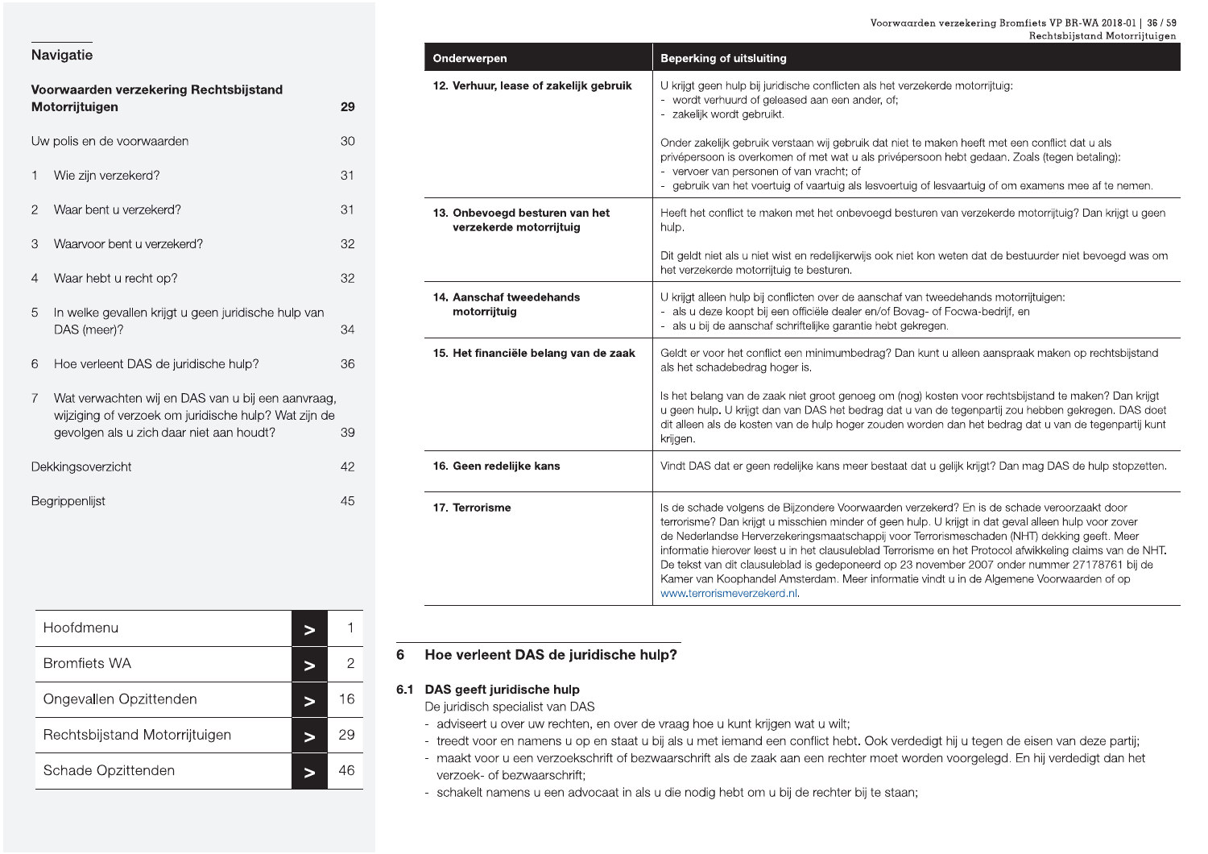| Onderwerpen | Beperking of uitsluiting |
|---|---|
| **12. Verhuur, lease of zakelijk gebruik** | U krijgt geen hulp bij juridische conflicten als het verzekerde motorrijtuig:<br>- wordt verhuurd of geleased aan een ander, of;<br>- zakelijk wordt gebruikt.<br><br>Onder zakelijk gebruik verstaan wij gebruik dat niet te maken heeft met een conflict dat u als privépersoon is overkomen of met wat u als privépersoon hebt gedaan. Zoals (tegen betaling):<br>- vervoer van personen of van vracht; of<br>- gebruik van het voertuig of vaartuig als lesvoertuig of lesvaartuig of om examens mee af te nemen. |
| **13. Onbevoegd besturen van het verzekerde motorrijtuig** | Heeft het conflict te maken met het onbevoegd besturen van verzekerde motorrijtuig? Dan krijgt u geen hulp.<br><br>Dit geldt niet als u niet wist en redelijkerwijs ook niet kon weten dat de bestuurder niet bevoegd was om het verzekerde motorrijtuig te besturen. |
| **14. Aanschaf tweedehands motorrijtuig** | U krijgt alleen hulp bij conflicten over de aanschaf van tweedehands motorrijtuigen:<br>- als u deze koopt bij een officiële dealer en/of Bovag- of Focwa-bedrijf, en<br>- als u bij de aanschaf schriftelijke garantie hebt gekregen. |
| **15. Het financiële belang van de zaak** | Geldt er voor het conflict een minimumbedrag? Dan kunt u alleen aanspraak maken op rechtsbijstand als het schadebedrag hoger is.<br><br>Is het belang van de zaak niet groot genoeg om (nog) kosten voor rechtsbijstand te maken? Dan krijgt u geen hulp. U krijgt dan van DAS het bedrag dat u van de tegenpartij zou hebben gekregen. DAS doet dit alleen als de kosten van de hulp hoger zouden worden dan het bedrag dat u van de tegenpartij kunt krijgen. |
| **16. Geen redelijke kans** | Vindt DAS dat er geen redelijke kans meer bestaat dat u gelijk krijgt? Dan mag DAS de hulp stopzetten. |
| **17. Terrorisme** | Is de schade volgens de Bijzondere Voorwaarden verzekerd? En is de schade veroorzaakt door terrorisme? Dan krijgt u misschien minder of geen hulp. U krijgt in dat geval alleen hulp voor zover de Nederlandse Herverzekeringsmaatschappij voor Terrorismeschaden (NHT) dekking geeft. Meer informatie hierover leest u in het clausuleblad Terrorisme en het Protocol afwikkeling claims van de NHT. De tekst van dit clausuleblad is gedeponeerd op 23 november 2007 onder nummer 27178761 bij de Kamer van Koophandel Amsterdam. Meer informatie vindt u in de Algemene Voorwaarden of op www.terrorismeverzekerd.nl. |

## 6 Hoe verleent DAS de juridische hulp?

### 6.1 DAS geeft juridische hulp

De juridisch specialist van DAS

- adviseert u over uw rechten, en over de vraag hoe u kunt krijgen wat u wilt;
- treedt voor en namens u op en staat u bij als u met iemand een conflict hebt. Ook verdedigt hij u tegen de eisen van deze partij;
- maakt voor u een verzoekschrift of bezwaarschrift als de zaak aan een rechter moet worden voorgelegd. En hij verdedigt dan het verzoek- of bezwaarschrift;
- schakelt namens u een advocaat in als u die nodig hebt om u bij de rechter bij te staan;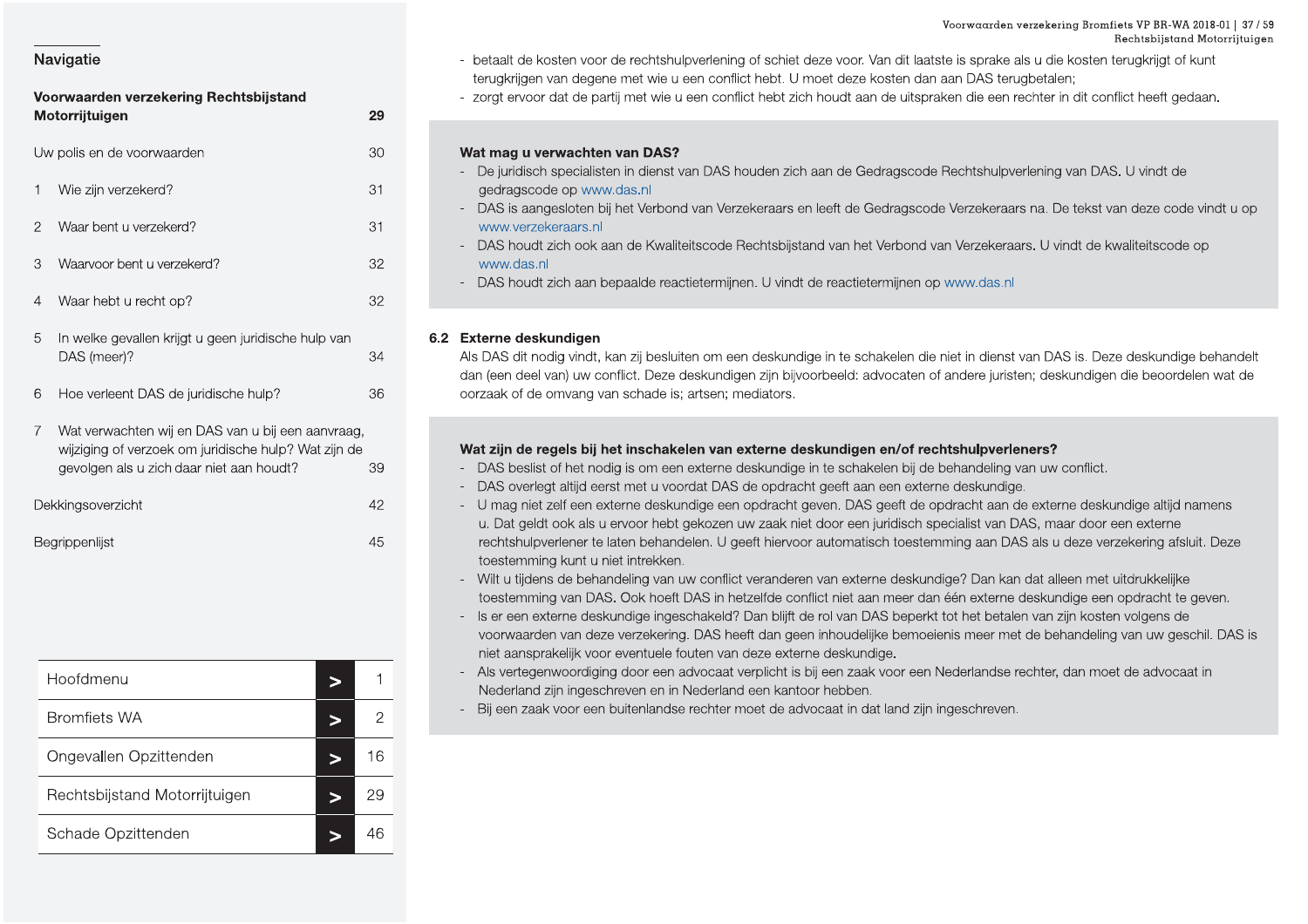- betaalt de kosten voor de rechtshulpverlening of schiet deze voor. Van dit laatste is sprake als u die kosten terugkrijgt of kunt terugkrijgen van degene met wie u een conflict hebt. U moet deze kosten dan aan DAS terugbetalen;
- zorgt ervoor dat de partij met wie u een conflict hebt zich houdt aan de uitspraken die een rechter in dit conflict heeft gedaan.

**Wat mag u verwachten van DAS?**

- De juridisch specialisten in dienst van DAS houden zich aan de Gedragscode Rechtshulpverlening van DAS. U vindt de gedragscode op www.das.nl
- DAS is aangesloten bij het Verbond van Verzekeraars en leeft de Gedragscode Verzekeraars na. De tekst van deze code vindt u op www.verzekeraars.nl
- DAS houdt zich ook aan de Kwaliteitscode Rechtsbijstand van het Verbond van Verzekeraars. U vindt de kwaliteitscode op www.das.nl
- DAS houdt zich aan bepaalde reactietermijnen. U vindt de reactietermijnen op www.das.nl

### 6.2 Externe deskundigen

Als DAS dit nodig vindt, kan zij besluiten om een deskundige in te schakelen die niet in dienst van DAS is. Deze deskundige behandelt dan (een deel van) uw conflict. Deze deskundigen zijn bijvoorbeeld: advocaten of andere juristen; deskundigen die beoordelen wat de oorzaak of de omvang van schade is; artsen; mediators.

**Wat zijn de regels bij het inschakelen van externe deskundigen en/of rechtshulpverleners?**

- DAS beslist of het nodig is om een externe deskundige in te schakelen bij de behandeling van uw conflict.
- DAS overlegt altijd eerst met u voordat DAS de opdracht geeft aan een externe deskundige.
- U mag niet zelf een externe deskundige een opdracht geven. DAS geeft de opdracht aan de externe deskundige altijd namens u. Dat geldt ook als u ervoor hebt gekozen uw zaak niet door een juridisch specialist van DAS, maar door een externe rechtshulpverlener te laten behandelen. U geeft hiervoor automatisch toestemming aan DAS als u deze verzekering afsluit. Deze toestemming kunt u niet intrekken.
- Wilt u tijdens de behandeling van uw conflict veranderen van externe deskundige? Dan kan dat alleen met uitdrukkelijke toestemming van DAS. Ook hoeft DAS in hetzelfde conflict niet aan meer dan één externe deskundige een opdracht te geven.
- Is er een externe deskundige ingeschakeld? Dan blijft de rol van DAS beperkt tot het betalen van zijn kosten volgens de voorwaarden van deze verzekering. DAS heeft dan geen inhoudelijke bemoeienis meer met de behandeling van uw geschil. DAS is niet aansprakelijk voor eventuele fouten van deze externe deskundige.
- Als vertegenwoordiging door een advocaat verplicht is bij een zaak voor een Nederlandse rechter, dan moet de advocaat in Nederland zijn ingeschreven en in Nederland een kantoor hebben.
- Bij een zaak voor een buitenlandse rechter moet de advocaat in dat land zijn ingeschreven.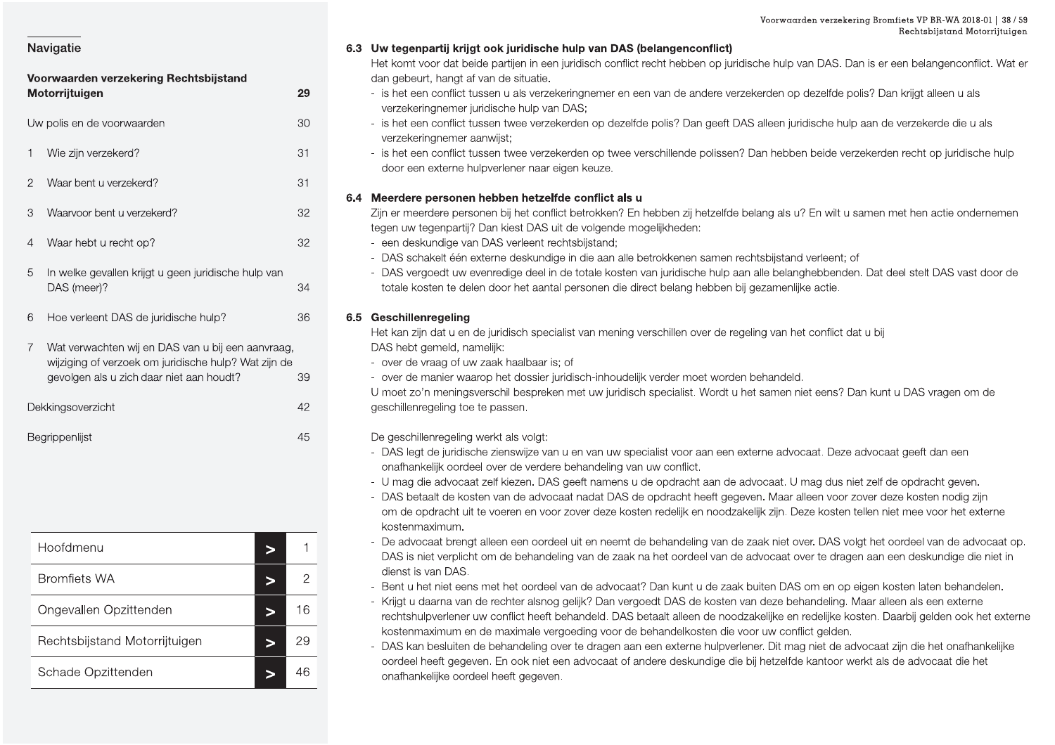## Navigatie

**Voorwaarden verzekering Rechtsbijstand Motorrijtuigen** 29

Uw polis en de voorwaarden 30

1 Wie zijn verzekerd? 31

2 Waar bent u verzekerd? 31

3 Waarvoor bent u verzekerd? 32

4 Waar hebt u recht op? 32

5 In welke gevallen krijgt u geen juridische hulp van DAS (meer)? 34

6 Hoe verleent DAS de juridische hulp? 36

7 Wat verwachten wij en DAS van u bij een aanvraag, wijziging of verzoek om juridische hulp? Wat zijn de gevolgen als u zich daar niet aan houdt? 39

Dekkingsoverzicht 42

Begrippenlijst 45

| | | |
|---|---|---|
| Hoofdmenu | > | 1 |
| Bromfiets WA | > | 2 |
| Ongevallen Opzittenden | > | 16 |
| Rechtsbijstand Motorrijtuigen | > | 29 |
| Schade Opzittenden | > | 46 |

### 6.3 Uw tegenpartij krijgt ook juridische hulp van DAS (belangenconflict)

Het komt voor dat beide partijen in een juridisch conflict recht hebben op juridische hulp van DAS. Dan is er een belangenconflict. Wat er dan gebeurt, hangt af van de situatie.

- is het een conflict tussen u als verzekeringnemer en een van de andere verzekerden op dezelfde polis? Dan krijgt alleen u als verzekeringnemer juridische hulp van DAS;
- is het een conflict tussen twee verzekerden op dezelfde polis? Dan geeft DAS alleen juridische hulp aan de verzekerde die u als verzekeringnemer aanwijst;
- is het een conflict tussen twee verzekerden op twee verschillende polissen? Dan hebben beide verzekerden recht op juridische hulp door een externe hulpverlener naar eigen keuze.

### 6.4 Meerdere personen hebben hetzelfde conflict als u

Zijn er meerdere personen bij het conflict betrokken? En hebben zij hetzelfde belang als u? En wilt u samen met hen actie ondernemen tegen uw tegenpartij? Dan kiest DAS uit de volgende mogelijkheden:

- een deskundige van DAS verleent rechtsbijstand;
- DAS schakelt één externe deskundige in die aan alle betrokkenen samen rechtsbijstand verleent; of
- DAS vergoedt uw evenredige deel in de totale kosten van juridische hulp aan alle belanghebbenden. Dat deel stelt DAS vast door de totale kosten te delen door het aantal personen die direct belang hebben bij gezamenlijke actie.

### 6.5 Geschillenregeling

Het kan zijn dat u en de juridisch specialist van mening verschillen over de regeling van het conflict dat u bij DAS hebt gemeld, namelijk:

- over de vraag of uw zaak haalbaar is; of
- over de manier waarop het dossier juridisch-inhoudelijk verder moet worden behandeld.

U moet zo'n meningsverschil bespreken met uw juridisch specialist. Wordt u het samen niet eens? Dan kunt u DAS vragen om de geschillenregeling toe te passen.

De geschillenregeling werkt als volgt:

- DAS legt de juridische zienswijze van u en van uw specialist voor aan een externe advocaat. Deze advocaat geeft dan een onafhankelijk oordeel over de verdere behandeling van uw conflict.
- U mag die advocaat zelf kiezen. DAS geeft namens u de opdracht aan de advocaat. U mag dus niet zelf de opdracht geven.
- DAS betaalt de kosten van de advocaat nadat DAS de opdracht heeft gegeven. Maar alleen voor zover deze kosten nodig zijn om de opdracht uit te voeren en voor zover deze kosten redelijk en noodzakelijk zijn. Deze kosten tellen niet mee voor het externe kostenmaximum.
- De advocaat brengt alleen een oordeel uit en neemt de behandeling van de zaak niet over. DAS volgt het oordeel van de advocaat op. DAS is niet verplicht om de behandeling van de zaak na het oordeel van de advocaat over te dragen aan een deskundige die niet in dienst is van DAS.
- Bent u het niet eens met het oordeel van de advocaat? Dan kunt u de zaak buiten DAS om en op eigen kosten laten behandelen.
- Krijgt u daarna van de rechter alsnog gelijk? Dan vergoedt DAS de kosten van deze behandeling. Maar alleen als een externe rechtshulpverlener uw conflict heeft behandeld. DAS betaalt alleen de noodzakelijke en redelijke kosten. Daarbij gelden ook het externe kostenmaximum en de maximale vergoeding voor de behandelkosten die voor uw conflict gelden.
- DAS kan besluiten de behandeling over te dragen aan een externe hulpverlener. Dit mag niet de advocaat zijn die het onafhankelijke oordeel heeft gegeven. En ook niet een advocaat of andere deskundige die bij hetzelfde kantoor werkt als de advocaat die het onafhankelijke oordeel heeft gegeven.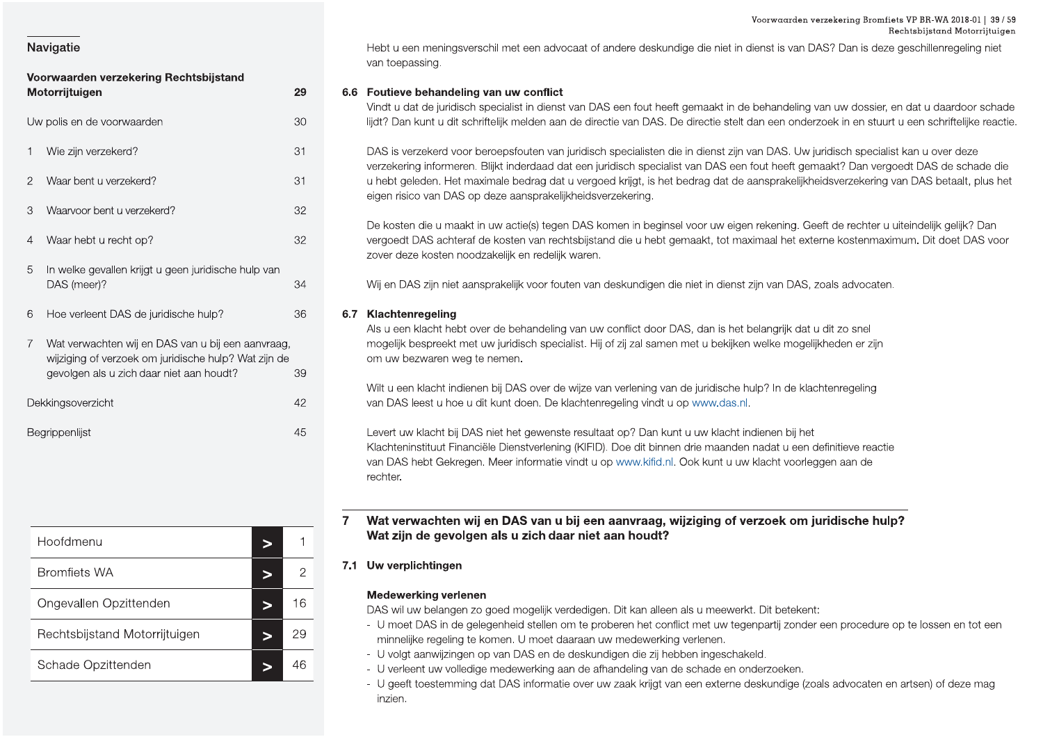Hebt u een meningsverschil met een advocaat of andere deskundige die niet in dienst is van DAS? Dan is deze geschillenregeling niet van toepassing.

### 6.6 Foutieve behandeling van uw conflict

Vindt u dat de juridisch specialist in dienst van DAS een fout heeft gemaakt in de behandeling van uw dossier, en dat u daardoor schade lijdt? Dan kunt u dit schriftelijk melden aan de directie van DAS. De directie stelt dan een onderzoek in en stuurt u een schriftelijke reactie.

DAS is verzekerd voor beroepsfouten van juridisch specialisten die in dienst zijn van DAS. Uw juridisch specialist kan u over deze verzekering informeren. Blijkt inderdaad dat een juridisch specialist van DAS een fout heeft gemaakt? Dan vergoedt DAS de schade die u hebt geleden. Het maximale bedrag dat u vergoed krijgt, is het bedrag dat de aansprakelijkheidsverzekering van DAS betaalt, plus het eigen risico van DAS op deze aansprakelijkheidsverzekering.

De kosten die u maakt in uw actie(s) tegen DAS komen in beginsel voor uw eigen rekening. Geeft de rechter u uiteindelijk gelijk? Dan vergoedt DAS achteraf de kosten van rechtsbijstand die u hebt gemaakt, tot maximaal het externe kostenmaximum. Dit doet DAS voor zover deze kosten noodzakelijk en redelijk waren.

Wij en DAS zijn niet aansprakelijk voor fouten van deskundigen die niet in dienst zijn van DAS, zoals advocaten.

### 6.7 Klachtenregeling

Als u een klacht hebt over de behandeling van uw conflict door DAS, dan is het belangrijk dat u dit zo snel mogelijk bespreekt met uw juridisch specialist. Hij of zij zal samen met u bekijken welke mogelijkheden er zijn om uw bezwaren weg te nemen.

Wilt u een klacht indienen bij DAS over de wijze van verlening van de juridische hulp? In de klachtenregeling van DAS leest u hoe u dit kunt doen. De klachtenregeling vindt u op www.das.nl.

Levert uw klacht bij DAS niet het gewenste resultaat op? Dan kunt u uw klacht indienen bij het Klachteninstituut Financiële Dienstverlening (KIFID). Doe dit binnen drie maanden nadat u een definitieve reactie van DAS hebt Gekregen. Meer informatie vindt u op www.kifid.nl. Ook kunt u uw klacht voorleggen aan de rechter.

## 7 Wat verwachten wij en DAS van u bij een aanvraag, wijziging of verzoek om juridische hulp? Wat zijn de gevolgen als u zich daar niet aan houdt?

### 7.1 Uw verplichtingen

#### Medewerking verlenen

DAS wil uw belangen zo goed mogelijk verdedigen. Dit kan alleen als u meewerkt. Dit betekent:

- U moet DAS in de gelegenheid stellen om te proberen het conflict met uw tegenpartij zonder een procedure op te lossen en tot een minnelijke regeling te komen. U moet daaraan uw medewerking verlenen.
- U volgt aanwijzingen op van DAS en de deskundigen die zij hebben ingeschakeld.
- U verleent uw volledige medewerking aan de afhandeling van de schade en onderzoeken.
- U geeft toestemming dat DAS informatie over uw zaak krijgt van een externe deskundige (zoals advocaten en artsen) of deze mag inzien.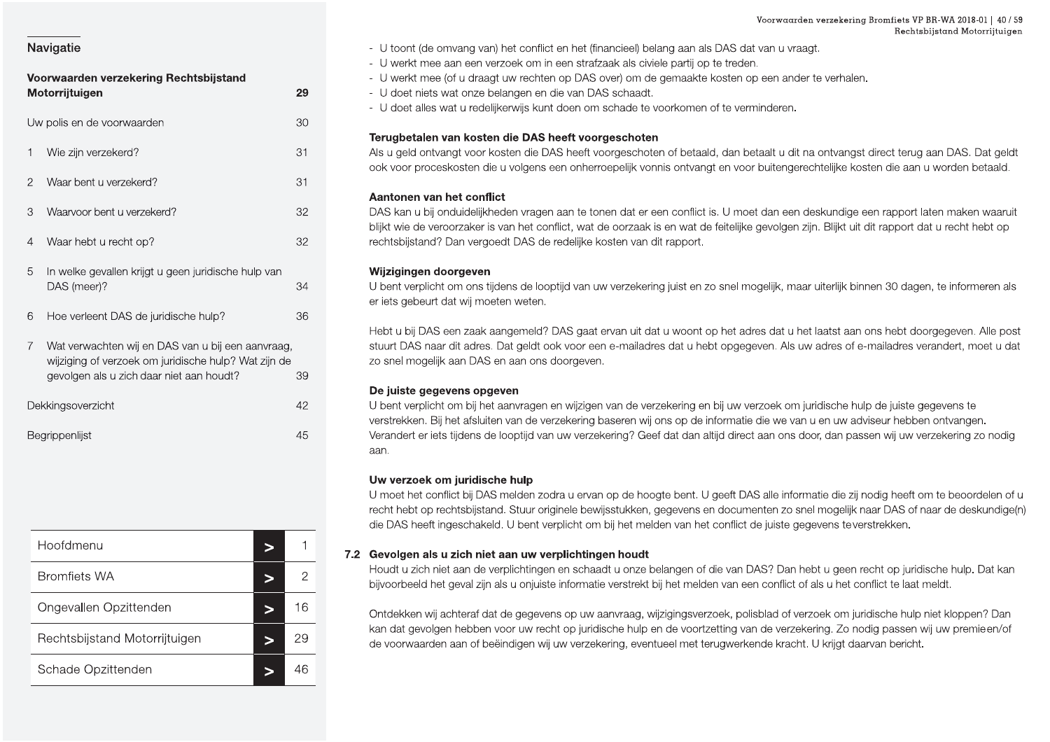## Navigatie

**Voorwaarden verzekering Rechtsbijstand Motorrijtuigen** 29

Uw polis en de voorwaarden 30

1 Wie zijn verzekerd? 31

2 Waar bent u verzekerd? 31

3 Waarvoor bent u verzekerd? 32

4 Waar hebt u recht op? 32

5 In welke gevallen krijgt u geen juridische hulp van DAS (meer)? 34

6 Hoe verleent DAS de juridische hulp? 36

7 Wat verwachten wij en DAS van u bij een aanvraag, wijziging of verzoek om juridische hulp? Wat zijn de gevolgen als u zich daar niet aan houdt? 39

Dekkingsoverzicht 42

Begrippenlijst 45

| Hoofdmenu | > | 1 |
|---|---|---|
| Bromfiets WA | > | 2 |
| Ongevallen Opzittenden | > | 16 |
| Rechtsbijstand Motorrijtuigen | > | 29 |
| Schade Opzittenden | > | 46 |

- U toont (de omvang van) het conflict en het (financieel) belang aan als DAS dat van u vraagt.
- U werkt mee aan een verzoek om in een strafzaak als civiele partij op te treden.
- U werkt mee (of u draagt uw rechten op DAS over) om de gemaakte kosten op een ander te verhalen.
- U doet niets wat onze belangen en die van DAS schaadt.
- U doet alles wat u redelijkerwijs kunt doen om schade te voorkomen of te verminderen.

**Terugbetalen van kosten die DAS heeft voorgeschoten**

Als u geld ontvangt voor kosten die DAS heeft voorgeschoten of betaald, dan betaalt u dit na ontvangst direct terug aan DAS. Dat geldt ook voor proceskosten die u volgens een onherroepelijk vonnis ontvangt en voor buitengerechtelijke kosten die aan u worden betaald.

**Aantonen van het conflict**

DAS kan u bij onduidelijkheden vragen aan te tonen dat er een conflict is. U moet dan een deskundige een rapport laten maken waaruit blijkt wie de veroorzaker is van het conflict, wat de oorzaak is en wat de feitelijke gevolgen zijn. Blijkt uit dit rapport dat u recht hebt op rechtsbijstand? Dan vergoedt DAS de redelijke kosten van dit rapport.

**Wijzigingen doorgeven**

U bent verplicht om ons tijdens de looptijd van uw verzekering juist en zo snel mogelijk, maar uiterlijk binnen 30 dagen, te informeren als er iets gebeurt dat wij moeten weten.

Hebt u bij DAS een zaak aangemeld? DAS gaat ervan uit dat u woont op het adres dat u het laatst aan ons hebt doorgegeven. Alle post stuurt DAS naar dit adres. Dat geldt ook voor een e-mailadres dat u hebt opgegeven. Als uw adres of e-mailadres verandert, moet u dat zo snel mogelijk aan DAS en aan ons doorgeven.

**De juiste gegevens opgeven**

U bent verplicht om bij het aanvragen en wijzigen van de verzekering en bij uw verzoek om juridische hulp de juiste gegevens te verstrekken. Bij het afsluiten van de verzekering baseren wij ons op de informatie die we van u en uw adviseur hebben ontvangen. Verandert er iets tijdens de looptijd van uw verzekering? Geef dat dan altijd direct aan ons door, dan passen wij uw verzekering zo nodig aan.

**Uw verzoek om juridische hulp**

U moet het conflict bij DAS melden zodra u ervan op de hoogte bent. U geeft DAS alle informatie die zij nodig heeft om te beoordelen of u recht hebt op rechtsbijstand. Stuur originele bewijsstukken, gegevens en documenten zo snel mogelijk naar DAS of naar de deskundige(n) die DAS heeft ingeschakeld. U bent verplicht om bij het melden van het conflict de juiste gegevens teverstrekken.

### 7.2 Gevolgen als u zich niet aan uw verplichtingen houdt

Houdt u zich niet aan de verplichtingen en schaadt u onze belangen of die van DAS? Dan hebt u geen recht op juridische hulp. Dat kan bijvoorbeeld het geval zijn als u onjuiste informatie verstrekt bij het melden van een conflict of als u het conflict te laat meldt.

Ontdekken wij achteraf dat de gegevens op uw aanvraag, wijzigingsverzoek, polisblad of verzoek om juridische hulp niet kloppen? Dan kan dat gevolgen hebben voor uw recht op juridische hulp en de voortzetting van de verzekering. Zo nodig passen wij uw premieen/of de voorwaarden aan of beëindigen wij uw verzekering, eventueel met terugwerkende kracht. U krijgt daarvan bericht.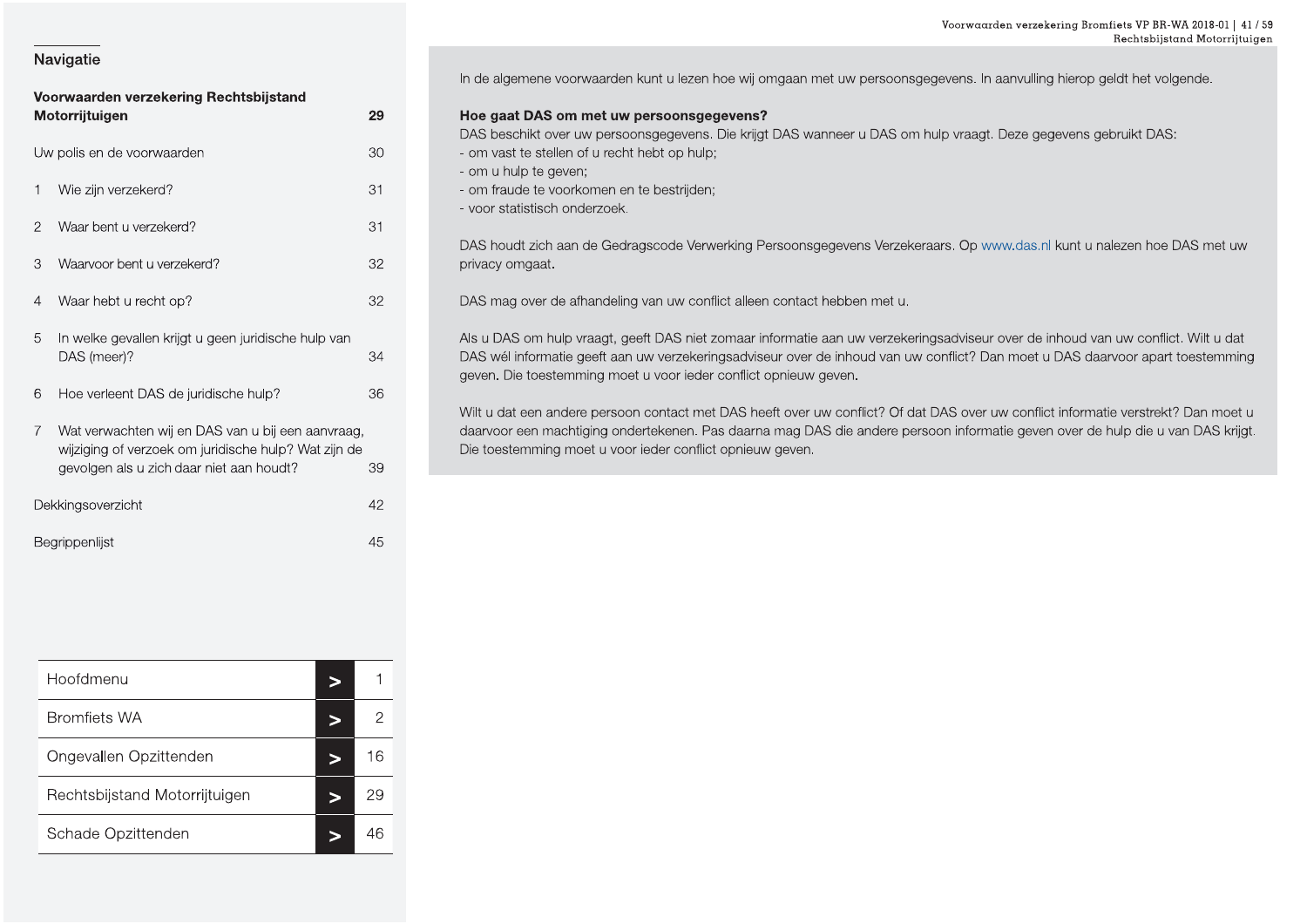## Navigatie

| **Voorwaarden verzekering Rechtsbijstand Motorrijtuigen** | **29** |
|---|---|
| Uw polis en de voorwaarden | 30 |
| 1 Wie zijn verzekerd? | 31 |
| 2 Waar bent u verzekerd? | 31 |
| 3 Waarvoor bent u verzekerd? | 32 |
| 4 Waar hebt u recht op? | 32 |
| 5 In welke gevallen krijgt u geen juridische hulp van DAS (meer)? | 34 |
| 6 Hoe verleent DAS de juridische hulp? | 36 |
| 7 Wat verwachten wij en DAS van u bij een aanvraag, wijziging of verzoek om juridische hulp? Wat zijn de gevolgen als u zich daar niet aan houdt? | 39 |
| Dekkingsoverzicht | 42 |
| Begrippenlijst | 45 |

| Hoofdmenu | > | 1 |
|---|---|---|
| Bromfiets WA | > | 2 |
| Ongevallen Opzittenden | > | 16 |
| Rechtsbijstand Motorrijtuigen | > | 29 |
| Schade Opzittenden | > | 46 |

In de algemene voorwaarden kunt u lezen hoe wij omgaan met uw persoonsgegevens. In aanvulling hierop geldt het volgende.

**Hoe gaat DAS om met uw persoonsgegevens?**
DAS beschikt over uw persoonsgegevens. Die krijgt DAS wanneer u DAS om hulp vraagt. Deze gegevens gebruikt DAS:
- om vast te stellen of u recht hebt op hulp;
- om u hulp te geven;
- om fraude te voorkomen en te bestrijden;
- voor statistisch onderzoek.

DAS houdt zich aan de Gedragscode Verwerking Persoonsgegevens Verzekeraars. Op www.das.nl kunt u nalezen hoe DAS met uw privacy omgaat.

DAS mag over de afhandeling van uw conflict alleen contact hebben met u.

Als u DAS om hulp vraagt, geeft DAS niet zomaar informatie aan uw verzekeringsadviseur over de inhoud van uw conflict. Wilt u dat DAS wél informatie geeft aan uw verzekeringsadviseur over de inhoud van uw conflict? Dan moet u DAS daarvoor apart toestemming geven. Die toestemming moet u voor ieder conflict opnieuw geven.

Wilt u dat een andere persoon contact met DAS heeft over uw conflict? Of dat DAS over uw conflict informatie verstrekt? Dan moet u daarvoor een machtiging ondertekenen. Pas daarna mag DAS die andere persoon informatie geven over de hulp die u van DAS krijgt. Die toestemming moet u voor ieder conflict opnieuw geven.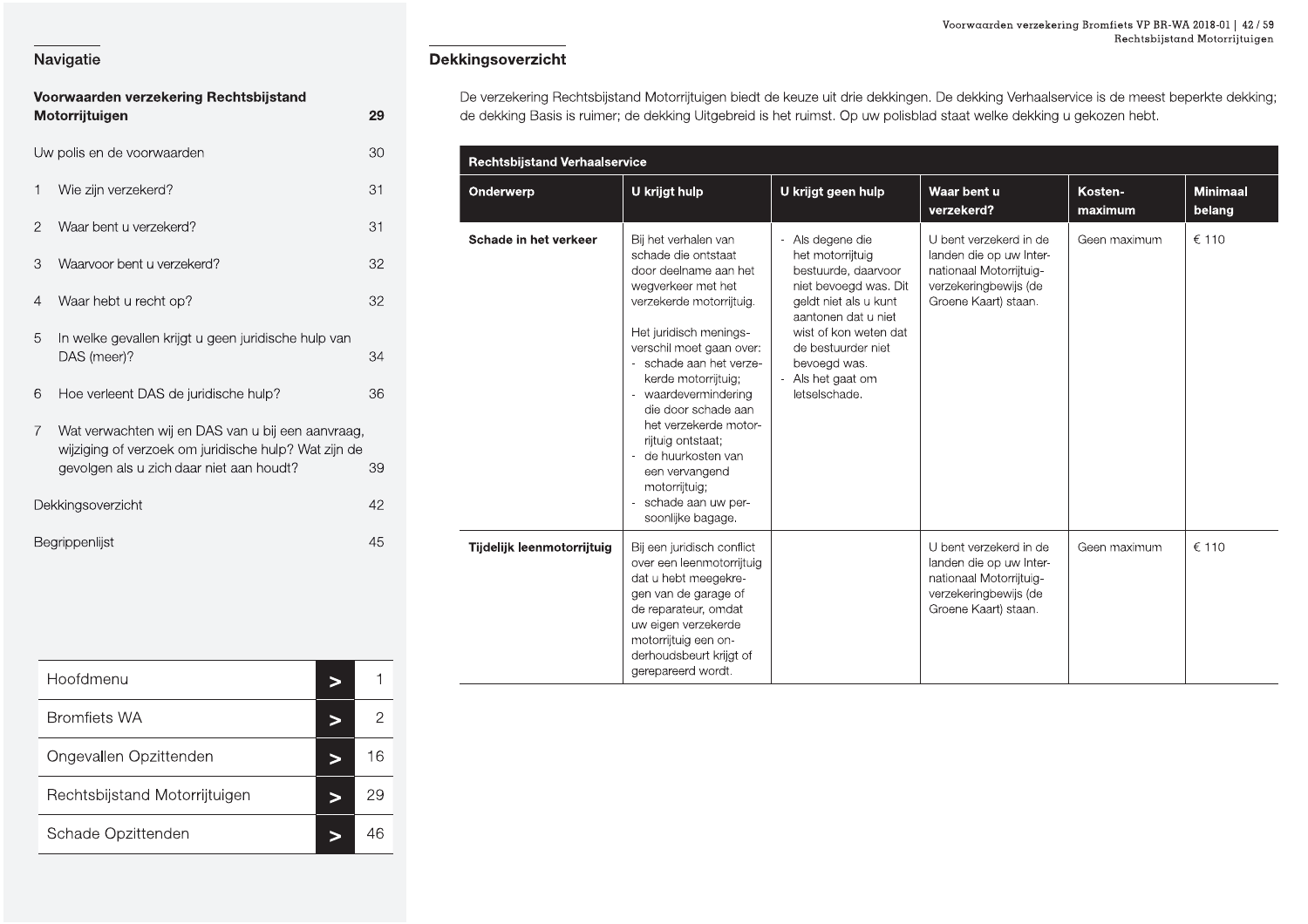## Navigatie

**Voorwaarden verzekering Rechtsbijstand Motorrijtuigen** 29

Uw polis en de voorwaarden 30

1 Wie zijn verzekerd? 31

2 Waar bent u verzekerd? 31

3 Waarvoor bent u verzekerd? 32

4 Waar hebt u recht op? 32

5 In welke gevallen krijgt u geen juridische hulp van DAS (meer)? 34

6 Hoe verleent DAS de juridische hulp? 36

7 Wat verwachten wij en DAS van u bij een aanvraag, wijziging of verzoek om juridische hulp? Wat zijn de gevolgen als u zich daar niet aan houdt? 39

Dekkingsoverzicht 42

Begrippenlijst 45

| | | |
|---|---|---|
| Hoofdmenu | > | 1 |
| Bromfiets WA | > | 2 |
| Ongevallen Opzittenden | > | 16 |
| Rechtsbijstand Motorrijtuigen | > | 29 |
| Schade Opzittenden | > | 46 |

## Dekkingsoverzicht

De verzekering Rechtsbijstand Motorrijtuigen biedt de keuze uit drie dekkingen. De dekking Verhaalservice is de meest beperkte dekking; de dekking Basis is ruimer; de dekking Uitgebreid is het ruimst. Op uw polisblad staat welke dekking u gekozen hebt.

| **Rechtsbijstand Verhaalservice** | | | | | |
|---|---|---|---|---|---|
| **Onderwerp** | **U krijgt hulp** | **U krijgt geen hulp** | **Waar bent u verzekerd?** | **Kosten-maximum** | **Minimaal belang** |
| **Schade in het verkeer** | Bij het verhalen van schade die ontstaat door deelname aan het wegverkeer met het verzekerde motorrijtuig.<br><br>Het juridisch meningsverschil moet gaan over:<br>- schade aan het verzekerde motorrijtuig;<br>- waardevermindering die door schade aan het verzekerde motorrijtuig ontstaat;<br>- de huurkosten van een vervangend motorrijtuig;<br>- schade aan uw persoonlijke bagage. | - Als degene die het motorrijtuig bestuurde, daarvoor niet bevoegd was. Dit geldt niet als u kunt aantonen dat u niet wist of kon weten dat de bestuurder niet bevoegd was.<br>- Als het gaat om letselschade. | U bent verzekerd in de landen die op uw Internationaal Motorrijtuigverzekeringbewijs (de Groene Kaart) staan. | Geen maximum | € 110 |
| **Tijdelijk leenmotorrijtuig** | Bij een juridisch conflict over een leenmotorrijtuig dat u hebt meegekregen van de garage of de reparateur, omdat uw eigen verzekerde motorrijtuig een onderhoudsbeurt krijgt of gerepareerd wordt. | | U bent verzekerd in de landen die op uw Internationaal Motorrijtuigverzekeringbewijs (de Groene Kaart) staan. | Geen maximum | € 110 |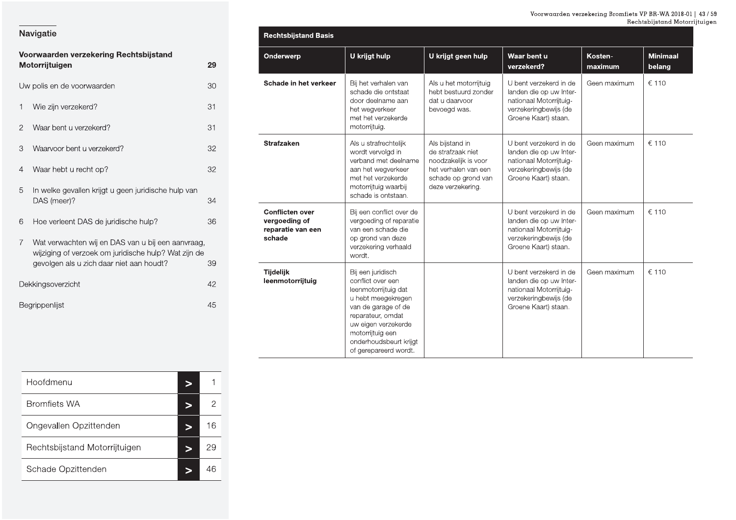## Navigatie

**Voorwaarden verzekering Rechtsbijstand Motorrijtuigen** 29

Uw polis en de voorwaarden 30

1 Wie zijn verzekerd? 31

2 Waar bent u verzekerd? 31

3 Waarvoor bent u verzekerd? 32

4 Waar hebt u recht op? 32

5 In welke gevallen krijgt u geen juridische hulp van DAS (meer)? 34

6 Hoe verleent DAS de juridische hulp? 36

7 Wat verwachten wij en DAS van u bij een aanvraag, wijziging of verzoek om juridische hulp? Wat zijn de gevolgen als u zich daar niet aan houdt? 39

Dekkingsoverzicht 42

Begrippenlijst 45

| | | |
|---|---|---|
| Hoofdmenu | > | 1 |
| Bromfiets WA | > | 2 |
| Ongevallen Opzittenden | > | 16 |
| Rechtsbijstand Motorrijtuigen | > | 29 |
| Schade Opzittenden | > | 46 |

**Rechtsbijstand Basis**

| Onderwerp | U krijgt hulp | U krijgt geen hulp | Waar bent u verzekerd? | Kosten-maximum | Minimaal belang |
|---|---|---|---|---|---|
| **Schade in het verkeer** | Bij het verhalen van schade die ontstaat door deelname aan het wegverkeer met het verzekerde motorrijtuig. | Als u het motorrijtuig hebt bestuurd zonder dat u daarvoor bevoegd was. | U bent verzekerd in de landen die op uw Internationaal Motorrijtuigverzekeringbewijs (de Groene Kaart) staan. | Geen maximum | € 110 |
| **Strafzaken** | Als u strafrechtelijk wordt vervolgd in verband met deelname aan het wegverkeer met het verzekerde motorrijtuig waarbij schade is ontstaan. | Als bijstand in de strafzaak niet noodzakelijk is voor het verhalen van een schade op grond van deze verzekering. | U bent verzekerd in de landen die op uw Internationaal Motorrijtuigverzekeringbewijs (de Groene Kaart) staan. | Geen maximum | € 110 |
| **Conflicten over vergoeding of reparatie van een schade** | Bij een conflict over de vergoeding of reparatie van een schade die op grond van deze verzekering verhaald wordt. | | U bent verzekerd in de landen die op uw Internationaal Motorrijtuigverzekeringbewijs (de Groene Kaart) staan. | Geen maximum | € 110 |
| **Tijdelijk leenmotorrijtuig** | Bij een juridisch conflict over een leenmotorrijtuig dat u hebt meegekregen van de garage of de reparateur, omdat uw eigen verzekerde motorrijtuig een onderhoudsbeurt krijgt of gerepareerd wordt. | | U bent verzekerd in de landen die op uw Internationaal Motorrijtuigverzekeringbewijs (de Groene Kaart) staan. | Geen maximum | € 110 |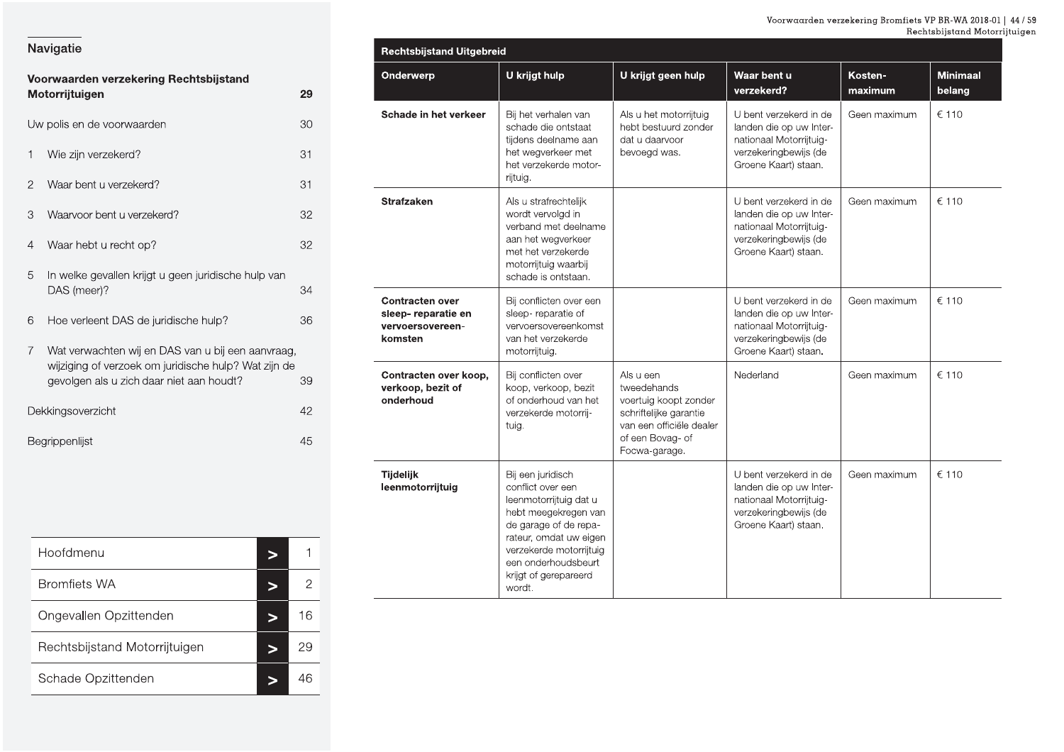## Navigatie

**Voorwaarden verzekering Rechtsbijstand Motorrijtuigen** 29

Uw polis en de voorwaarden 30

1 Wie zijn verzekerd? 31

2 Waar bent u verzekerd? 31

3 Waarvoor bent u verzekerd? 32

4 Waar hebt u recht op? 32

5 In welke gevallen krijgt u geen juridische hulp van DAS (meer)? 34

6 Hoe verleent DAS de juridische hulp? 36

7 Wat verwachten wij en DAS van u bij een aanvraag, wijziging of verzoek om juridische hulp? Wat zijn de gevolgen als u zich daar niet aan houdt? 39

Dekkingsoverzicht 42

Begrippenlijst 45

| | | |
|---|---|---|
| Hoofdmenu | > | 1 |
| Bromfiets WA | > | 2 |
| Ongevallen Opzittenden | > | 16 |
| Rechtsbijstand Motorrijtuigen | > | 29 |
| Schade Opzittenden | > | 46 |

**Rechtsbijstand Uitgebreid**

| Onderwerp | U krijgt hulp | U krijgt geen hulp | Waar bent u verzekerd? | Kosten-maximum | Minimaal belang |
|---|---|---|---|---|---|
| **Schade in het verkeer** | Bij het verhalen van schade die ontstaat tijdens deelname aan het wegverkeer met het verzekerde motorrijtuig. | Als u het motorrijtuig hebt bestuurd zonder dat u daarvoor bevoegd was. | U bent verzekerd in de landen die op uw Internationaal Motorrijtuigverzekeringbewijs (de Groene Kaart) staan. | Geen maximum | € 110 |
| **Strafzaken** | Als u strafrechtelijk wordt vervolgd in verband met deelname aan het wegverkeer met het verzekerde motorrijtuig waarbij schade is ontstaan. | | U bent verzekerd in de landen die op uw Internationaal Motorrijtuigverzekeringbewijs (de Groene Kaart) staan. | Geen maximum | € 110 |
| **Contracten over sleep- reparatie en vervoersovereenkomsten** | Bij conflicten over een sleep- reparatie of vervoersovereenkomst van het verzekerde motorrijtuig. | | U bent verzekerd in de landen die op uw Internationaal Motorrijtuigverzekeringbewijs (de Groene Kaart) staan. | Geen maximum | € 110 |
| **Contracten over koop, verkoop, bezit of onderhoud** | Bij conflicten over koop, verkoop, bezit of onderhoud van het verzekerde motorrijtuig. | Als u een tweedehands voertuig koopt zonder schriftelijke garantie van een officiële dealer of een Bovag- of Focwa-garage. | Nederland | Geen maximum | € 110 |
| **Tijdelijk leenmotorrijtuig** | Bij een juridisch conflict over een leenmotorrijtuig dat u hebt meegekregen van de garage of de reparateur, omdat uw eigen verzekerde motorrijtuig een onderhoudsbeurt krijgt of gerepareerd wordt. | | U bent verzekerd in de landen die op uw Internationaal Motorrijtuigverzekeringbewijs (de Groene Kaart) staan. | Geen maximum | € 110 |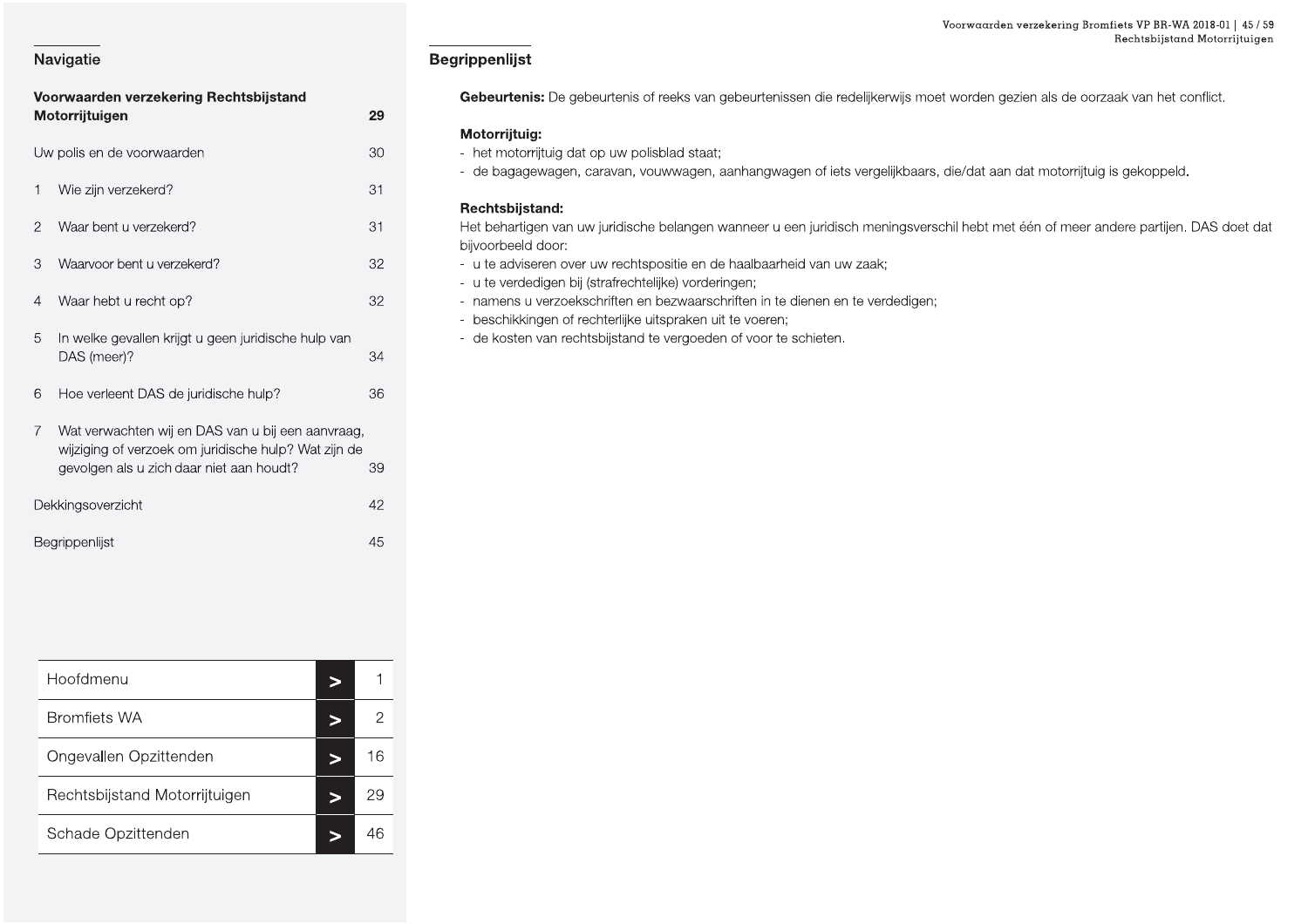## Navigatie

**Voorwaarden verzekering Rechtsbijstand Motorrijtuigen** **29**

Uw polis en de voorwaarden 30

1 Wie zijn verzekerd? 31

2 Waar bent u verzekerd? 31

3 Waarvoor bent u verzekerd? 32

4 Waar hebt u recht op? 32

5 In welke gevallen krijgt u geen juridische hulp van DAS (meer)? 34

6 Hoe verleent DAS de juridische hulp? 36

7 Wat verwachten wij en DAS van u bij een aanvraag, wijziging of verzoek om juridische hulp? Wat zijn de gevolgen als u zich daar niet aan houdt? 39

Dekkingsoverzicht 42

Begrippenlijst 45

| | |
|---|---|
| Hoofdmenu | 1 |
| Bromfiets WA | 2 |
| Ongevallen Opzittenden | 16 |
| Rechtsbijstand Motorrijtuigen | 29 |
| Schade Opzittenden | 46 |

## Begrippenlijst

**Gebeurtenis:** De gebeurtenis of reeks van gebeurtenissen die redelijkerwijs moet worden gezien als de oorzaak van het conflict.

**Motorrijtuig:**
- het motorrijtuig dat op uw polisblad staat;
- de bagagewagen, caravan, vouwwagen, aanhangwagen of iets vergelijkbaars, die/dat aan dat motorrijtuig is gekoppeld.

**Rechtsbijstand:**
Het behartigen van uw juridische belangen wanneer u een juridisch meningsverschil hebt met één of meer andere partijen. DAS doet dat bijvoorbeeld door:
- u te adviseren over uw rechtspositie en de haalbaarheid van uw zaak;
- u te verdedigen bij (strafrechtelijke) vorderingen;
- namens u verzoekschriften en bezwaarschriften in te dienen en te verdedigen;
- beschikkingen of rechterlijke uitspraken uit te voeren;
- de kosten van rechtsbijstand te vergoeden of voor te schieten.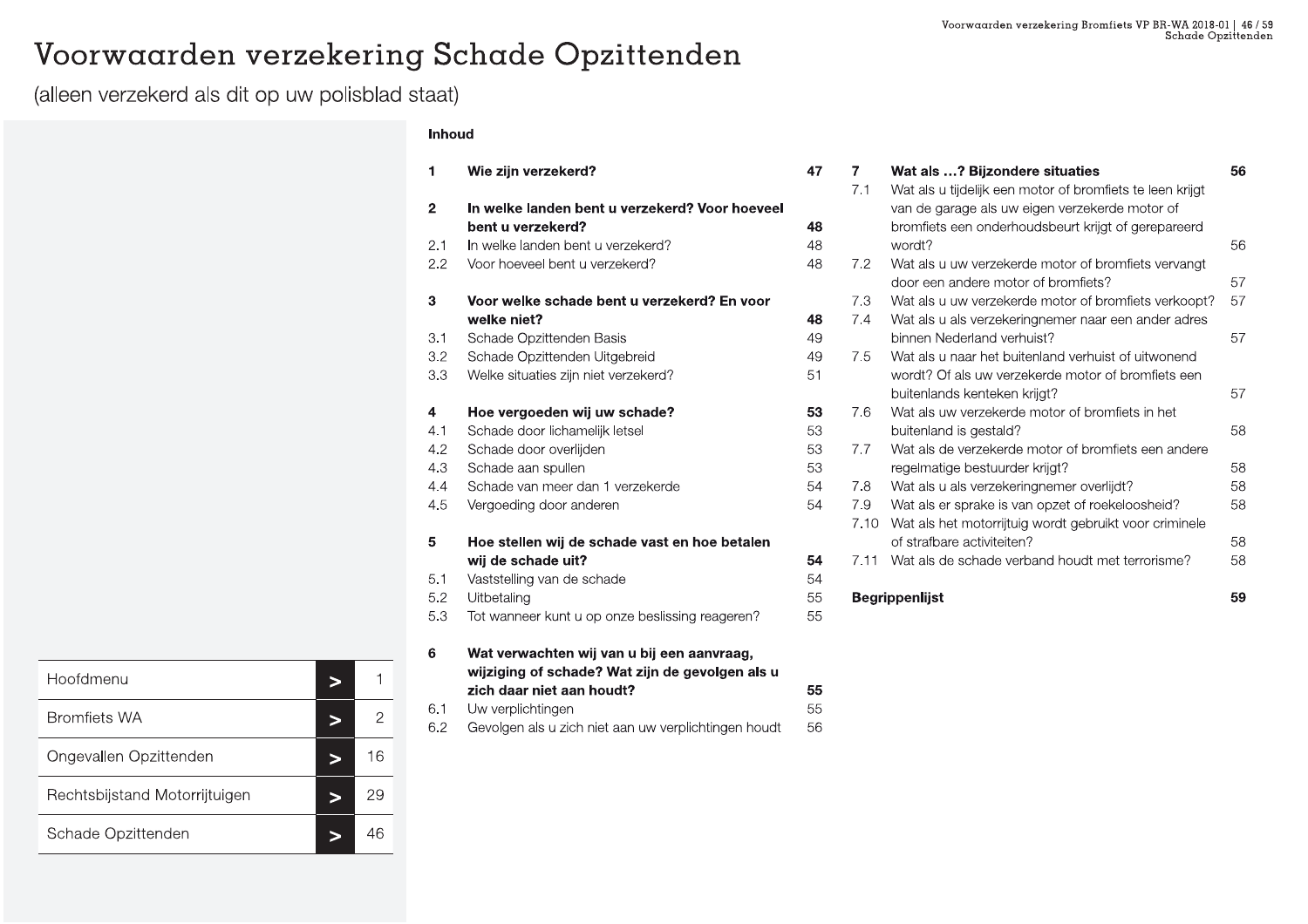# Voorwaarden verzekering Schade Opzittenden

(alleen verzekerd als dit op uw polisblad staat)

**Inhoud**

| | | |
|---|---|---|
| **1** | **Wie zijn verzekerd?** | **47** |
| **2** | **In welke landen bent u verzekerd? Voor hoeveel bent u verzekerd?** | **48** |
| 2.1 | In welke landen bent u verzekerd? | 48 |
| 2.2 | Voor hoeveel bent u verzekerd? | 48 |
| **3** | **Voor welke schade bent u verzekerd? En voor welke niet?** | **48** |
| 3.1 | Schade Opzittenden Basis | 49 |
| 3.2 | Schade Opzittenden Uitgebreid | 49 |
| 3.3 | Welke situaties zijn niet verzekerd? | 51 |
| **4** | **Hoe vergoeden wij uw schade?** | **53** |
| 4.1 | Schade door lichamelijk letsel | 53 |
| 4.2 | Schade door overlijden | 53 |
| 4.3 | Schade aan spullen | 53 |
| 4.4 | Schade van meer dan 1 verzekerde | 54 |
| 4.5 | Vergoeding door anderen | 54 |
| **5** | **Hoe stellen wij de schade vast en hoe betalen wij de schade uit?** | **54** |
| 5.1 | Vaststelling van de schade | 54 |
| 5.2 | Uitbetaling | 55 |
| 5.3 | Tot wanneer kunt u op onze beslissing reageren? | 55 |
| **6** | **Wat verwachten wij van u bij een aanvraag, wijziging of schade? Wat zijn de gevolgen als u zich daar niet aan houdt?** | **55** |
| 6.1 | Uw verplichtingen | 55 |
| 6.2 | Gevolgen als u zich niet aan uw verplichtingen houdt | 56 |
| **7** | **Wat als …? Bijzondere situaties** | **56** |
| 7.1 | Wat als u tijdelijk een motor of bromfiets te leen krijgt van de garage als uw eigen verzekerde motor of bromfiets een onderhoudsbeurt krijgt of gerepareerd wordt? | 56 |
| 7.2 | Wat als u uw verzekerde motor of bromfiets vervangt door een andere motor of bromfiets? | 57 |
| 7.3 | Wat als u uw verzekerde motor of bromfiets verkoopt? | 57 |
| 7.4 | Wat als u als verzekeringnemer naar een ander adres binnen Nederland verhuist? | 57 |
| 7.5 | Wat als u naar het buitenland verhuist of uitwonend wordt? Of als uw verzekerde motor of bromfiets een buitenlands kenteken krijgt? | 57 |
| 7.6 | Wat als uw verzekerde motor of bromfiets in het buitenland is gestald? | 58 |
| 7.7 | Wat als de verzekerde motor of bromfiets een andere regelmatige bestuurder krijgt? | 58 |
| 7.8 | Wat als u als verzekeringnemer overlijdt? | 58 |
| 7.9 | Wat als er sprake is van opzet of roekeloosheid? | 58 |
| 7.10 | Wat als het motorrijtuig wordt gebruikt voor criminele of strafbare activiteiten? | 58 |
| 7.11 | Wat als de schade verband houdt met terrorisme? | 58 |
| | **Begrippenlijst** | **59** |

| | | |
|---|---|---|
| Hoofdmenu | > | 1 |
| Bromfiets WA | > | 2 |
| Ongevallen Opzittenden | > | 16 |
| Rechtsbijstand Motorrijtuigen | > | 29 |
| Schade Opzittenden | > | 46 |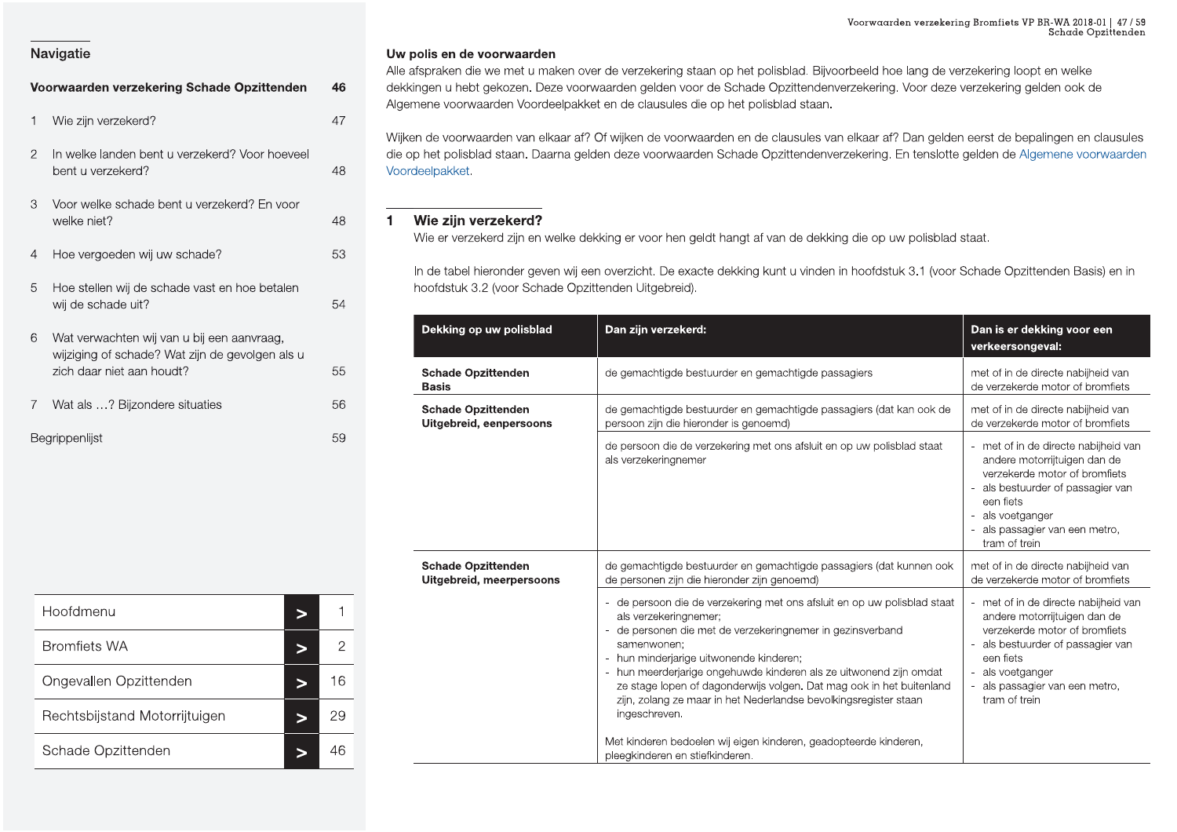## Navigatie

**Voorwaarden verzekering Schade Opzittenden** 46

1 Wie zijn verzekerd? 47

2 In welke landen bent u verzekerd? Voor hoeveel bent u verzekerd? 48

3 Voor welke schade bent u verzekerd? En voor welke niet? 48

4 Hoe vergoeden wij uw schade? 53

5 Hoe stellen wij de schade vast en hoe betalen wij de schade uit? 54

6 Wat verwachten wij van u bij een aanvraag, wijziging of schade? Wat zijn de gevolgen als u zich daar niet aan houdt? 55

7 Wat als …? Bijzondere situaties 56

Begrippenlijst 59

| | | |
|---|---|---|
| Hoofdmenu | > | 1 |
| Bromfiets WA | > | 2 |
| Ongevallen Opzittenden | > | 16 |
| Rechtsbijstand Motorrijtuigen | > | 29 |
| Schade Opzittenden | > | 46 |

**Uw polis en de voorwaarden**
Alle afspraken die we met u maken over de verzekering staan op het polisblad. Bijvoorbeeld hoe lang de verzekering loopt en welke dekkingen u hebt gekozen. Deze voorwaarden gelden voor de Schade Opzittendenverzekering. Voor deze verzekering gelden ook de Algemene voorwaarden Voordeelpakket en de clausules die op het polisblad staan.

Wijken de voorwaarden van elkaar af? Of wijken de voorwaarden en de clausules van elkaar af? Dan gelden eerst de bepalingen en clausules die op het polisblad staan. Daarna gelden deze voorwaarden Schade Opzittendenverzekering. En tenslotte gelden de Algemene voorwaarden Voordeelpakket.

## 1 Wie zijn verzekerd?

Wie er verzekerd zijn en welke dekking er voor hen geldt hangt af van de dekking die op uw polisblad staat.

In de tabel hieronder geven wij een overzicht. De exacte dekking kunt u vinden in hoofdstuk 3.1 (voor Schade Opzittenden Basis) en in hoofdstuk 3.2 (voor Schade Opzittenden Uitgebreid).

| Dekking op uw polisblad | Dan zijn verzekerd: | Dan is er dekking voor een verkeersongeval: |
|---|---|---|
| **Schade Opzittenden Basis** | de gemachtigde bestuurder en gemachtigde passagiers | met of in de directe nabijheid van de verzekerde motor of bromfiets |
| **Schade Opzittenden Uitgebreid, eenpersoons** | de gemachtigde bestuurder en gemachtigde passagiers (dat kan ook de persoon zijn die hieronder is genoemd) | met of in de directe nabijheid van de verzekerde motor of bromfiets |
| | de persoon die de verzekering met ons afsluit en op uw polisblad staat als verzekeringnemer | - met of in de directe nabijheid van andere motorrijtuigen dan de verzekerde motor of bromfiets<br>- als bestuurder of passagier van een fiets<br>- als voetganger<br>- als passagier van een metro, tram of trein |
| **Schade Opzittenden Uitgebreid, meerpersoons** | de gemachtigde bestuurder en gemachtigde passagiers (dat kunnen ook de personen zijn die hieronder zijn genoemd) | met of in de directe nabijheid van de verzekerde motor of bromfiets |
| | - de persoon die de verzekering met ons afsluit en op uw polisblad staat als verzekeringnemer;<br>- de personen die met de verzekeringnemer in gezinsverband samenwonen;<br>- hun minderjarige uitwonende kinderen;<br>- hun meerderjarige ongehuwde kinderen als ze uitwonend zijn omdat ze stage lopen of dagonderwijs volgen. Dat mag ook in het buitenland zijn, zolang ze maar in het Nederlandse bevolkingsregister staan ingeschreven.<br><br>Met kinderen bedoelen wij eigen kinderen, geadopteerde kinderen, pleegkinderen en stiefkinderen. | - met of in de directe nabijheid van andere motorrijtuigen dan de verzekerde motor of bromfiets<br>- als bestuurder of passagier van een fiets<br>- als voetganger<br>- als passagier van een metro, tram of trein |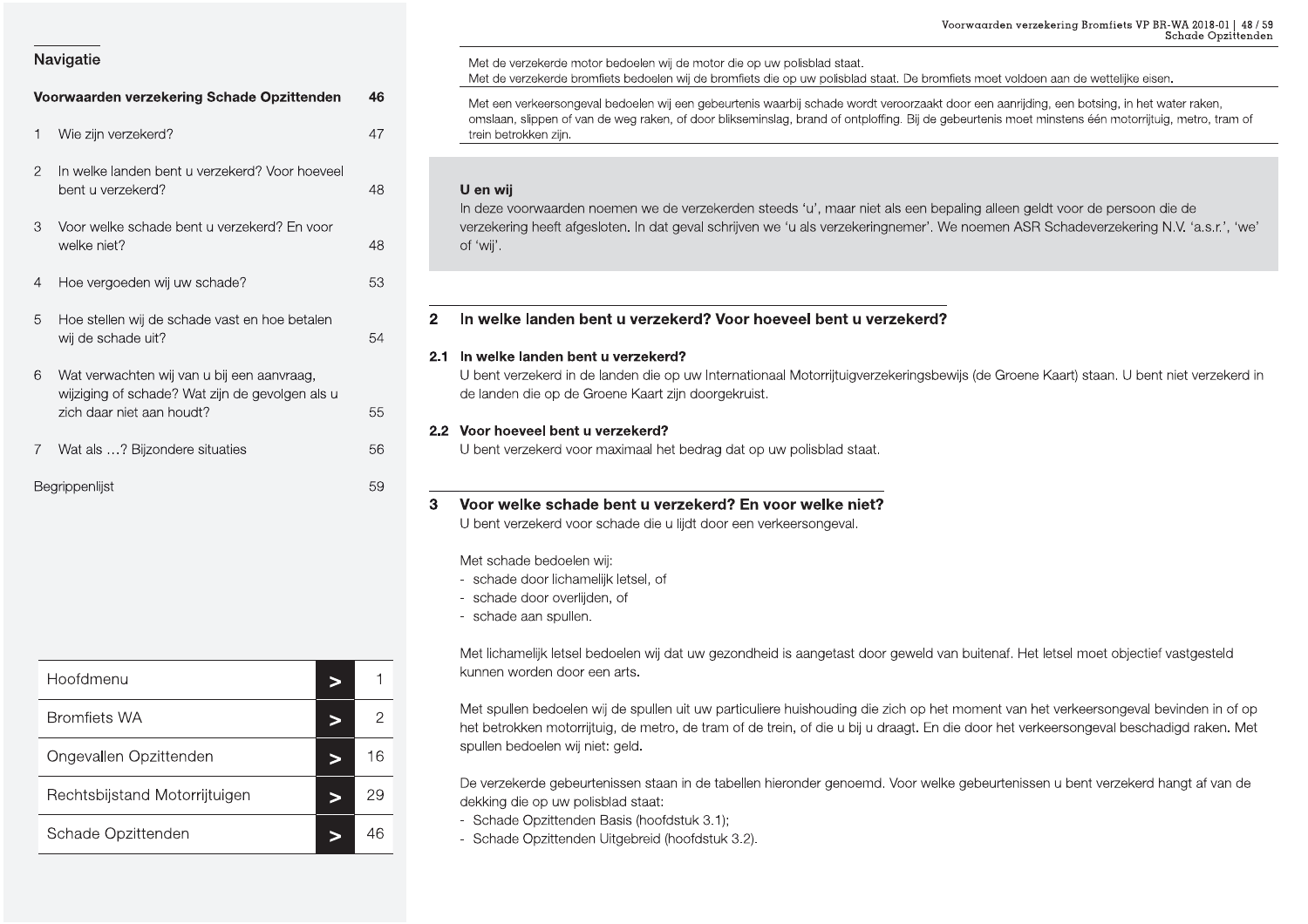## Navigatie

**Voorwaarden verzekering Schade Opzittenden** 46

1 Wie zijn verzekerd? 47

2 In welke landen bent u verzekerd? Voor hoeveel bent u verzekerd? 48

3 Voor welke schade bent u verzekerd? En voor welke niet? 48

4 Hoe vergoeden wij uw schade? 53

5 Hoe stellen wij de schade vast en hoe betalen wij de schade uit? 54

6 Wat verwachten wij van u bij een aanvraag, wijziging of schade? Wat zijn de gevolgen als u zich daar niet aan houdt? 55

7 Wat als …? Bijzondere situaties 56

Begrippenlijst 59

| | | |
|---|---|---|
| Hoofdmenu | > | 1 |
| Bromfiets WA | > | 2 |
| Ongevallen Opzittenden | > | 16 |
| Rechtsbijstand Motorrijtuigen | > | 29 |
| Schade Opzittenden | > | 46 |

Met de verzekerde motor bedoelen wij de motor die op uw polisblad staat.
Met de verzekerde bromfiets bedoelen wij de bromfiets die op uw polisblad staat. De bromfiets moet voldoen aan de wettelijke eisen.

Met een verkeersongeval bedoelen wij een gebeurtenis waarbij schade wordt veroorzaakt door een aanrijding, een botsing, in het water raken, omslaan, slippen of van de weg raken, of door blikseminslag, brand of ontploffing. Bij de gebeurtenis moet minstens één motorrijtuig, metro, tram of trein betrokken zijn.

**U en wij**
In deze voorwaarden noemen we de verzekerden steeds 'u', maar niet als een bepaling alleen geldt voor de persoon die de verzekering heeft afgesloten. In dat geval schrijven we 'u als verzekeringnemer'. We noemen ASR Schadeverzekering N.V. 'a.s.r.', 'we' of 'wij'.

## 2 In welke landen bent u verzekerd? Voor hoeveel bent u verzekerd?

### 2.1 In welke landen bent u verzekerd?

U bent verzekerd in de landen die op uw Internationaal Motorrijtuigverzekeringsbewijs (de Groene Kaart) staan. U bent niet verzekerd in de landen die op de Groene Kaart zijn doorgekruist.

### 2.2 Voor hoeveel bent u verzekerd?

U bent verzekerd voor maximaal het bedrag dat op uw polisblad staat.

## 3 Voor welke schade bent u verzekerd? En voor welke niet?

U bent verzekerd voor schade die u lijdt door een verkeersongeval.

Met schade bedoelen wij:
- schade door lichamelijk letsel, of
- schade door overlijden, of
- schade aan spullen.

Met lichamelijk letsel bedoelen wij dat uw gezondheid is aangetast door geweld van buitenaf. Het letsel moet objectief vastgesteld kunnen worden door een arts.

Met spullen bedoelen wij de spullen uit uw particuliere huishouding die zich op het moment van het verkeersongeval bevinden in of op het betrokken motorrijtuig, de metro, de tram of de trein, of die u bij u draagt. En die door het verkeersongeval beschadigd raken. Met spullen bedoelen wij niet: geld.

De verzekerde gebeurtenissen staan in de tabellen hieronder genoemd. Voor welke gebeurtenissen u bent verzekerd hangt af van de dekking die op uw polisblad staat:
- Schade Opzittenden Basis (hoofdstuk 3.1);
- Schade Opzittenden Uitgebreid (hoofdstuk 3.2).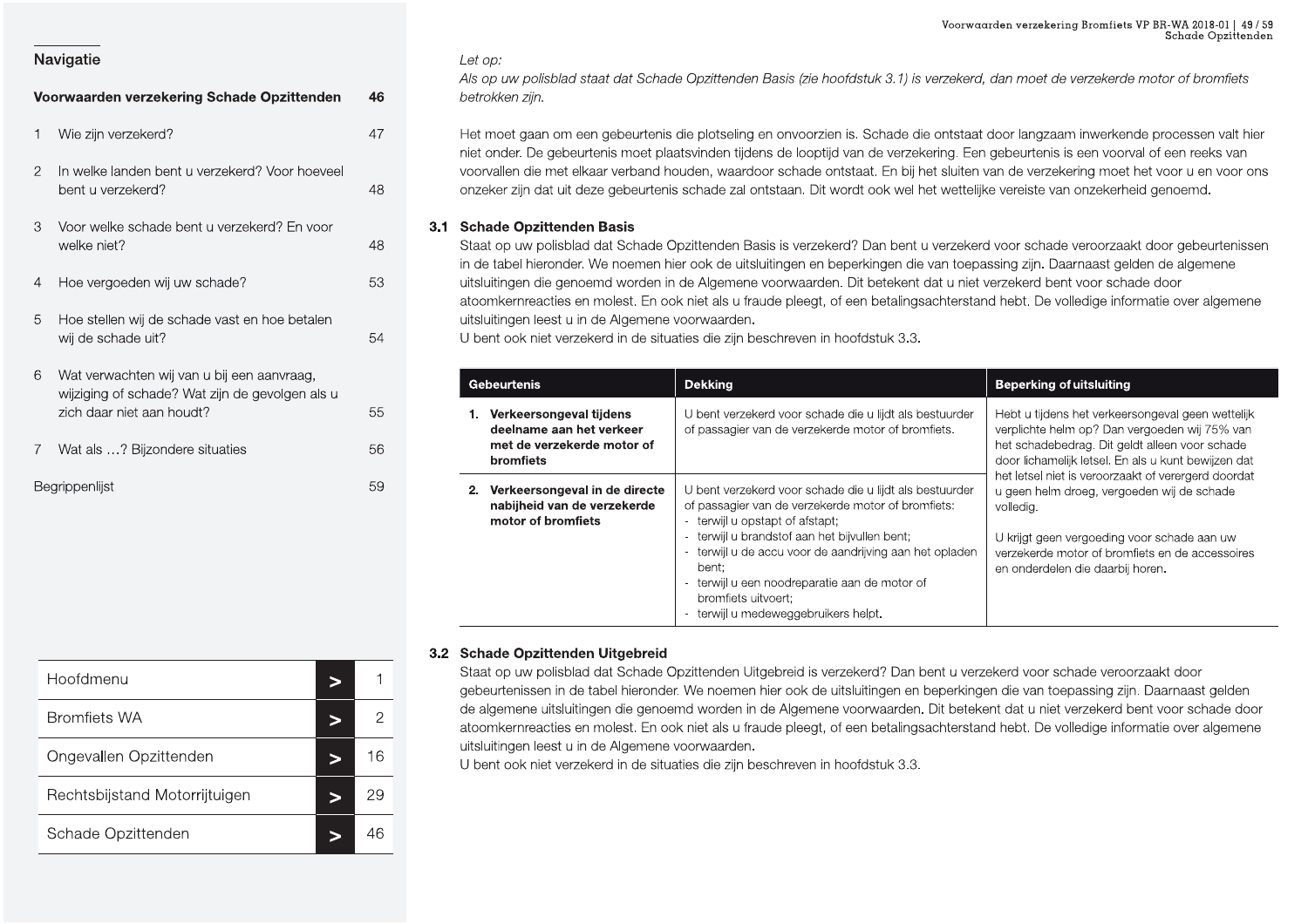## Navigatie

**Voorwaarden verzekering Schade Opzittenden** 46

1 Wie zijn verzekerd? 47

2 In welke landen bent u verzekerd? Voor hoeveel bent u verzekerd? 48

3 Voor welke schade bent u verzekerd? En voor welke niet? 48

4 Hoe vergoeden wij uw schade? 53

5 Hoe stellen wij de schade vast en hoe betalen wij de schade uit? 54

6 Wat verwachten wij van u bij een aanvraag, wijziging of schade? Wat zijn de gevolgen als u zich daar niet aan houdt? 55

7 Wat als …? Bijzondere situaties 56

Begrippenlijst 59

| | | |
|---|---|---|
| Hoofdmenu | > | 1 |
| Bromfiets WA | > | 2 |
| Ongevallen Opzittenden | > | 16 |
| Rechtsbijstand Motorrijtuigen | > | 29 |
| Schade Opzittenden | > | 46 |

*Let op:*
*Als op uw polisblad staat dat Schade Opzittenden Basis (zie hoofdstuk 3.1) is verzekerd, dan moet de verzekerde motor of bromfiets betrokken zijn.*

Het moet gaan om een gebeurtenis die plotseling en onvoorzien is. Schade die ontstaat door langzaam inwerkende processen valt hier niet onder. De gebeurtenis moet plaatsvinden tijdens de looptijd van de verzekering. Een gebeurtenis is een voorval of een reeks van voorvallen die met elkaar verband houden, waardoor schade ontstaat. En bij het sluiten van de verzekering moet het voor u en voor ons onzeker zijn dat uit deze gebeurtenis schade zal ontstaan. Dit wordt ook wel het wettelijke vereiste van onzekerheid genoemd.

### 3.1 Schade Opzittenden Basis

Staat op uw polisblad dat Schade Opzittenden Basis is verzekerd? Dan bent u verzekerd voor schade veroorzaakt door gebeurtenissen in de tabel hieronder. We noemen hier ook de uitsluitingen en beperkingen die van toepassing zijn. Daarnaast gelden de algemene uitsluitingen die genoemd worden in de Algemene voorwaarden. Dit betekent dat u niet verzekerd bent voor schade door atoomkernreacties en molest. En ook niet als u fraude pleegt, of een betalingsachterstand hebt. De volledige informatie over algemene uitsluitingen leest u in de Algemene voorwaarden.
U bent ook niet verzekerd in de situaties die zijn beschreven in hoofdstuk 3.3.

| Gebeurtenis | Dekking | Beperking of uitsluiting |
|---|---|---|
| **1. Verkeersongeval tijdens deelname aan het verkeer met de verzekerde motor of bromfiets** | U bent verzekerd voor schade die u lijdt als bestuurder of passagier van de verzekerde motor of bromfiets. | Hebt u tijdens het verkeersongeval geen wettelijk verplichte helm op? Dan vergoeden wij 75% van het schadebedrag. Dit geldt alleen voor schade door lichamelijk letsel. En als u kunt bewijzen dat het letsel niet is veroorzaakt of verergerd doordat u geen helm droeg, vergoeden wij de schade volledig.<br><br>U krijgt geen vergoeding voor schade aan uw verzekerde motor of bromfiets en de accessoires en onderdelen die daarbij horen. |
| **2. Verkeersongeval in de directe nabijheid van de verzekerde motor of bromfiets** | U bent verzekerd voor schade die u lijdt als bestuurder of passagier van de verzekerde motor of bromfiets:<br>- terwijl u opstapt of afstapt;<br>- terwijl u brandstof aan het bijvullen bent;<br>- terwijl u de accu voor de aandrijving aan het opladen bent;<br>- terwijl u een noodreparatie aan de motor of bromfiets uitvoert;<br>- terwijl u medeweggebruikers helpt. | |

### 3.2 Schade Opzittenden Uitgebreid

Staat op uw polisblad dat Schade Opzittenden Uitgebreid is verzekerd? Dan bent u verzekerd voor schade veroorzaakt door gebeurtenissen in de tabel hieronder. We noemen hier ook de uitsluitingen en beperkingen die van toepassing zijn. Daarnaast gelden de algemene uitsluitingen die genoemd worden in de Algemene voorwaarden. Dit betekent dat u niet verzekerd bent voor schade door atoomkernreacties en molest. En ook niet als u fraude pleegt, of een betalingsachterstand hebt. De volledige informatie over algemene uitsluitingen leest u in de Algemene voorwaarden.
U bent ook niet verzekerd in de situaties die zijn beschreven in hoofdstuk 3.3.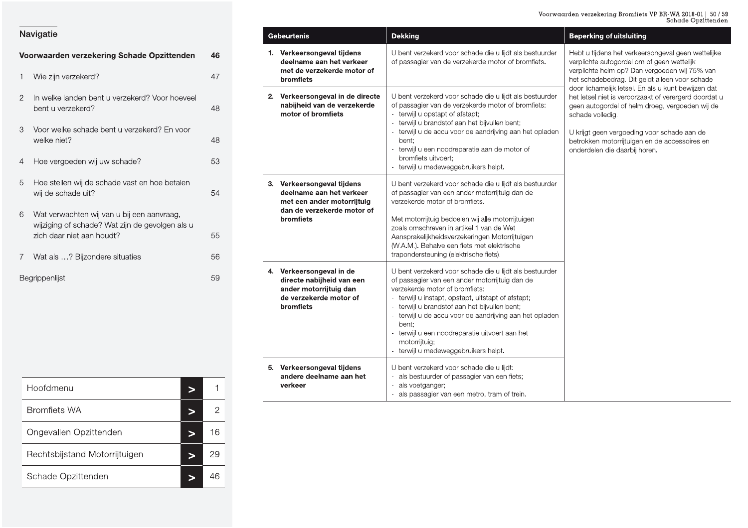## Navigatie

**Voorwaarden verzekering Schade Opzittenden** 46

1 Wie zijn verzekerd? 47

2 In welke landen bent u verzekerd? Voor hoeveel bent u verzekerd? 48

3 Voor welke schade bent u verzekerd? En voor welke niet? 48

4 Hoe vergoeden wij uw schade? 53

5 Hoe stellen wij de schade vast en hoe betalen wij de schade uit? 54

6 Wat verwachten wij van u bij een aanvraag, wijziging of schade? Wat zijn de gevolgen als u zich daar niet aan houdt? 55

7 Wat als …? Bijzondere situaties 56

Begrippenlijst 59

| | | |
|---|---|---|
| Hoofdmenu | > | 1 |
| Bromfiets WA | > | 2 |
| Ongevallen Opzittenden | > | 16 |
| Rechtsbijstand Motorrijtuigen | > | 29 |
| Schade Opzittenden | > | 46 |

| Gebeurtenis | Dekking | Beperking of uitsluiting |
|---|---|---|
| **1. Verkeersongeval tijdens deelname aan het verkeer met de verzekerde motor of bromfiets** | U bent verzekerd voor schade die u lijdt als bestuurder of passagier van de verzekerde motor of bromfiets. | Hebt u tijdens het verkeersongeval geen wettelijke verplichte autogordel om of geen wettelijk verplichte helm op? Dan vergoeden wij 75% van het schadebedrag. Dit geldt alleen voor schade door lichamelijk letsel. En als u kunt bewijzen dat het letsel niet is veroorzaakt of verergerd doordat u geen autogordel of helm droeg, vergoeden wij de schade volledig.<br><br>U krijgt geen vergoeding voor schade aan de betrokken motorrijtuigen en de accessoires en onderdelen die daarbij horen. |
| **2. Verkeersongeval in de directe nabijheid van de verzekerde motor of bromfiets** | U bent verzekerd voor schade die u lijdt als bestuurder of passagier van de verzekerde motor of bromfiets:<br>- terwijl u opstapt of afstapt;<br>- terwijl u brandstof aan het bijvullen bent;<br>- terwijl u de accu voor de aandrijving aan het opladen bent;<br>- terwijl u een noodreparatie aan de motor of bromfiets uitvoert;<br>- terwijl u medeweggebruikers helpt. | |
| **3. Verkeersongeval tijdens deelname aan het verkeer met een ander motorrijtuig dan de verzekerde motor of bromfiets** | U bent verzekerd voor schade die u lijdt als bestuurder of passagier van een ander motorrijtuig dan de verzekerde motor of bromfiets.<br><br>Met motorrijtuig bedoelen wij alle motorrijtuigen zoals omschreven in artikel 1 van de Wet Aansprakelijkheidsverzekeringen Motorrijtuigen (W.A.M.). Behalve een fiets met elektrische trapondersteuning (elektrische fiets). | |
| **4. Verkeersongeval in de directe nabijheid van een ander motorrijtuig dan de verzekerde motor of bromfiets** | U bent verzekerd voor schade die u lijdt als bestuurder of passagier van een ander motorrijtuig dan de verzekerde motor of bromfiets:<br>- terwijl u instapt, opstapt, uitstapt of afstapt;<br>- terwijl u brandstof aan het bijvullen bent;<br>- terwijl u de accu voor de aandrijving aan het opladen bent;<br>- terwijl u een noodreparatie uitvoert aan het motorrijtuig;<br>- terwijl u medeweggebruikers helpt. | |
| **5. Verkeersongeval tijdens andere deelname aan het verkeer** | U bent verzekerd voor schade die u lijdt:<br>- als bestuurder of passagier van een fiets;<br>- als voetganger;<br>- als passagier van een metro, tram of trein. | |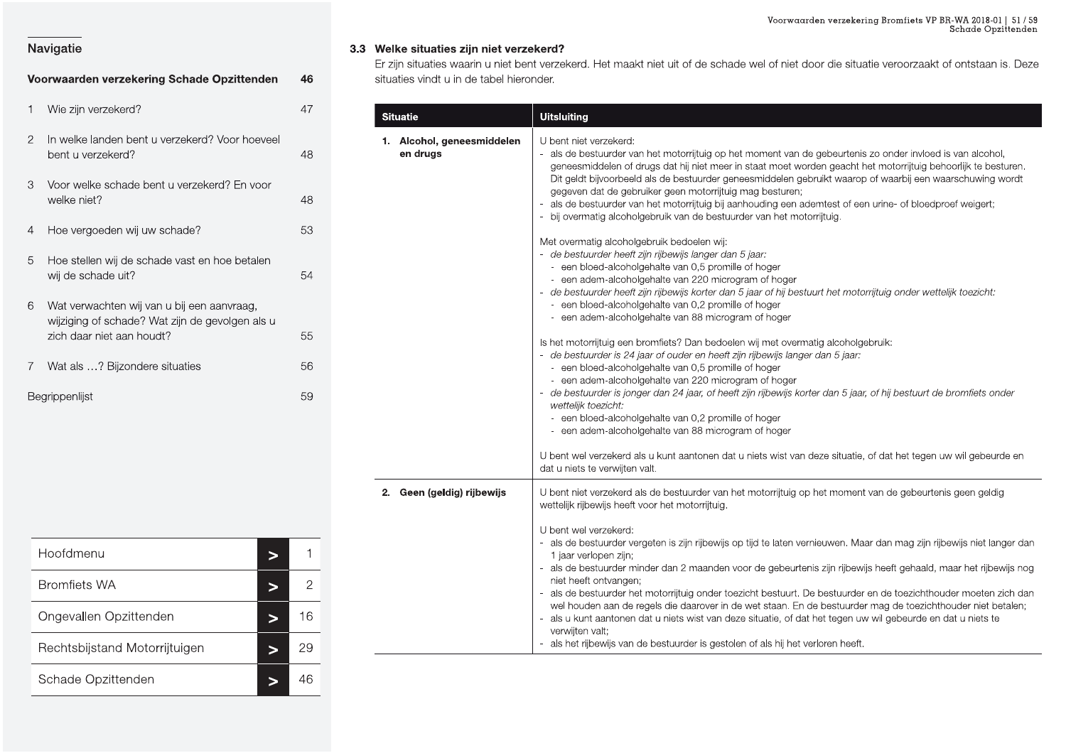## Navigatie

**Voorwaarden verzekering Schade Opzittenden** 46

1 Wie zijn verzekerd? 47

2 In welke landen bent u verzekerd? Voor hoeveel bent u verzekerd? 48

3 Voor welke schade bent u verzekerd? En voor welke niet? 48

4 Hoe vergoeden wij uw schade? 53

5 Hoe stellen wij de schade vast en hoe betalen wij de schade uit? 54

6 Wat verwachten wij van u bij een aanvraag, wijziging of schade? Wat zijn de gevolgen als u zich daar niet aan houdt? 55

7 Wat als …? Bijzondere situaties 56

Begrippenlijst 59

| | | |
|---|---|---|
| Hoofdmenu | > | 1 |
| Bromfiets WA | > | 2 |
| Ongevallen Opzittenden | > | 16 |
| Rechtsbijstand Motorrijtuigen | > | 29 |
| Schade Opzittenden | > | 46 |

### 3.3 Welke situaties zijn niet verzekerd?

Er zijn situaties waarin u niet bent verzekerd. Het maakt niet uit of de schade wel of niet door die situatie veroorzaakt of ontstaan is. Deze situaties vindt u in de tabel hieronder.

| Situatie | Uitsluiting |
|---|---|
| **1. Alcohol, geneesmiddelen en drugs** | U bent niet verzekerd:<br>- als de bestuurder van het motorrijtuig op het moment van de gebeurtenis zo onder invloed is van alcohol, geneesmiddelen of drugs dat hij niet meer in staat moet worden geacht het motorrijtuig behoorlijk te besturen. Dit geldt bijvoorbeeld als de bestuurder geneesmiddelen gebruikt waarop of waarbij een waarschuwing wordt gegeven dat de gebruiker geen motorrijtuig mag besturen;<br>- als de bestuurder van het motorrijtuig bij aanhouding een ademtest of een urine- of bloedproef weigert;<br>- bij overmatig alcoholgebruik van de bestuurder van het motorrijtuig.<br><br>Met overmatig alcoholgebruik bedoelen wij:<br>- *de bestuurder heeft zijn rijbewijs langer dan 5 jaar:*<br>  - een bloed-alcoholgehalte van 0,5 promille of hoger<br>  - een adem-alcoholgehalte van 220 microgram of hoger<br>- *de bestuurder heeft zijn rijbewijs korter dan 5 jaar of hij bestuurt het motorrijtuig onder wettelijk toezicht:*<br>  - een bloed-alcoholgehalte van 0,2 promille of hoger<br>  - een adem-alcoholgehalte van 88 microgram of hoger<br><br>Is het motorrijtuig een bromfiets? Dan bedoelen wij met overmatig alcoholgebruik:<br>- *de bestuurder is 24 jaar of ouder en heeft zijn rijbewijs langer dan 5 jaar:*<br>  - een bloed-alcoholgehalte van 0,5 promille of hoger<br>  - een adem-alcoholgehalte van 220 microgram of hoger<br>- *de bestuurder is jonger dan 24 jaar, of heeft zijn rijbewijs korter dan 5 jaar, of hij bestuurt de bromfiets onder wettelijk toezicht:*<br>  - een bloed-alcoholgehalte van 0,2 promille of hoger<br>  - een adem-alcoholgehalte van 88 microgram of hoger<br><br>U bent wel verzekerd als u kunt aantonen dat u niets wist van deze situatie, of dat het tegen uw wil gebeurde en dat u niets te verwijten valt. |
| **2. Geen (geldig) rijbewijs** | U bent niet verzekerd als de bestuurder van het motorrijtuig op het moment van de gebeurtenis geen geldig wettelijk rijbewijs heeft voor het motorrijtuig.<br><br>U bent wel verzekerd:<br>- als de bestuurder vergeten is zijn rijbewijs op tijd te laten vernieuwen. Maar dan mag zijn rijbewijs niet langer dan 1 jaar verlopen zijn;<br>- als de bestuurder minder dan 2 maanden voor de gebeurtenis zijn rijbewijs heeft gehaald, maar het rijbewijs nog niet heeft ontvangen;<br>- als de bestuurder het motorrijtuig onder toezicht bestuurt. De bestuurder en de toezichthouder moeten zich dan wel houden aan de regels die daarover in de wet staan. En de bestuurder mag de toezichthouder niet betalen;<br>- als u kunt aantonen dat u niets wist van deze situatie, of dat het tegen uw wil gebeurde en dat u niets te verwijten valt;<br>- als het rijbewijs van de bestuurder is gestolen of als hij het verloren heeft. |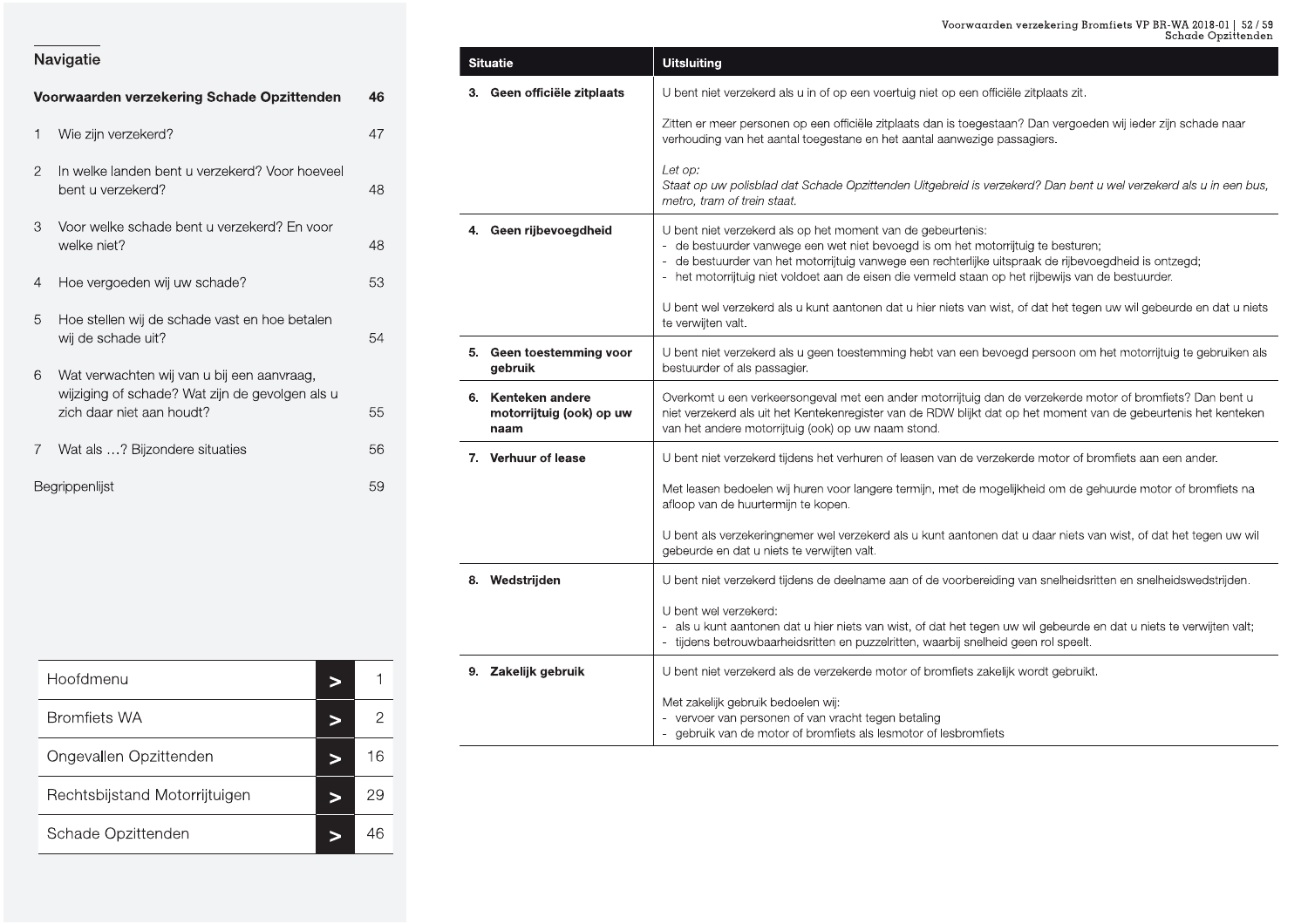## Navigatie

**Voorwaarden verzekering Schade Opzittenden** 46

1 Wie zijn verzekerd? 47

2 In welke landen bent u verzekerd? Voor hoeveel bent u verzekerd? 48

3 Voor welke schade bent u verzekerd? En voor welke niet? 48

4 Hoe vergoeden wij uw schade? 53

5 Hoe stellen wij de schade vast en hoe betalen wij de schade uit? 54

6 Wat verwachten wij van u bij een aanvraag, wijziging of schade? Wat zijn de gevolgen als u zich daar niet aan houdt? 55

7 Wat als …? Bijzondere situaties 56

Begrippenlijst 59

| | | |
|---|---|---|
| Hoofdmenu | > | 1 |
| Bromfiets WA | > | 2 |
| Ongevallen Opzittenden | > | 16 |
| Rechtsbijstand Motorrijtuigen | > | 29 |
| Schade Opzittenden | > | 46 |

| Situatie | Uitsluiting |
|---|---|
| **3. Geen officiële zitplaats** | U bent niet verzekerd als u in of op een voertuig niet op een officiële zitplaats zit.<br><br>Zitten er meer personen op een officiële zitplaats dan is toegestaan? Dan vergoeden wij ieder zijn schade naar verhouding van het aantal toegestane en het aantal aanwezige passagiers.<br><br>*Let op:*<br>*Staat op uw polisblad dat Schade Opzittenden Uitgebreid is verzekerd? Dan bent u wel verzekerd als u in een bus, metro, tram of trein staat.* |
| **4. Geen rijbevoegdheid** | U bent niet verzekerd als op het moment van de gebeurtenis:<br>- de bestuurder vanwege een wet niet bevoegd is om het motorrijtuig te besturen;<br>- de bestuurder van het motorrijtuig vanwege een rechterlijke uitspraak de rijbevoegdheid is ontzegd;<br>- het motorrijtuig niet voldoet aan de eisen die vermeld staan op het rijbewijs van de bestuurder.<br><br>U bent wel verzekerd als u kunt aantonen dat u hier niets van wist, of dat het tegen uw wil gebeurde en dat u niets te verwijten valt. |
| **5. Geen toestemming voor gebruik** | U bent niet verzekerd als u geen toestemming hebt van een bevoegd persoon om het motorrijtuig te gebruiken als bestuurder of als passagier. |
| **6. Kenteken andere motorrijtuig (ook) op uw naam** | Overkomt u een verkeersongeval met een ander motorrijtuig dan de verzekerde motor of bromfiets? Dan bent u niet verzekerd als uit het Kentekenregister van de RDW blijkt dat op het moment van de gebeurtenis het kenteken van het andere motorrijtuig (ook) op uw naam stond. |
| **7. Verhuur of lease** | U bent niet verzekerd tijdens het verhuren of leasen van de verzekerde motor of bromfiets aan een ander.<br><br>Met leasen bedoelen wij huren voor langere termijn, met de mogelijkheid om de gehuurde motor of bromfiets na afloop van de huurtermijn te kopen.<br><br>U bent als verzekeringnemer wel verzekerd als u kunt aantonen dat u daar niets van wist, of dat het tegen uw wil gebeurde en dat u niets te verwijten valt. |
| **8. Wedstrijden** | U bent niet verzekerd tijdens de deelname aan of de voorbereiding van snelheidsritten en snelheidswedstrijden.<br><br>U bent wel verzekerd:<br>- als u kunt aantonen dat u hier niets van wist, of dat het tegen uw wil gebeurde en dat u niets te verwijten valt;<br>- tijdens betrouwbaarheidsritten en puzzelritten, waarbij snelheid geen rol speelt. |
| **9. Zakelijk gebruik** | U bent niet verzekerd als de verzekerde motor of bromfiets zakelijk wordt gebruikt.<br><br>Met zakelijk gebruik bedoelen wij:<br>- vervoer van personen of van vracht tegen betaling<br>- gebruik van de motor of bromfiets als lesmotor of lesbromfiets |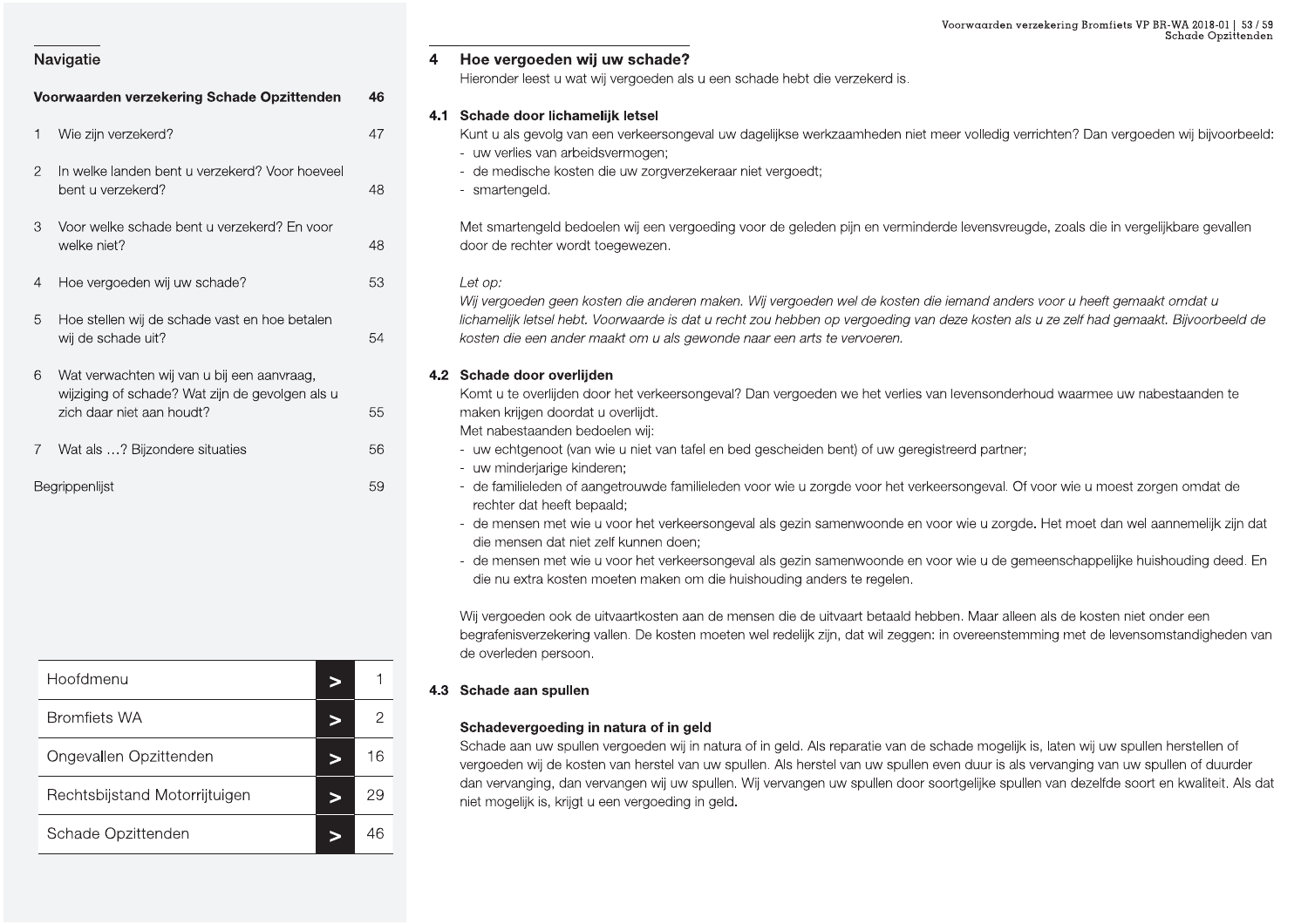## Navigatie

**Voorwaarden verzekering Schade Opzittenden** 46

1 Wie zijn verzekerd? 47

2 In welke landen bent u verzekerd? Voor hoeveel bent u verzekerd? 48

3 Voor welke schade bent u verzekerd? En voor welke niet? 48

4 Hoe vergoeden wij uw schade? 53

5 Hoe stellen wij de schade vast en hoe betalen wij de schade uit? 54

6 Wat verwachten wij van u bij een aanvraag, wijziging of schade? Wat zijn de gevolgen als u zich daar niet aan houdt? 55

7 Wat als …? Bijzondere situaties 56

Begrippenlijst 59

| | | |
|---|---|---|
| Hoofdmenu | > | 1 |
| Bromfiets WA | > | 2 |
| Ongevallen Opzittenden | > | 16 |
| Rechtsbijstand Motorrijtuigen | > | 29 |
| Schade Opzittenden | > | 46 |

## 4 Hoe vergoeden wij uw schade?

Hieronder leest u wat wij vergoeden als u een schade hebt die verzekerd is.

### 4.1 Schade door lichamelijk letsel

Kunt u als gevolg van een verkeersongeval uw dagelijkse werkzaamheden niet meer volledig verrichten? Dan vergoeden wij bijvoorbeeld:

- uw verlies van arbeidsvermogen;
- de medische kosten die uw zorgverzekeraar niet vergoedt;
- smartengeld.

Met smartengeld bedoelen wij een vergoeding voor de geleden pijn en verminderde levensvreugde, zoals die in vergelijkbare gevallen door de rechter wordt toegewezen.

*Let op:*
*Wij vergoeden geen kosten die anderen maken. Wij vergoeden wel de kosten die iemand anders voor u heeft gemaakt omdat u lichamelijk letsel hebt. Voorwaarde is dat u recht zou hebben op vergoeding van deze kosten als u ze zelf had gemaakt. Bijvoorbeeld de kosten die een ander maakt om u als gewonde naar een arts te vervoeren.*

### 4.2 Schade door overlijden

Komt u te overlijden door het verkeersongeval? Dan vergoeden we het verlies van levensonderhoud waarmee uw nabestaanden te maken krijgen doordat u overlijdt.
Met nabestaanden bedoelen wij:

- uw echtgenoot (van wie u niet van tafel en bed gescheiden bent) of uw geregistreerd partner;
- uw minderjarige kinderen;
- de familieleden of aangetrouwde familieleden voor wie u zorgde voor het verkeersongeval. Of voor wie u moest zorgen omdat de rechter dat heeft bepaald;
- de mensen met wie u voor het verkeersongeval als gezin samenwoonde en voor wie u zorgde. Het moet dan wel aannemelijk zijn dat die mensen dat niet zelf kunnen doen;
- de mensen met wie u voor het verkeersongeval als gezin samenwoonde en voor wie u de gemeenschappelijke huishouding deed. En die nu extra kosten moeten maken om die huishouding anders te regelen.

Wij vergoeden ook de uitvaartkosten aan de mensen die de uitvaart betaald hebben. Maar alleen als de kosten niet onder een begrafenisverzekering vallen. De kosten moeten wel redelijk zijn, dat wil zeggen: in overeenstemming met de levensomstandigheden van de overleden persoon.

### 4.3 Schade aan spullen

**Schadevergoeding in natura of in geld**

Schade aan uw spullen vergoeden wij in natura of in geld. Als reparatie van de schade mogelijk is, laten wij uw spullen herstellen of vergoeden wij de kosten van herstel van uw spullen. Als herstel van uw spullen even duur is als vervanging van uw spullen of duurder dan vervanging, dan vervangen wij uw spullen. Wij vervangen uw spullen door soortgelijke spullen van dezelfde soort en kwaliteit. Als dat niet mogelijk is, krijgt u een vergoeding in geld.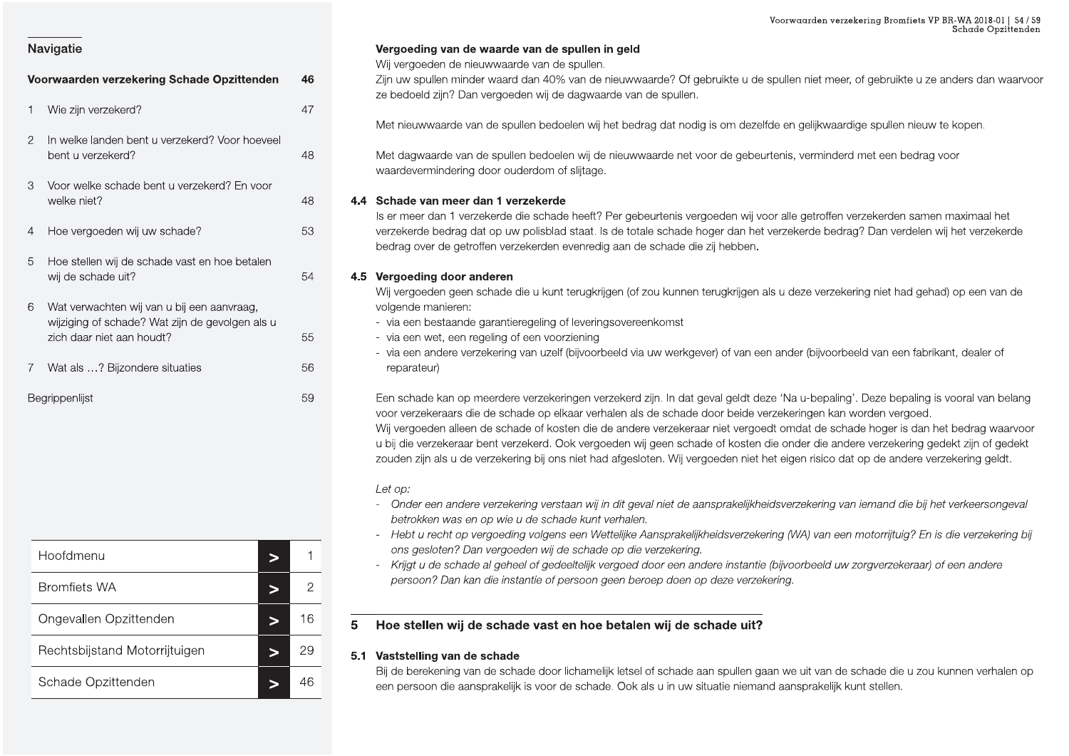**Vergoeding van de waarde van de spullen in geld**
Wij vergoeden de nieuwwaarde van de spullen.
Zijn uw spullen minder waard dan 40% van de nieuwwaarde? Of gebruikte u de spullen niet meer, of gebruikte u ze anders dan waarvoor ze bedoeld zijn? Dan vergoeden wij de dagwaarde van de spullen.

Met nieuwwaarde van de spullen bedoelen wij het bedrag dat nodig is om dezelfde en gelijkwaardige spullen nieuw te kopen.

Met dagwaarde van de spullen bedoelen wij de nieuwwaarde net voor de gebeurtenis, verminderd met een bedrag voor waardevermindering door ouderdom of slijtage.

### 4.4 Schade van meer dan 1 verzekerde

Is er meer dan 1 verzekerde die schade heeft? Per gebeurtenis vergoeden wij voor alle getroffen verzekerden samen maximaal het verzekerde bedrag dat op uw polisblad staat. Is de totale schade hoger dan het verzekerde bedrag? Dan verdelen wij het verzekerde bedrag over de getroffen verzekerden evenredig aan de schade die zij hebben.

### 4.5 Vergoeding door anderen

Wij vergoeden geen schade die u kunt terugkrijgen (of zou kunnen terugkrijgen als u deze verzekering niet had gehad) op een van de volgende manieren:
- via een bestaande garantieregeling of leveringsovereenkomst
- via een wet, een regeling of een voorziening
- via een andere verzekering van uzelf (bijvoorbeeld via uw werkgever) of van een ander (bijvoorbeeld van een fabrikant, dealer of reparateur)

Een schade kan op meerdere verzekeringen verzekerd zijn. In dat geval geldt deze 'Na u-bepaling'. Deze bepaling is vooral van belang voor verzekeraars die de schade op elkaar verhalen als de schade door beide verzekeringen kan worden vergoed.
Wij vergoeden alleen de schade of kosten die de andere verzekeraar niet vergoedt omdat de schade hoger is dan het bedrag waarvoor u bij die verzekeraar bent verzekerd. Ook vergoeden wij geen schade of kosten die onder die andere verzekering gedekt zijn of gedekt zouden zijn als u de verzekering bij ons niet had afgesloten. Wij vergoeden niet het eigen risico dat op de andere verzekering geldt.

*Let op:*
- *Onder een andere verzekering verstaan wij in dit geval niet de aansprakelijkheidsverzekering van iemand die bij het verkeersongeval betrokken was en op wie u de schade kunt verhalen.*
- *Hebt u recht op vergoeding volgens een Wettelijke Aansprakelijkheidsverzekering (WA) van een motorrijtuig? En is die verzekering bij ons gesloten? Dan vergoeden wij de schade op die verzekering.*
- *Krijgt u de schade al geheel of gedeeltelijk vergoed door een andere instantie (bijvoorbeeld uw zorgverzekeraar) of een andere persoon? Dan kan die instantie of persoon geen beroep doen op deze verzekering.*

## 5 Hoe stellen wij de schade vast en hoe betalen wij de schade uit?

### 5.1 Vaststelling van de schade

Bij de berekening van de schade door lichamelijk letsel of schade aan spullen gaan we uit van de schade die u zou kunnen verhalen op een persoon die aansprakelijk is voor de schade. Ook als u in uw situatie niemand aansprakelijk kunt stellen.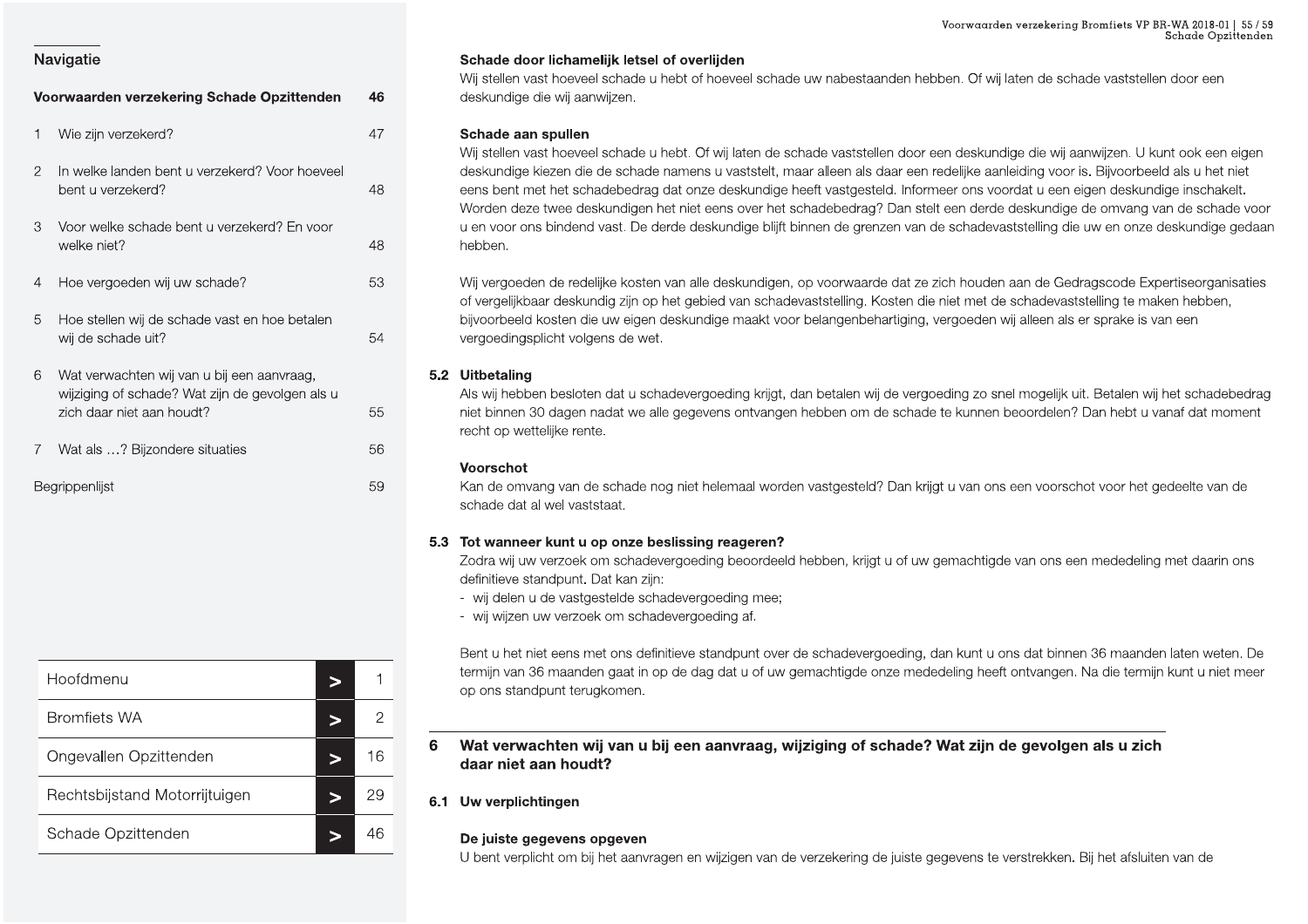## Navigatie

| Voorwaarden verzekering Schade Opzittenden | 46 |
| --- | --- |
| 1 Wie zijn verzekerd? | 47 |
| 2 In welke landen bent u verzekerd? Voor hoeveel bent u verzekerd? | 48 |
| 3 Voor welke schade bent u verzekerd? En voor welke niet? | 48 |
| 4 Hoe vergoeden wij uw schade? | 53 |
| 5 Hoe stellen wij de schade vast en hoe betalen wij de schade uit? | 54 |
| 6 Wat verwachten wij van u bij een aanvraag, wijziging of schade? Wat zijn de gevolgen als u zich daar niet aan houdt? | 55 |
| 7 Wat als …? Bijzondere situaties | 56 |
| Begrippenlijst | 59 |

| Hoofdmenu | > | 1 |
| --- | --- | --- |
| Bromfiets WA | > | 2 |
| Ongevallen Opzittenden | > | 16 |
| Rechtsbijstand Motorrijtuigen | > | 29 |
| Schade Opzittenden | > | 46 |

**Schade door lichamelijk letsel of overlijden**
Wij stellen vast hoeveel schade u hebt of hoeveel schade uw nabestaanden hebben. Of wij laten de schade vaststellen door een deskundige die wij aanwijzen.

**Schade aan spullen**
Wij stellen vast hoeveel schade u hebt. Of wij laten de schade vaststellen door een deskundige die wij aanwijzen. U kunt ook een eigen deskundige kiezen die de schade namens u vaststelt, maar alleen als daar een redelijke aanleiding voor is. Bijvoorbeeld als u het niet eens bent met het schadebedrag dat onze deskundige heeft vastgesteld. Informeer ons voordat u een eigen deskundige inschakelt. Worden deze twee deskundigen het niet eens over het schadebedrag? Dan stelt een derde deskundige de omvang van de schade voor u en voor ons bindend vast. De derde deskundige blijft binnen de grenzen van de schadevaststelling die uw en onze deskundige gedaan hebben.

Wij vergoeden de redelijke kosten van alle deskundigen, op voorwaarde dat ze zich houden aan de Gedragscode Expertiseorganisaties of vergelijkbaar deskundig zijn op het gebied van schadevaststelling. Kosten die niet met de schadevaststelling te maken hebben, bijvoorbeeld kosten die uw eigen deskundige maakt voor belangenbehartiging, vergoeden wij alleen als er sprake is van een vergoedingsplicht volgens de wet.

### 5.2 Uitbetaling

Als wij hebben besloten dat u schadevergoeding krijgt, dan betalen wij de vergoeding zo snel mogelijk uit. Betalen wij het schadebedrag niet binnen 30 dagen nadat we alle gegevens ontvangen hebben om de schade te kunnen beoordelen? Dan hebt u vanaf dat moment recht op wettelijke rente.

**Voorschot**
Kan de omvang van de schade nog niet helemaal worden vastgesteld? Dan krijgt u van ons een voorschot voor het gedeelte van de schade dat al wel vaststaat.

### 5.3 Tot wanneer kunt u op onze beslissing reageren?

Zodra wij uw verzoek om schadevergoeding beoordeeld hebben, krijgt u of uw gemachtigde van ons een mededeling met daarin ons definitieve standpunt. Dat kan zijn:
- wij delen u de vastgestelde schadevergoeding mee;
- wij wijzen uw verzoek om schadevergoeding af.

Bent u het niet eens met ons definitieve standpunt over de schadevergoeding, dan kunt u ons dat binnen 36 maanden laten weten. De termijn van 36 maanden gaat in op de dag dat u of uw gemachtigde onze mededeling heeft ontvangen. Na die termijn kunt u niet meer op ons standpunt terugkomen.

## 6 Wat verwachten wij van u bij een aanvraag, wijziging of schade? Wat zijn de gevolgen als u zich daar niet aan houdt?

### 6.1 Uw verplichtingen

**De juiste gegevens opgeven**
U bent verplicht om bij het aanvragen en wijzigen van de verzekering de juiste gegevens te verstrekken. Bij het afsluiten van de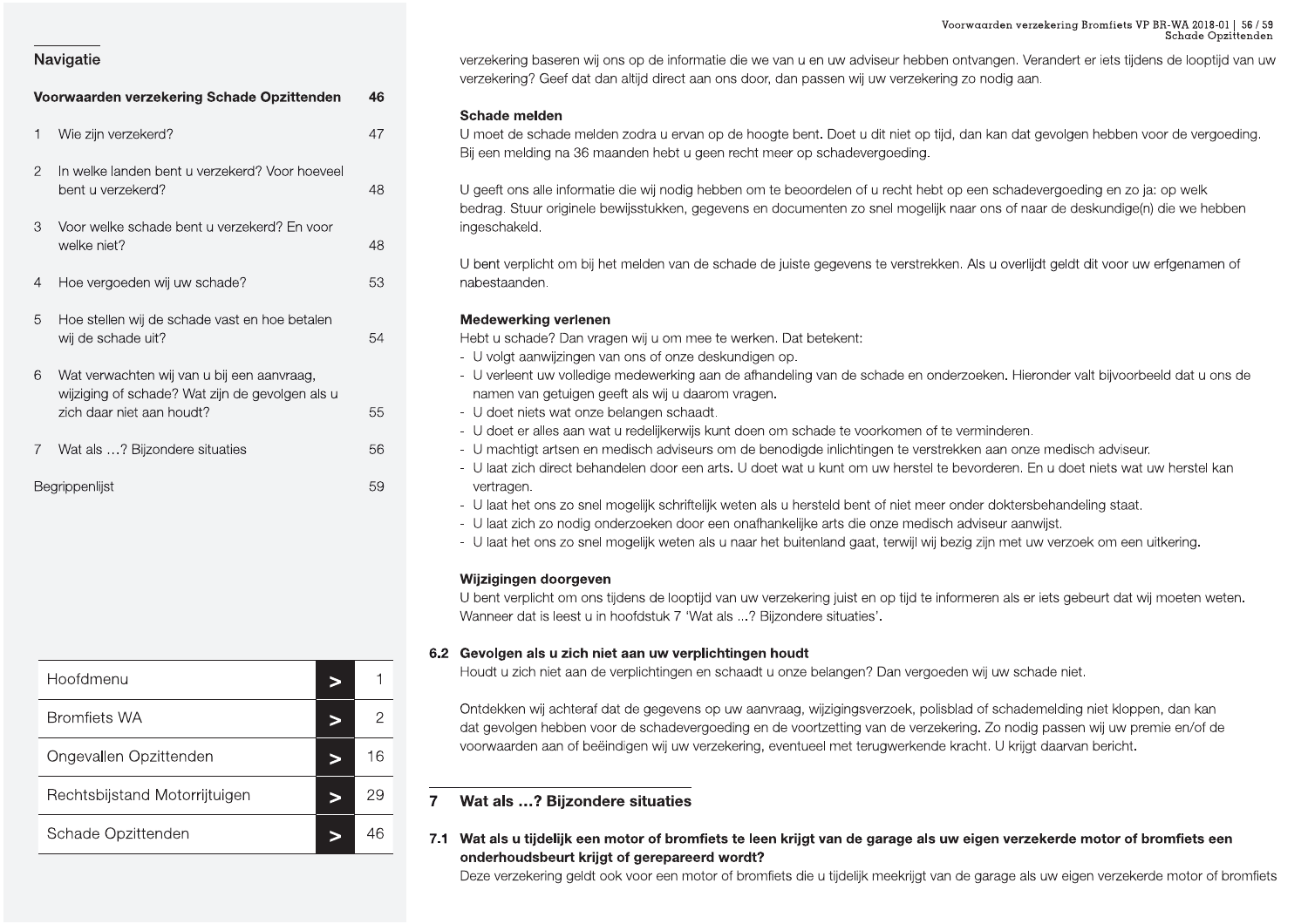verzekering baseren wij ons op de informatie die we van u en uw adviseur hebben ontvangen. Verandert er iets tijdens de looptijd van uw verzekering? Geef dat dan altijd direct aan ons door, dan passen wij uw verzekering zo nodig aan.

**Schade melden**

U moet de schade melden zodra u ervan op de hoogte bent. Doet u dit niet op tijd, dan kan dat gevolgen hebben voor de vergoeding. Bij een melding na 36 maanden hebt u geen recht meer op schadevergoeding.

U geeft ons alle informatie die wij nodig hebben om te beoordelen of u recht hebt op een schadevergoeding en zo ja: op welk bedrag. Stuur originele bewijsstukken, gegevens en documenten zo snel mogelijk naar ons of naar de deskundige(n) die we hebben ingeschakeld.

U bent verplicht om bij het melden van de schade de juiste gegevens te verstrekken. Als u overlijdt geldt dit voor uw erfgenamen of nabestaanden.

**Medewerking verlenen**

Hebt u schade? Dan vragen wij u om mee te werken. Dat betekent:

- U volgt aanwijzingen van ons of onze deskundigen op.
- U verleent uw volledige medewerking aan de afhandeling van de schade en onderzoeken. Hieronder valt bijvoorbeeld dat u ons de namen van getuigen geeft als wij u daarom vragen.
- U doet niets wat onze belangen schaadt.
- U doet er alles aan wat u redelijkerwijs kunt doen om schade te voorkomen of te verminderen.
- U machtigt artsen en medisch adviseurs om de benodigde inlichtingen te verstrekken aan onze medisch adviseur.
- U laat zich direct behandelen door een arts. U doet wat u kunt om uw herstel te bevorderen. En u doet niets wat uw herstel kan vertragen.
- U laat het ons zo snel mogelijk schriftelijk weten als u hersteld bent of niet meer onder doktersbehandeling staat.
- U laat zich zo nodig onderzoeken door een onafhankelijke arts die onze medisch adviseur aanwijst.
- U laat het ons zo snel mogelijk weten als u naar het buitenland gaat, terwijl wij bezig zijn met uw verzoek om een uitkering.

**Wijzigingen doorgeven**

U bent verplicht om ons tijdens de looptijd van uw verzekering juist en op tijd te informeren als er iets gebeurt dat wij moeten weten. Wanneer dat is leest u in hoofdstuk 7 'Wat als ...? Bijzondere situaties'.

### 6.2 Gevolgen als u zich niet aan uw verplichtingen houdt

Houdt u zich niet aan de verplichtingen en schaadt u onze belangen? Dan vergoeden wij uw schade niet.

Ontdekken wij achteraf dat de gegevens op uw aanvraag, wijzigingsverzoek, polisblad of schademelding niet kloppen, dan kan dat gevolgen hebben voor de schadevergoeding en de voortzetting van de verzekering. Zo nodig passen wij uw premie en/of de voorwaarden aan of beëindigen wij uw verzekering, eventueel met terugwerkende kracht. U krijgt daarvan bericht.

## 7 Wat als ...? Bijzondere situaties

### 7.1 Wat als u tijdelijk een motor of bromfiets te leen krijgt van de garage als uw eigen verzekerde motor of bromfiets een onderhoudsbeurt krijgt of gerepareerd wordt?

Deze verzekering geldt ook voor een motor of bromfiets die u tijdelijk meekrijgt van de garage als uw eigen verzekerde motor of bromfiets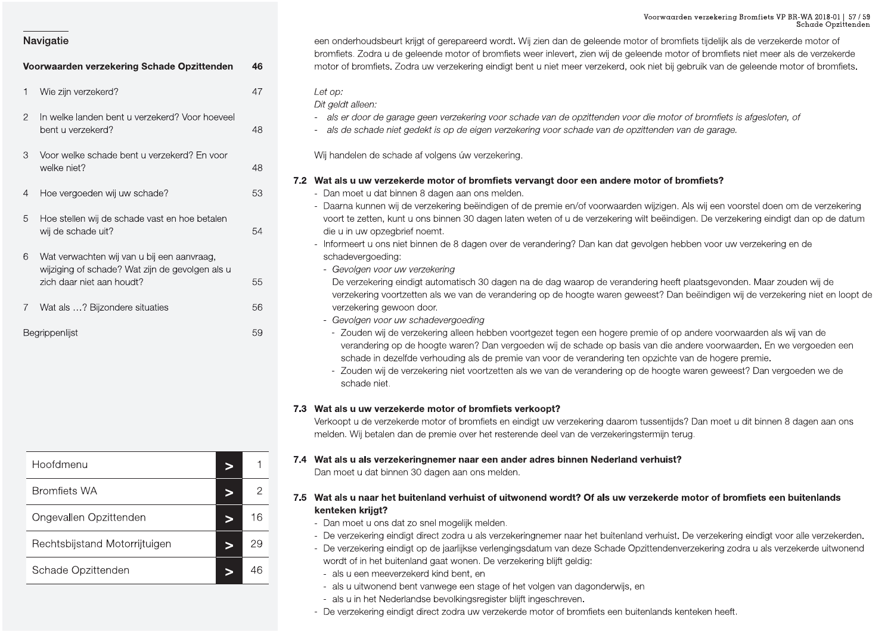een onderhoudsbeurt krijgt of gerepareerd wordt. Wij zien dan de geleende motor of bromfiets tijdelijk als de verzekerde motor of bromfiets. Zodra u de geleende motor of bromfiets weer inlevert, zien wij de geleende motor of bromfiets niet meer als de verzekerde motor of bromfiets. Zodra uw verzekering eindigt bent u niet meer verzekerd, ook niet bij gebruik van de geleende motor of bromfiets.

*Let op:*
*Dit geldt alleen:*
- *als er door de garage geen verzekering voor schade van de opzittenden voor die motor of bromfiets is afgesloten, of*
- *als de schade niet gedekt is op de eigen verzekering voor schade van de opzittenden van de garage.*

Wij handelen de schade af volgens úw verzekering.

### 7.2 Wat als u uw verzekerde motor of bromfiets vervangt door een andere motor of bromfiets?

- Dan moet u dat binnen 8 dagen aan ons melden.
- Daarna kunnen wij de verzekering beëindigen of de premie en/of voorwaarden wijzigen. Als wij een voorstel doen om de verzekering voort te zetten, kunt u ons binnen 30 dagen laten weten of u de verzekering wilt beëindigen. De verzekering eindigt dan op de datum die u in uw opzegbrief noemt.
- Informeert u ons niet binnen de 8 dagen over de verandering? Dan kan dat gevolgen hebben voor uw verzekering en de schadevergoeding:
  - *Gevolgen voor uw verzekering*
    De verzekering eindigt automatisch 30 dagen na de dag waarop de verandering heeft plaatsgevonden. Maar zouden wij de verzekering voortzetten als we van de verandering op de hoogte waren geweest? Dan beëindigen wij de verzekering niet en loopt de verzekering gewoon door.
  - *Gevolgen voor uw schadevergoeding*
    - Zouden wij de verzekering alleen hebben voortgezet tegen een hogere premie of op andere voorwaarden als wij van de verandering op de hoogte waren? Dan vergoeden wij de schade op basis van die andere voorwaarden. En we vergoeden een schade in dezelfde verhouding als de premie van voor de verandering ten opzichte van de hogere premie.
    - Zouden wij de verzekering niet voortzetten als we van de verandering op de hoogte waren geweest? Dan vergoeden we de schade niet.

### 7.3 Wat als u uw verzekerde motor of bromfiets verkoopt?

Verkoopt u de verzekerde motor of bromfiets en eindigt uw verzekering daarom tussentijds? Dan moet u dit binnen 8 dagen aan ons melden. Wij betalen dan de premie over het resterende deel van de verzekeringstermijn terug.

### 7.4 Wat als u als verzekeringnemer naar een ander adres binnen Nederland verhuist?

Dan moet u dat binnen 30 dagen aan ons melden.

### 7.5 Wat als u naar het buitenland verhuist of uitwonend wordt? Of als uw verzekerde motor of bromfiets een buitenlands kenteken krijgt?

- Dan moet u ons dat zo snel mogelijk melden.
- De verzekering eindigt direct zodra u als verzekeringnemer naar het buitenland verhuist. De verzekering eindigt voor alle verzekerden.
- De verzekering eindigt op de jaarlijkse verlengingsdatum van deze Schade Opzittendenverzekering zodra u als verzekerde uitwonend wordt of in het buitenland gaat wonen. De verzekering blijft geldig:
  - als u een meeverzekerd kind bent, en
  - als u uitwonend bent vanwege een stage of het volgen van dagonderwijs, en
  - als u in het Nederlandse bevolkingsregister blijft ingeschreven.
- De verzekering eindigt direct zodra uw verzekerde motor of bromfiets een buitenlands kenteken heeft.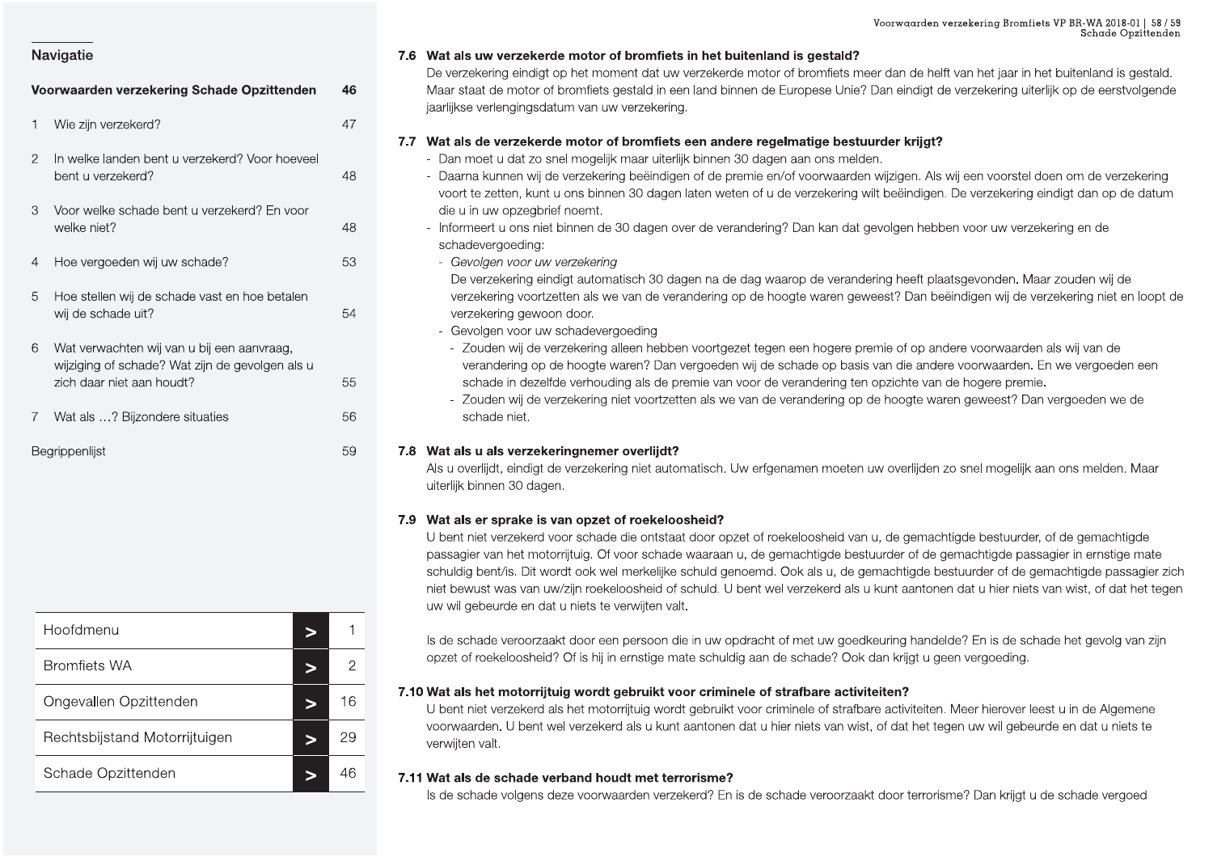## Navigatie

| | | |
|---|---|---|
| **Voorwaarden verzekering Schade Opzittenden** | | **46** |
| 1 | Wie zijn verzekerd? | 47 |
| 2 | In welke landen bent u verzekerd? Voor hoeveel bent u verzekerd? | 48 |
| 3 | Voor welke schade bent u verzekerd? En voor welke niet? | 48 |
| 4 | Hoe vergoeden wij uw schade? | 53 |
| 5 | Hoe stellen wij de schade vast en hoe betalen wij de schade uit? | 54 |
| 6 | Wat verwachten wij van u bij een aanvraag, wijziging of schade? Wat zijn de gevolgen als u zich daar niet aan houdt? | 55 |
| 7 | Wat als …? Bijzondere situaties | 56 |
| Begrippenlijst | | 59 |

| | |
|---|---|
| Hoofdmenu | 1 |
| Bromfiets WA | 2 |
| Ongevallen Opzittenden | 16 |
| Rechtsbijstand Motorrijtuigen | 29 |
| Schade Opzittenden | 46 |

### 7.6 Wat als uw verzekerde motor of bromfiets in het buitenland is gestald?

De verzekering eindigt op het moment dat uw verzekerde motor of bromfiets meer dan de helft van het jaar in het buitenland is gestald. Maar staat de motor of bromfiets gestald in een land binnen de Europese Unie? Dan eindigt de verzekering uiterlijk op de eerstvolgende jaarlijkse verlengingsdatum van uw verzekering.

### 7.7 Wat als de verzekerde motor of bromfiets een andere regelmatige bestuurder krijgt?

- Dan moet u dat zo snel mogelijk maar uiterlijk binnen 30 dagen aan ons melden.
- Daarna kunnen wij de verzekering beëindigen of de premie en/of voorwaarden wijzigen. Als wij een voorstel doen om de verzekering voort te zetten, kunt u ons binnen 30 dagen laten weten of u de verzekering wilt beëindigen. De verzekering eindigt dan op de datum die u in uw opzegbrief noemt.
- Informeert u ons niet binnen de 30 dagen over de verandering? Dan kan dat gevolgen hebben voor uw verzekering en de schadevergoeding:
  - *Gevolgen voor uw verzekering*
    De verzekering eindigt automatisch 30 dagen na de dag waarop de verandering heeft plaatsgevonden. Maar zouden wij de verzekering voortzetten als we van de verandering op de hoogte waren geweest? Dan beëindigen wij de verzekering niet en loopt de verzekering gewoon door.
  - Gevolgen voor uw schadevergoeding
    - Zouden wij de verzekering alleen hebben voortgezet tegen een hogere premie of op andere voorwaarden als wij van de verandering op de hoogte waren? Dan vergoeden wij de schade op basis van die andere voorwaarden. En we vergoeden een schade in dezelfde verhouding als de premie van voor de verandering ten opzichte van de hogere premie.
    - Zouden wij de verzekering niet voortzetten als we van de verandering op de hoogte waren geweest? Dan vergoeden we de schade niet.

### 7.8 Wat als u als verzekeringnemer overlijdt?

Als u overlijdt, eindigt de verzekering niet automatisch. Uw erfgenamen moeten uw overlijden zo snel mogelijk aan ons melden. Maar uiterlijk binnen 30 dagen.

### 7.9 Wat als er sprake is van opzet of roekeloosheid?

U bent niet verzekerd voor schade die ontstaat door opzet of roekeloosheid van u, de gemachtigde bestuurder, of de gemachtigde passagier van het motorrijtuig. Of voor schade waaraan u, de gemachtigde bestuurder of de gemachtigde passagier in ernstige mate schuldig bent/is. Dit wordt ook wel merkelijke schuld genoemd. Ook als u, de gemachtigde bestuurder of de gemachtigde passagier zich niet bewust was van uw/zijn roekeloosheid of schuld. U bent wel verzekerd als u kunt aantonen dat u hier niets van wist, of dat het tegen uw wil gebeurde en dat u niets te verwijten valt.

Is de schade veroorzaakt door een persoon die in uw opdracht of met uw goedkeuring handelde? En is de schade het gevolg van zijn opzet of roekeloosheid? Of is hij in ernstige mate schuldig aan de schade? Ook dan krijgt u geen vergoeding.

### 7.10 Wat als het motorrijtuig wordt gebruikt voor criminele of strafbare activiteiten?

U bent niet verzekerd als het motorrijtuig wordt gebruikt voor criminele of strafbare activiteiten. Meer hierover leest u in de Algemene voorwaarden. U bent wel verzekerd als u kunt aantonen dat u hier niets van wist, of dat het tegen uw wil gebeurde en dat u niets te verwijten valt.

### 7.11 Wat als de schade verband houdt met terrorisme?

Is de schade volgens deze voorwaarden verzekerd? En is de schade veroorzaakt door terrorisme? Dan krijgt u de schade vergoed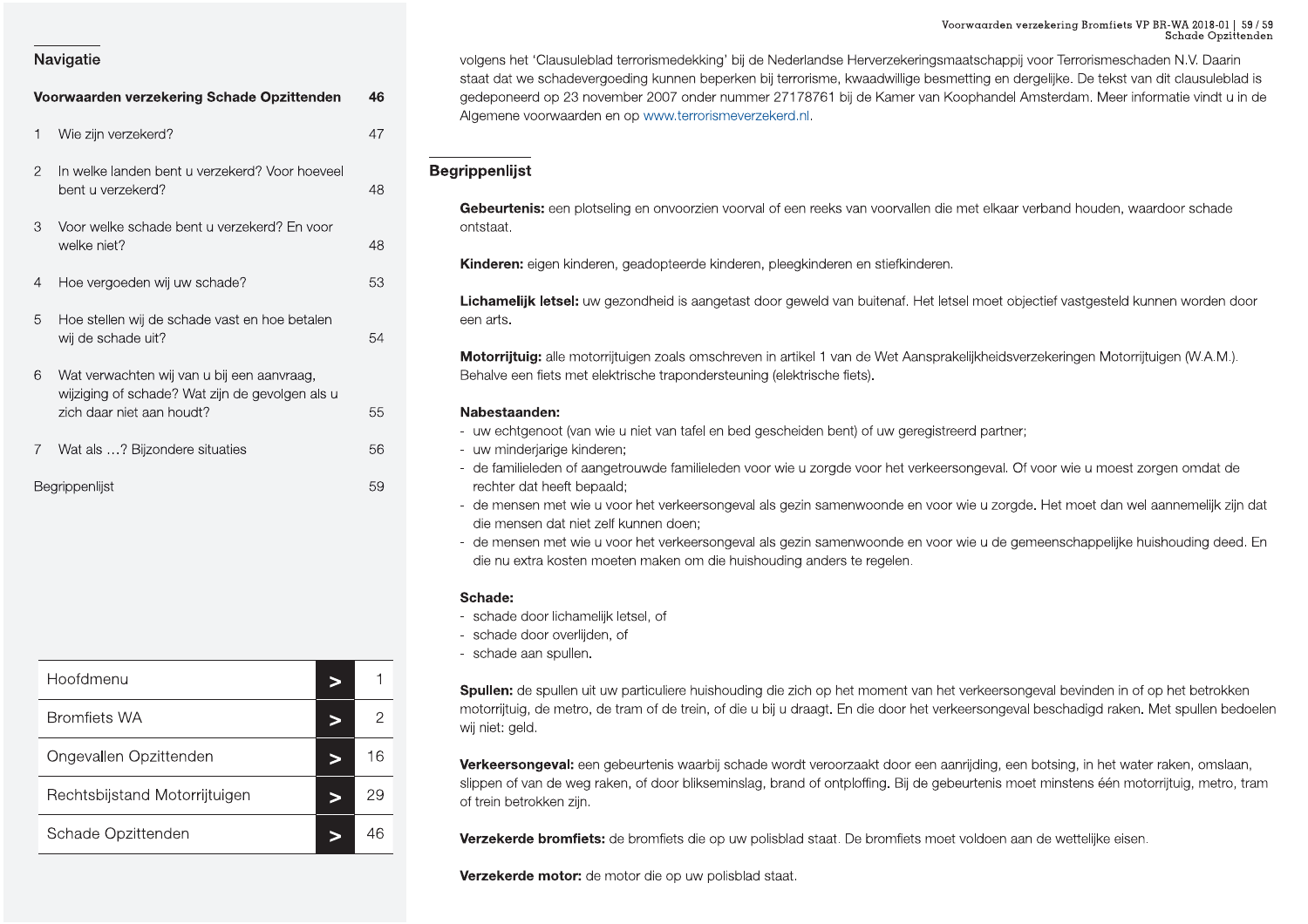## Navigatie

**Voorwaarden verzekering Schade Opzittenden** 46

1 Wie zijn verzekerd? 47

2 In welke landen bent u verzekerd? Voor hoeveel bent u verzekerd? 48

3 Voor welke schade bent u verzekerd? En voor welke niet? 48

4 Hoe vergoeden wij uw schade? 53

5 Hoe stellen wij de schade vast en hoe betalen wij de schade uit? 54

6 Wat verwachten wij van u bij een aanvraag, wijziging of schade? Wat zijn de gevolgen als u zich daar niet aan houdt? 55

7 Wat als …? Bijzondere situaties 56

Begrippenlijst 59

| | | |
|---|---|---|
| Hoofdmenu | > | 1 |
| Bromfiets WA | > | 2 |
| Ongevallen Opzittenden | > | 16 |
| Rechtsbijstand Motorrijtuigen | > | 29 |
| Schade Opzittenden | > | 46 |

volgens het 'Clausuleblad terrorismedekking' bij de Nederlandse Herverzekeringsmaatschappij voor Terrorismeschaden N.V. Daarin staat dat we schadevergoeding kunnen beperken bij terrorisme, kwaadwillige besmetting en dergelijke. De tekst van dit clausuleblad is gedeponeerd op 23 november 2007 onder nummer 27178761 bij de Kamer van Koophandel Amsterdam. Meer informatie vindt u in de Algemene voorwaarden en op www.terrorismeverzekerd.nl.

## Begrippenlijst

**Gebeurtenis:** een plotseling en onvoorzien voorval of een reeks van voorvallen die met elkaar verband houden, waardoor schade ontstaat.

**Kinderen:** eigen kinderen, geadopteerde kinderen, pleegkinderen en stiefkinderen.

**Lichamelijk letsel:** uw gezondheid is aangetast door geweld van buitenaf. Het letsel moet objectief vastgesteld kunnen worden door een arts.

**Motorrijtuig:** alle motorrijtuigen zoals omschreven in artikel 1 van de Wet Aansprakelijkheidsverzekeringen Motorrijtuigen (W.A.M.). Behalve een fiets met elektrische trapondersteuning (elektrische fiets).

**Nabestaanden:**
- uw echtgenoot (van wie u niet van tafel en bed gescheiden bent) of uw geregistreerd partner;
- uw minderjarige kinderen;
- de familieleden of aangetrouwde familieleden voor wie u zorgde voor het verkeersongeval. Of voor wie u moest zorgen omdat de rechter dat heeft bepaald;
- de mensen met wie u voor het verkeersongeval als gezin samenwoonde en voor wie u zorgde. Het moet dan wel aannemelijk zijn dat die mensen dat niet zelf kunnen doen;
- de mensen met wie u voor het verkeersongeval als gezin samenwoonde en voor wie u de gemeenschappelijke huishouding deed. En die nu extra kosten moeten maken om die huishouding anders te regelen.

**Schade:**
- schade door lichamelijk letsel, of
- schade door overlijden, of
- schade aan spullen.

**Spullen:** de spullen uit uw particuliere huishouding die zich op het moment van het verkeersongeval bevinden in of op het betrokken motorrijtuig, de metro, de tram of de trein, of die u bij u draagt. En die door het verkeersongeval beschadigd raken. Met spullen bedoelen wij niet: geld.

**Verkeersongeval:** een gebeurtenis waarbij schade wordt veroorzaakt door een aanrijding, een botsing, in het water raken, omslaan, slippen of van de weg raken, of door blikseminslag, brand of ontploffing. Bij de gebeurtenis moet minstens één motorrijtuig, metro, tram of trein betrokken zijn.

**Verzekerde bromfiets:** de bromfiets die op uw polisblad staat. De bromfiets moet voldoen aan de wettelijke eisen.

**Verzekerde motor:** de motor die op uw polisblad staat.